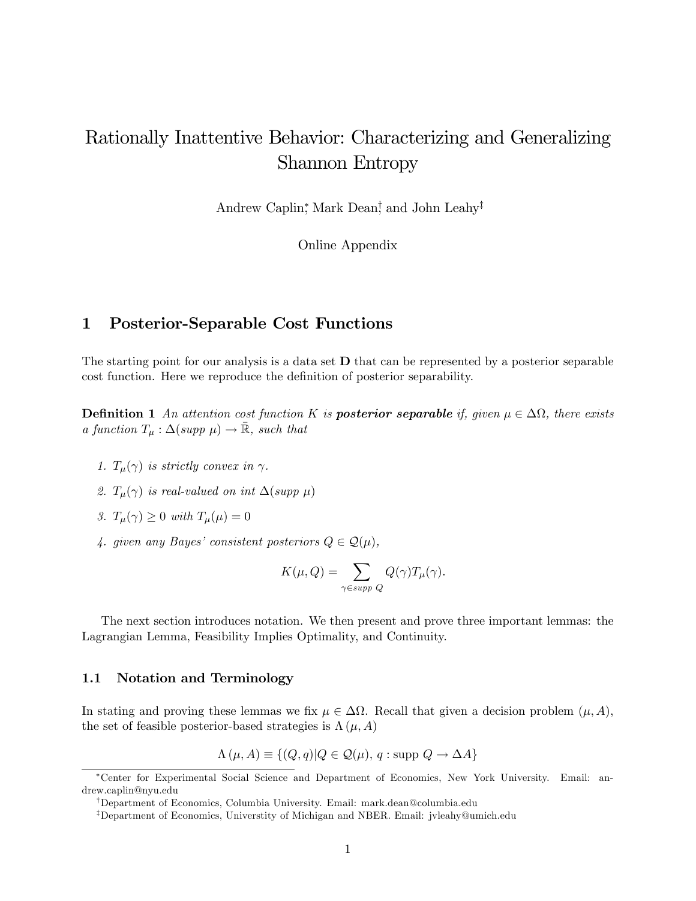# Rationally Inattentive Behavior: Characterizing and Generalizing Shannon Entropy

Andrew Caplin[*], Mark Dean[†], and John Leahy[‡]

Online Appendix

## 1 Posterior-Separable Cost Functions

The starting point for our analysis is a data set $\mathbf{D}$ that can be represented by a posterior separable cost function. Here we reproduce the definition of posterior separability.

**Definition 1** *An attention cost function $K$ is* ***posterior separable*** *if, given $\mu \in \Delta\Omega$, there exists a function $T_\mu : \Delta(supp\ \mu) \to \bar{\mathbb{R}}$, such that*

1. *$T_\mu(\gamma)$ is strictly convex in $\gamma$.*
2. *$T_\mu(\gamma)$ is real-valued on int $\Delta(supp\ \mu)$*
3. *$T_\mu(\gamma) \geq 0$ with $T_\mu(\mu) = 0$*
4. *given any Bayes' consistent posteriors $Q \in \mathcal{Q}(\mu)$,*

$$K(\mu, Q) = \sum_{\gamma \in supp\ Q} Q(\gamma) T_\mu(\gamma).$$

The next section introduces notation. We then present and prove three important lemmas: the Lagrangian Lemma, Feasibility Implies Optimality, and Continuity.

### 1.1 Notation and Terminology

In stating and proving these lemmas we fix $\mu \in \Delta\Omega$. Recall that given a decision problem $(\mu, A)$, the set of feasible posterior-based strategies is $\Lambda(\mu, A)$

$$\Lambda(\mu, A) \equiv \{(Q, q) | Q \in \mathcal{Q}(\mu),\ q : \text{supp}\ Q \to \Delta A\}$$

[*]Center for Experimental Social Science and Department of Economics, New York University. Email: andrew.caplin@nyu.edu

[†]Department of Economics, Columbia University. Email: mark.dean@columbia.edu

[‡]Department of Economics, Universtity of Michigan and NBER. Email: jvleahy@umich.edu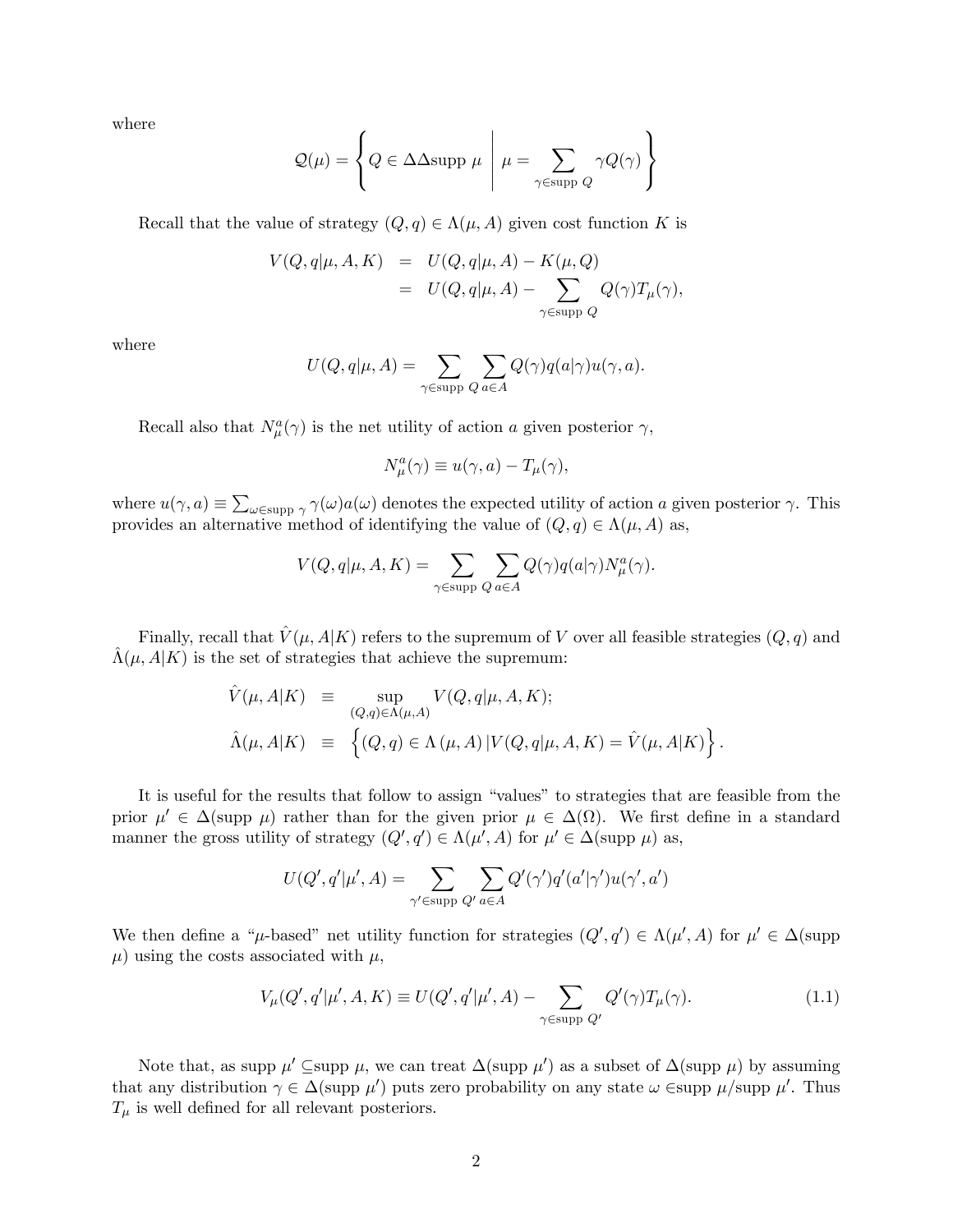where

$$\mathcal{Q}(\mu) = \left\{ Q \in \Delta\Delta\text{supp } \mu \;\middle|\; \mu = \sum_{\gamma \in \text{supp } Q} \gamma Q(\gamma) \right\}$$

Recall that the value of strategy $(Q, q) \in \Lambda(\mu, A)$ given cost function $K$ is

$$\begin{aligned} V(Q, q|\mu, A, K) &= U(Q, q|\mu, A) - K(\mu, Q) \\ &= U(Q, q|\mu, A) - \sum_{\gamma \in \text{supp } Q} Q(\gamma) T_\mu(\gamma), \end{aligned}$$

where

$$U(Q, q|\mu, A) = \sum_{\gamma \in \text{supp } Q} \sum_{a \in A} Q(\gamma) q(a|\gamma) u(\gamma, a).$$

Recall also that $N_\mu^a(\gamma)$ is the net utility of action $a$ given posterior $\gamma$,

$$N_\mu^a(\gamma) \equiv u(\gamma, a) - T_\mu(\gamma),$$

where $u(\gamma, a) \equiv \sum_{\omega \in \text{supp } \gamma} \gamma(\omega) a(\omega)$ denotes the expected utility of action $a$ given posterior $\gamma$. This provides an alternative method of identifying the value of $(Q, q) \in \Lambda(\mu, A)$ as,

$$V(Q, q|\mu, A, K) = \sum_{\gamma \in \text{supp } Q} \sum_{a \in A} Q(\gamma) q(a|\gamma) N_\mu^a(\gamma).$$

Finally, recall that $\hat{V}(\mu, A|K)$ refers to the supremum of $V$ over all feasible strategies $(Q, q)$ and $\hat{\Lambda}(\mu, A|K)$ is the set of strategies that achieve the supremum:

$$\begin{aligned} \hat{V}(\mu, A|K) &\equiv \sup_{(Q,q) \in \Lambda(\mu, A)} V(Q, q|\mu, A, K); \\ \hat{\Lambda}(\mu, A|K) &\equiv \left\{ (Q, q) \in \Lambda(\mu, A) \,|\, V(Q, q|\mu, A, K) = \hat{V}(\mu, A|K) \right\}. \end{aligned}$$

It is useful for the results that follow to assign "values" to strategies that are feasible from the prior $\mu' \in \Delta(\text{supp } \mu)$ rather than for the given prior $\mu \in \Delta(\Omega)$. We first define in a standard manner the gross utility of strategy $(Q', q') \in \Lambda(\mu', A)$ for $\mu' \in \Delta(\text{supp } \mu)$ as,

$$U(Q', q'|\mu', A) = \sum_{\gamma' \in \text{supp } Q'} \sum_{a \in A} Q'(\gamma') q'(a'|\gamma') u(\gamma', a')$$

We then define a "$\mu$-based" net utility function for strategies $(Q', q') \in \Lambda(\mu', A)$ for $\mu' \in \Delta(\text{supp } \mu)$ using the costs associated with $\mu$,

$$V_\mu(Q', q'|\mu', A, K) \equiv U(Q', q'|\mu', A) - \sum_{\gamma \in \text{supp } Q'} Q'(\gamma) T_\mu(\gamma). \tag{1.1}$$

Note that, as supp $\mu' \subseteq$supp $\mu$, we can treat $\Delta(\text{supp } \mu')$ as a subset of $\Delta(\text{supp } \mu)$ by assuming that any distribution $\gamma \in \Delta(\text{supp } \mu')$ puts zero probability on any state $\omega \in$supp $\mu$/supp $\mu'$. Thus $T_\mu$ is well defined for all relevant posteriors.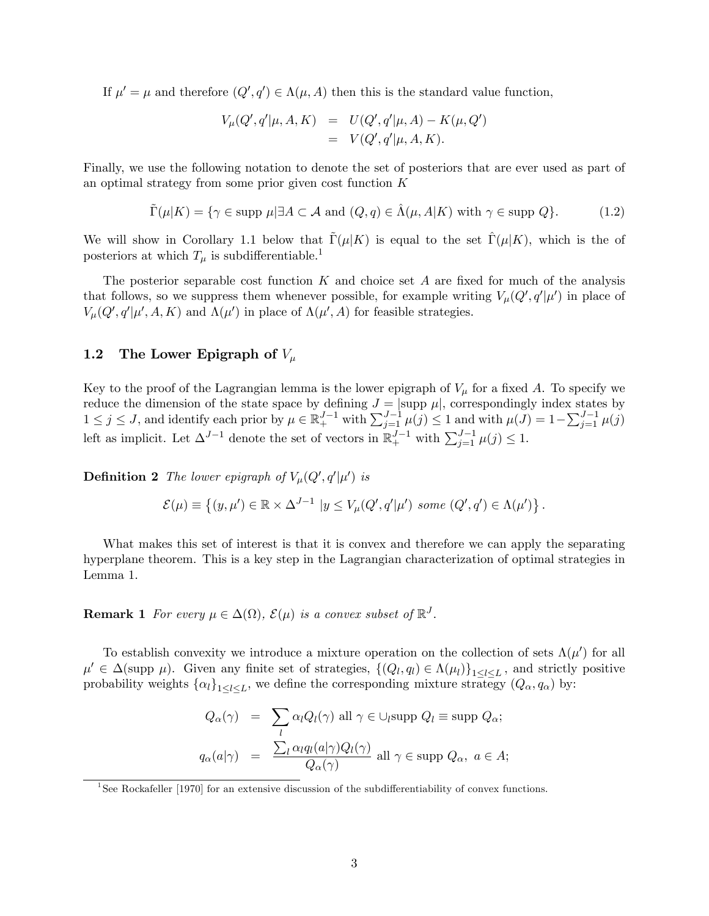If $\mu' = \mu$ and therefore $(Q', q') \in \Lambda(\mu, A)$ then this is the standard value function,

$$
\begin{aligned}
V_\mu(Q', q'|\mu, A, K) &= U(Q', q'|\mu, A) - K(\mu, Q') \\
&= V(Q', q'|\mu, A, K).
\end{aligned}
$$

Finally, we use the following notation to denote the set of posteriors that are ever used as part of an optimal strategy from some prior given cost function $K$

$$
\tilde{\Gamma}(\mu|K) = \{\gamma \in \text{supp } \mu | \exists A \subset \mathcal{A} \text{ and } (Q, q) \in \hat{\Lambda}(\mu, A|K) \text{ with } \gamma \in \text{supp } Q\}. \tag{1.2}
$$

We will show in Corollary 1.1 below that $\tilde{\Gamma}(\mu|K)$ is equal to the set $\hat{\Gamma}(\mu|K)$, which is the of posteriors at which $T_\mu$ is subdifferentiable.[1]

The posterior separable cost function $K$ and choice set $A$ are fixed for much of the analysis that follows, so we suppress them whenever possible, for example writing $V_\mu(Q', q'|\mu')$ in place of $V_\mu(Q', q'|\mu', A, K)$ and $\Lambda(\mu')$ in place of $\Lambda(\mu', A)$ for feasible strategies.

### 1.2 The Lower Epigraph of $V_\mu$

Key to the proof of the Lagrangian lemma is the lower epigraph of $V_\mu$ for a fixed $A$. To specify we reduce the dimension of the state space by defining $J = |\text{supp } \mu|$, correspondingly index states by $1 \leq j \leq J$, and identify each prior by $\mu \in \mathbb{R}_+^{J-1}$ with $\sum_{j=1}^{J-1} \mu(j) \leq 1$ and with $\mu(J) = 1 - \sum_{j=1}^{J-1} \mu(j)$ left as implicit. Let $\Delta^{J-1}$ denote the set of vectors in $\mathbb{R}_+^{J-1}$ with $\sum_{j=1}^{J-1} \mu(j) \leq 1$.

**Definition 2** *The lower epigraph of $V_\mu(Q', q'|\mu')$ is*

$$
\mathcal{E}(\mu) \equiv \left\{(y, \mu') \in \mathbb{R} \times \Delta^{J-1} \;|y \leq V_\mu(Q', q'|\mu') \text{ some } (Q', q') \in \Lambda(\mu')\right\}.
$$

What makes this set of interest is that it is convex and therefore we can apply the separating hyperplane theorem. This is a key step in the Lagrangian characterization of optimal strategies in Lemma 1.

**Remark 1** *For every $\mu \in \Delta(\Omega)$, $\mathcal{E}(\mu)$ is a convex subset of $\mathbb{R}^J$.*

To establish convexity we introduce a mixture operation on the collection of sets $\Lambda(\mu')$ for all $\mu' \in \Delta(\text{supp } \mu)$. Given any finite set of strategies, $\{(Q_l, q_l) \in \Lambda(\mu_l)\}_{1 \leq l \leq L}$, and strictly positive probability weights $\{\alpha_l\}_{1 \leq l \leq L}$, we define the corresponding mixture strategy $(Q_\alpha, q_\alpha)$ by:

$$
\begin{aligned}
Q_\alpha(\gamma) &= \sum_l \alpha_l Q_l(\gamma) \text{ all } \gamma \in \cup_l \text{supp } Q_l \equiv \text{supp } Q_\alpha; \\
q_\alpha(a|\gamma) &= \frac{\sum_l \alpha_l q_l(a|\gamma) Q_l(\gamma)}{Q_\alpha(\gamma)} \text{ all } \gamma \in \text{supp } Q_\alpha, \; a \in A;
\end{aligned}
$$

[1] See Rockafeller [1970] for an extensive discussion of the subdifferentiability of convex functions.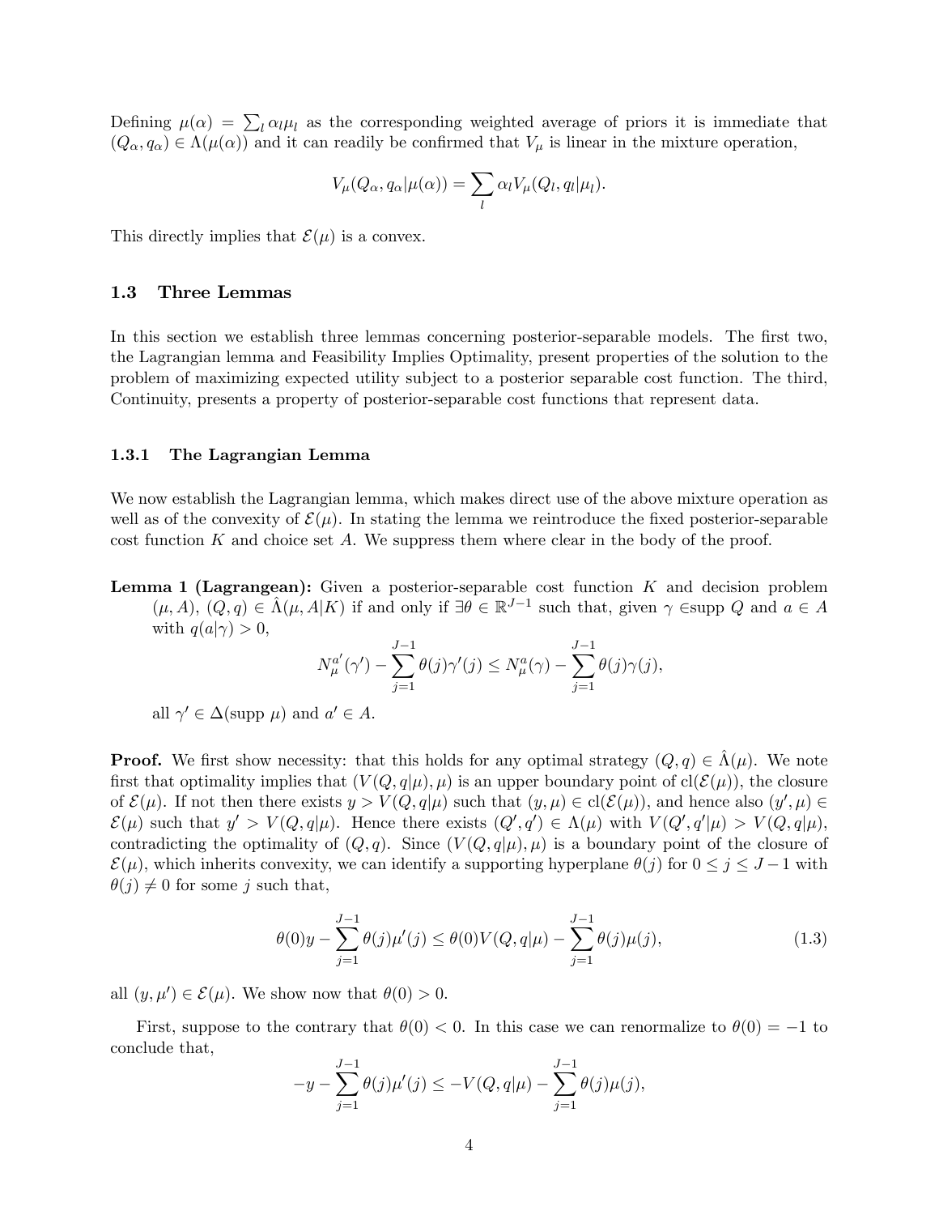Defining $\mu(\alpha) = \sum_l \alpha_l \mu_l$ as the corresponding weighted average of priors it is immediate that $(Q_\alpha, q_\alpha) \in \Lambda(\mu(\alpha))$ and it can readily be confirmed that $V_\mu$ is linear in the mixture operation,

$$V_\mu(Q_\alpha, q_\alpha|\mu(\alpha)) = \sum_l \alpha_l V_\mu(Q_l, q_l|\mu_l).$$

This directly implies that $\mathcal{E}(\mu)$ is a convex.

### 1.3 Three Lemmas

In this section we establish three lemmas concerning posterior-separable models. The first two, the Lagrangian lemma and Feasibility Implies Optimality, present properties of the solution to the problem of maximizing expected utility subject to a posterior separable cost function. The third, Continuity, presents a property of posterior-separable cost functions that represent data.

#### 1.3.1 The Lagrangian Lemma

We now establish the Lagrangian lemma, which makes direct use of the above mixture operation as well as of the convexity of $\mathcal{E}(\mu)$. In stating the lemma we reintroduce the fixed posterior-separable cost function $K$ and choice set $A$. We suppress them where clear in the body of the proof.

**Lemma 1 (Lagrangean):** Given a posterior-separable cost function $K$ and decision problem $(\mu, A)$, $(Q, q) \in \hat{\Lambda}(\mu, A|K)$ if and only if $\exists \theta \in \mathbb{R}^{J-1}$ such that, given $\gamma \in$supp $Q$ and $a \in A$ with $q(a|\gamma) > 0$,

$$N_\mu^{a'}(\gamma') - \sum_{j=1}^{J-1} \theta(j)\gamma'(j) \leq N_\mu^a(\gamma) - \sum_{j=1}^{J-1} \theta(j)\gamma(j),$$

all $\gamma' \in \Delta(\text{supp } \mu)$ and $a' \in A$.

**Proof.** We first show necessity: that this holds for any optimal strategy $(Q, q) \in \hat{\Lambda}(\mu)$. We note first that optimality implies that $(V(Q, q|\mu), \mu)$ is an upper boundary point of $\text{cl}(\mathcal{E}(\mu))$, the closure of $\mathcal{E}(\mu)$. If not then there exists $y > V(Q, q|\mu)$ such that $(y, \mu) \in \text{cl}(\mathcal{E}(\mu))$, and hence also $(y', \mu) \in \mathcal{E}(\mu)$ such that $y' > V(Q, q|\mu)$. Hence there exists $(Q', q') \in \Lambda(\mu)$ with $V(Q', q'|\mu) > V(Q, q|\mu)$, contradicting the optimality of $(Q, q)$. Since $(V(Q, q|\mu), \mu)$ is a boundary point of the closure of $\mathcal{E}(\mu)$, which inherits convexity, we can identify a supporting hyperplane $\theta(j)$ for $0 \leq j \leq J-1$ with $\theta(j) \neq 0$ for some $j$ such that,

$$\theta(0)y - \sum_{j=1}^{J-1} \theta(j)\mu'(j) \leq \theta(0)V(Q, q|\mu) - \sum_{j=1}^{J-1} \theta(j)\mu(j), \tag{1.3}$$

all $(y, \mu') \in \mathcal{E}(\mu)$. We show now that $\theta(0) > 0$.

First, suppose to the contrary that $\theta(0) < 0$. In this case we can renormalize to $\theta(0) = -1$ to conclude that,

$$-y - \sum_{j=1}^{J-1} \theta(j)\mu'(j) \leq -V(Q, q|\mu) - \sum_{j=1}^{J-1} \theta(j)\mu(j),$$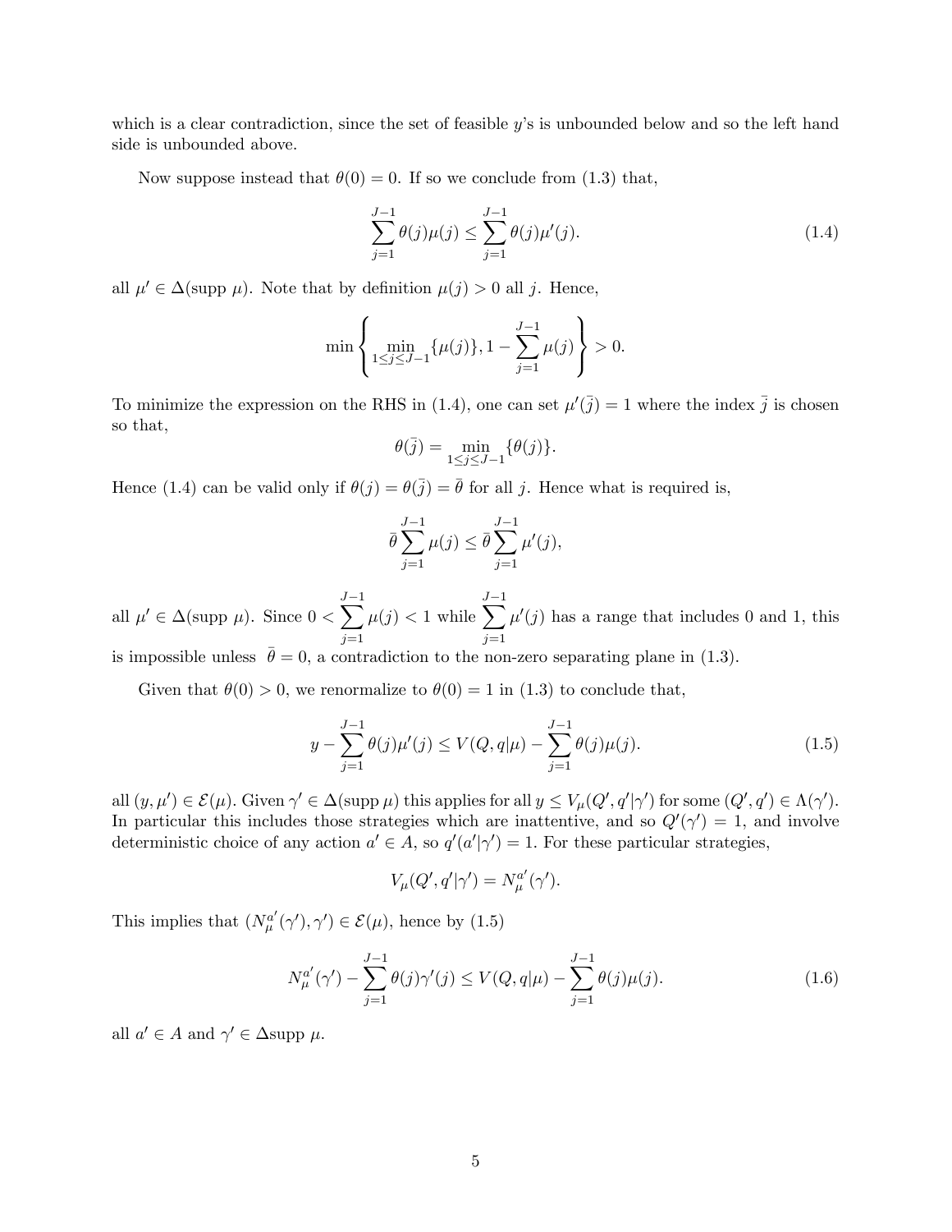which is a clear contradiction, since the set of feasible $y$'s is unbounded below and so the left hand side is unbounded above.

Now suppose instead that $\theta(0) = 0$. If so we conclude from (1.3) that,

$$\sum_{j=1}^{J-1} \theta(j)\mu(j) \leq \sum_{j=1}^{J-1} \theta(j)\mu'(j). \tag{1.4}$$

all $\mu' \in \Delta(\text{supp } \mu)$. Note that by definition $\mu(j) > 0$ all $j$. Hence,

$$\min \left\{ \min_{1 \leq j \leq J-1} \{\mu(j)\}, 1 - \sum_{j=1}^{J-1} \mu(j) \right\} > 0.$$

To minimize the expression on the RHS in (1.4), one can set $\mu'(\bar{j}) = 1$ where the index $\bar{j}$ is chosen so that,

$$\theta(\bar{j}) = \min_{1 \leq j \leq J-1} \{\theta(j)\}.$$

Hence (1.4) can be valid only if $\theta(j) = \theta(\bar{j}) = \bar{\theta}$ for all $j$. Hence what is required is,

$$\bar{\theta} \sum_{j=1}^{J-1} \mu(j) \leq \bar{\theta} \sum_{j=1}^{J-1} \mu'(j),$$

all $\mu' \in \Delta(\text{supp } \mu)$. Since $0 < \sum_{j=1}^{J-1} \mu(j) < 1$ while $\sum_{j=1}^{J-1} \mu'(j)$ has a range that includes 0 and 1, this is impossible unless $\bar{\theta} = 0$, a contradiction to the non-zero separating plane in (1.3).

Given that $\theta(0) > 0$, we renormalize to $\theta(0) = 1$ in (1.3) to conclude that,

$$y - \sum_{j=1}^{J-1} \theta(j)\mu'(j) \leq V(Q, q|\mu) - \sum_{j=1}^{J-1} \theta(j)\mu(j). \tag{1.5}$$

all $(y, \mu') \in \mathcal{E}(\mu)$. Given $\gamma' \in \Delta(\text{supp } \mu)$ this applies for all $y \leq V_\mu(Q', q'|\gamma')$ for some $(Q', q') \in \Lambda(\gamma')$. In particular this includes those strategies which are inattentive, and so $Q'(\gamma') = 1$, and involve deterministic choice of any action $a' \in A$, so $q'(a'|\gamma') = 1$. For these particular strategies,

$$V_\mu(Q', q'|\gamma') = N_\mu^{a'}(\gamma').$$

This implies that $(N_\mu^{a'}(\gamma'), \gamma') \in \mathcal{E}(\mu)$, hence by (1.5)

$$N_\mu^{a'}(\gamma') - \sum_{j=1}^{J-1} \theta(j)\gamma'(j) \leq V(Q, q|\mu) - \sum_{j=1}^{J-1} \theta(j)\mu(j). \tag{1.6}$$

all $a' \in A$ and $\gamma' \in \Delta\text{supp } \mu$.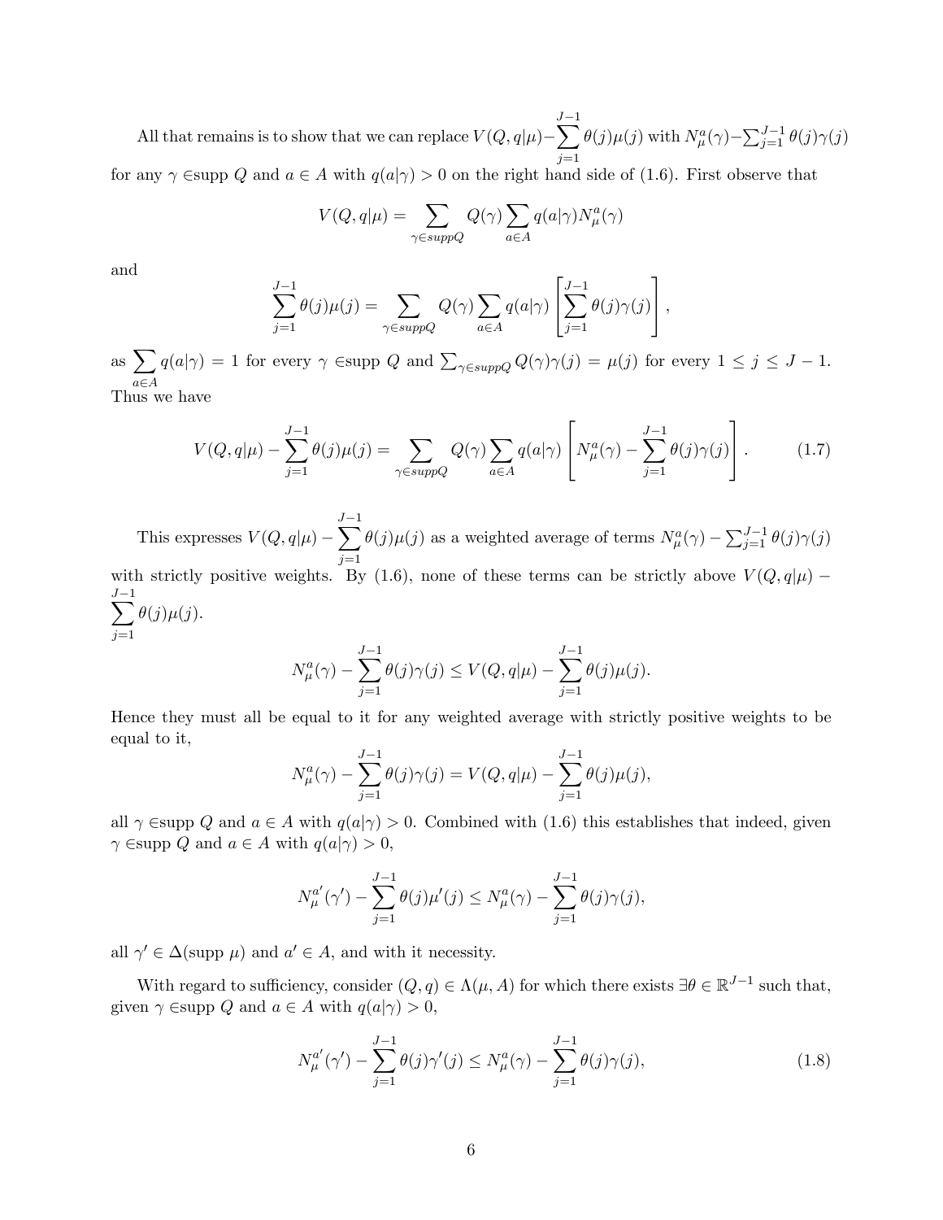All that remains is to show that we can replace $V(Q,q|\mu)-\sum_{j=1}^{J-1}\theta(j)\mu(j)$ with $N_{\mu}^{a}(\gamma)-\sum_{j=1}^{J-1}\theta(j)\gamma(j)$ for any $\gamma \in$supp $Q$ and $a \in A$ with $q(a|\gamma) > 0$ on the right hand side of (1.6). First observe that

$$V(Q,q|\mu) = \sum_{\gamma \in suppQ} Q(\gamma) \sum_{a \in A} q(a|\gamma) N_{\mu}^{a}(\gamma)$$

and

$$\sum_{j=1}^{J-1}\theta(j)\mu(j) = \sum_{\gamma \in suppQ} Q(\gamma) \sum_{a \in A} q(a|\gamma) \left[ \sum_{j=1}^{J-1}\theta(j)\gamma(j) \right],$$

as $\sum_{a \in A} q(a|\gamma) = 1$ for every $\gamma \in$supp $Q$ and $\sum_{\gamma \in suppQ} Q(\gamma)\gamma(j) = \mu(j)$ for every $1 \leq j \leq J-1$. Thus we have

$$V(Q,q|\mu) - \sum_{j=1}^{J-1}\theta(j)\mu(j) = \sum_{\gamma \in suppQ} Q(\gamma) \sum_{a \in A} q(a|\gamma) \left[ N_{\mu}^{a}(\gamma) - \sum_{j=1}^{J-1}\theta(j)\gamma(j) \right]. \tag{1.7}$$

This expresses $V(Q,q|\mu) - \sum_{j=1}^{J-1}\theta(j)\mu(j)$ as a weighted average of terms $N_{\mu}^{a}(\gamma)-\sum_{j=1}^{J-1}\theta(j)\gamma(j)$ with strictly positive weights. By (1.6), none of these terms can be strictly above $V(Q,q|\mu) - \sum_{j=1}^{J-1}\theta(j)\mu(j)$.

$$N_{\mu}^{a}(\gamma) - \sum_{j=1}^{J-1}\theta(j)\gamma(j) \leq V(Q,q|\mu) - \sum_{j=1}^{J-1}\theta(j)\mu(j).$$

Hence they must all be equal to it for any weighted average with strictly positive weights to be equal to it,

$$N_{\mu}^{a}(\gamma) - \sum_{j=1}^{J-1}\theta(j)\gamma(j) = V(Q,q|\mu) - \sum_{j=1}^{J-1}\theta(j)\mu(j),$$

all $\gamma \in$supp $Q$ and $a \in A$ with $q(a|\gamma) > 0$. Combined with (1.6) this establishes that indeed, given $\gamma \in$supp $Q$ and $a \in A$ with $q(a|\gamma) > 0$,

$$N_{\mu}^{a'}(\gamma') - \sum_{j=1}^{J-1}\theta(j)\mu'(j) \leq N_{\mu}^{a}(\gamma) - \sum_{j=1}^{J-1}\theta(j)\gamma(j),$$

all $\gamma' \in \Delta(\text{supp } \mu)$ and $a' \in A$, and with it necessity.

With regard to sufficiency, consider $(Q,q) \in \Lambda(\mu, A)$ for which there exists $\exists \theta \in \mathbb{R}^{J-1}$ such that, given $\gamma \in$supp $Q$ and $a \in A$ with $q(a|\gamma) > 0$,

$$N_{\mu}^{a'}(\gamma') - \sum_{j=1}^{J-1}\theta(j)\gamma'(j) \leq N_{\mu}^{a}(\gamma) - \sum_{j=1}^{J-1}\theta(j)\gamma(j), \tag{1.8}$$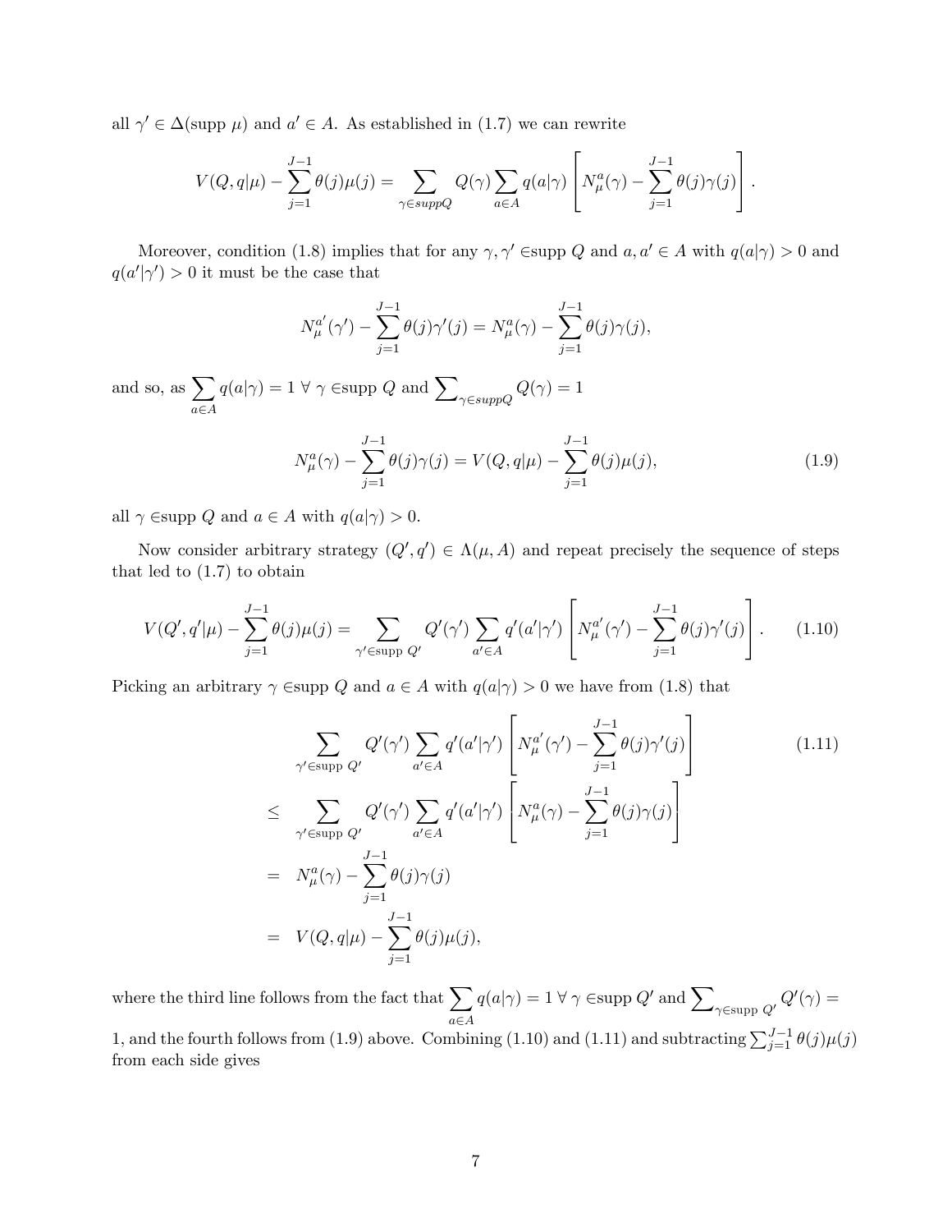all $\gamma' \in \Delta(\text{supp } \mu)$ and $a' \in A$. As established in (1.7) we can rewrite

$$V(Q, q|\mu) - \sum_{j=1}^{J-1} \theta(j)\mu(j) = \sum_{\gamma \in suppQ} Q(\gamma) \sum_{a \in A} q(a|\gamma) \left[ N_{\mu}^{a}(\gamma) - \sum_{j=1}^{J-1} \theta(j)\gamma(j) \right].$$

Moreover, condition (1.8) implies that for any $\gamma, \gamma' \in$supp $Q$ and $a, a' \in A$ with $q(a|\gamma) > 0$ and $q(a'|\gamma') > 0$ it must be the case that

$$N_{\mu}^{a'}(\gamma') - \sum_{j=1}^{J-1} \theta(j)\gamma'(j) = N_{\mu}^{a}(\gamma) - \sum_{j=1}^{J-1} \theta(j)\gamma(j),$$

and so, as $\sum_{a \in A} q(a|\gamma) = 1 \; \forall \; \gamma \in$supp $Q$ and $\sum_{\gamma \in suppQ} Q(\gamma) = 1$

$$N_{\mu}^{a}(\gamma) - \sum_{j=1}^{J-1} \theta(j)\gamma(j) = V(Q, q|\mu) - \sum_{j=1}^{J-1} \theta(j)\mu(j), \tag{1.9}$$

all $\gamma \in$supp $Q$ and $a \in A$ with $q(a|\gamma) > 0$.

Now consider arbitrary strategy $(Q', q') \in \Lambda(\mu, A)$ and repeat precisely the sequence of steps that led to (1.7) to obtain

$$V(Q', q'|\mu) - \sum_{j=1}^{J-1} \theta(j)\mu(j) = \sum_{\gamma' \in \text{supp } Q'} Q'(\gamma') \sum_{a' \in A} q'(a'|\gamma') \left[ N_{\mu}^{a'}(\gamma') - \sum_{j=1}^{J-1} \theta(j)\gamma'(j) \right]. \tag{1.10}$$

Picking an arbitrary $\gamma \in$supp $Q$ and $a \in A$ with $q(a|\gamma) > 0$ we have from (1.8) that

$$\begin{aligned} & \sum_{\gamma' \in \text{supp } Q'} Q'(\gamma') \sum_{a' \in A} q'(a'|\gamma') \left[ N_{\mu}^{a'}(\gamma') - \sum_{j=1}^{J-1} \theta(j)\gamma'(j) \right] \\ \leq \; & \sum_{\gamma' \in \text{supp } Q'} Q'(\gamma') \sum_{a' \in A} q'(a'|\gamma') \left[ N_{\mu}^{a}(\gamma) - \sum_{j=1}^{J-1} \theta(j)\gamma(j) \right] \\ = \; & N_{\mu}^{a}(\gamma) - \sum_{j=1}^{J-1} \theta(j)\gamma(j) \\ = \; & V(Q, q|\mu) - \sum_{j=1}^{J-1} \theta(j)\mu(j), \end{aligned} \tag{1.11}$$

where the third line follows from the fact that $\sum_{a \in A} q(a|\gamma) = 1 \; \forall \; \gamma \in$supp $Q'$ and $\sum_{\gamma \in \text{supp } Q'} Q'(\gamma) = 1$, and the fourth follows from (1.9) above. Combining (1.10) and (1.11) and subtracting $\sum_{j=1}^{J-1} \theta(j)\mu(j)$ from each side gives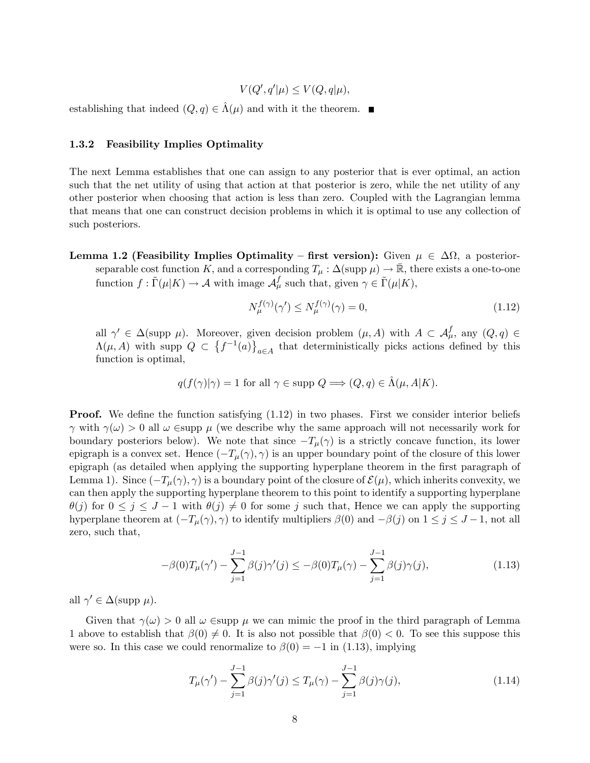$$V(Q', q'|\mu) \leq V(Q, q|\mu),$$

establishing that indeed $(Q, q) \in \hat{\Lambda}(\mu)$ and with it the theorem. ■

### 1.3.2 Feasibility Implies Optimality

The next Lemma establishes that one can assign to any posterior that is ever optimal, an action such that the net utility of using that action at that posterior is zero, while the net utility of any other posterior when choosing that action is less than zero. Coupled with the Lagrangian lemma that means that one can construct decision problems in which it is optimal to use any collection of such posteriors.

**Lemma 1.2 (Feasibility Implies Optimality – first version):** Given $\mu \in \Delta\Omega$, a posterior-separable cost function $K$, and a corresponding $T_\mu : \Delta(\text{supp } \mu) \to \bar{\mathbb{R}}$, there exists a one-to-one function $f : \tilde{\Gamma}(\mu|K) \to \mathcal{A}$ with image $\mathcal{A}^f_\mu$ such that, given $\gamma \in \tilde{\Gamma}(\mu|K)$,

$$N_\mu^{f(\gamma)}(\gamma') \leq N_\mu^{f(\gamma)}(\gamma) = 0, \tag{1.12}$$

all $\gamma' \in \Delta(\text{supp } \mu)$. Moreover, given decision problem $(\mu, A)$ with $A \subset \mathcal{A}^f_\mu$, any $(Q, q) \in \Lambda(\mu, A)$ with supp $Q \subset \left\{f^{-1}(a)\right\}_{a \in A}$ that deterministically picks actions defined by this function is optimal,

$$q(f(\gamma)|\gamma) = 1 \text{ for all } \gamma \in \text{supp } Q \Longrightarrow (Q, q) \in \hat{\Lambda}(\mu, A|K).$$

**Proof.** We define the function satisfying (1.12) in two phases. First we consider interior beliefs $\gamma$ with $\gamma(\omega) > 0$ all $\omega \in$supp $\mu$ (we describe why the same approach will not necessarily work for boundary posteriors below). We note that since $-T_\mu(\gamma)$ is a strictly concave function, its lower epigraph is a convex set. Hence $(-T_\mu(\gamma), \gamma)$ is an upper boundary point of the closure of this lower epigraph (as detailed when applying the supporting hyperplane theorem in the first paragraph of Lemma 1). Since $(-T_\mu(\gamma), \gamma)$ is a boundary point of the closure of $\mathcal{E}(\mu)$, which inherits convexity, we can then apply the supporting hyperplane theorem to this point to identify a supporting hyperplane $\theta(j)$ for $0 \leq j \leq J-1$ with $\theta(j) \neq 0$ for some $j$ such that, Hence we can apply the supporting hyperplane theorem at $(-T_\mu(\gamma), \gamma)$ to identify multipliers $\beta(0)$ and $-\beta(j)$ on $1 \leq j \leq J-1$, not all zero, such that,

$$-\beta(0)T_\mu(\gamma') - \sum_{j=1}^{J-1} \beta(j)\gamma'(j) \leq -\beta(0)T_\mu(\gamma) - \sum_{j=1}^{J-1} \beta(j)\gamma(j), \tag{1.13}$$

all $\gamma' \in \Delta(\text{supp } \mu)$.

Given that $\gamma(\omega) > 0$ all $\omega \in$supp $\mu$ we can mimic the proof in the third paragraph of Lemma 1 above to establish that $\beta(0) \neq 0$. It is also not possible that $\beta(0) < 0$. To see this suppose this were so. In this case we could renormalize to $\beta(0) = -1$ in (1.13), implying

$$T_\mu(\gamma') - \sum_{j=1}^{J-1} \beta(j)\gamma'(j) \leq T_\mu(\gamma) - \sum_{j=1}^{J-1} \beta(j)\gamma(j), \tag{1.14}$$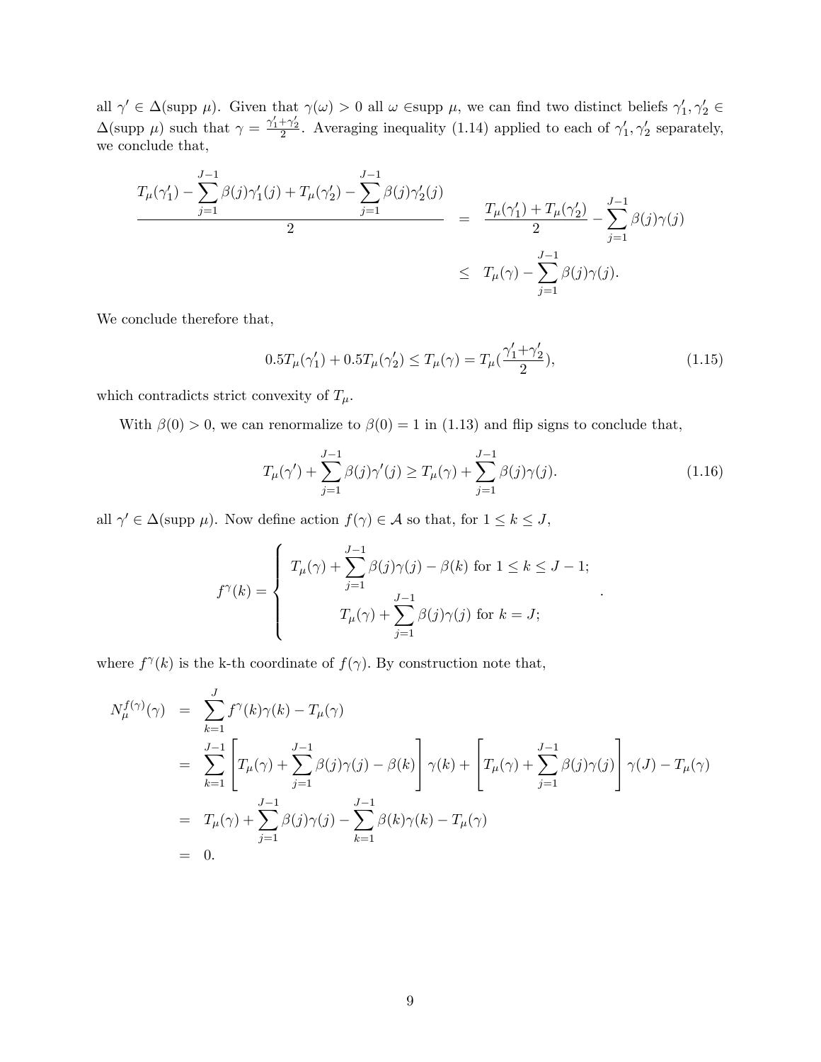all $\gamma' \in \Delta(\text{supp } \mu)$. Given that $\gamma(\omega) > 0$ all $\omega \in$supp $\mu$, we can find two distinct beliefs $\gamma_1', \gamma_2' \in \Delta(\text{supp } \mu)$ such that $\gamma = \frac{\gamma_1' + \gamma_2'}{2}$. Averaging inequality (1.14) applied to each of $\gamma_1', \gamma_2'$ separately, we conclude that,

$$
\begin{aligned}
\frac{T_\mu(\gamma_1') - \sum_{j=1}^{J-1} \beta(j)\gamma_1'(j) + T_\mu(\gamma_2') - \sum_{j=1}^{J-1} \beta(j)\gamma_2'(j)}{2} &= \frac{T_\mu(\gamma_1') + T_\mu(\gamma_2')}{2} - \sum_{j=1}^{J-1} \beta(j)\gamma(j) \\
&\leq T_\mu(\gamma) - \sum_{j=1}^{J-1} \beta(j)\gamma(j).
\end{aligned}
$$

We conclude therefore that,

$$
0.5T_\mu(\gamma_1') + 0.5T_\mu(\gamma_2') \leq T_\mu(\gamma) = T_\mu\left(\frac{\gamma_1' + \gamma_2'}{2}\right), \tag{1.15}
$$

which contradicts strict convexity of $T_\mu$.

With $\beta(0) > 0$, we can renormalize to $\beta(0) = 1$ in (1.13) and flip signs to conclude that,

$$
T_\mu(\gamma') + \sum_{j=1}^{J-1} \beta(j)\gamma'(j) \geq T_\mu(\gamma) + \sum_{j=1}^{J-1} \beta(j)\gamma(j). \tag{1.16}
$$

all $\gamma' \in \Delta(\text{supp } \mu)$. Now define action $f(\gamma) \in \mathcal{A}$ so that, for $1 \leq k \leq J$,

$$
f^\gamma(k) = \begin{cases} T_\mu(\gamma) + \sum_{j=1}^{J-1} \beta(j)\gamma(j) - \beta(k) \text{ for } 1 \leq k \leq J-1; \\ T_\mu(\gamma) + \sum_{j=1}^{J-1} \beta(j)\gamma(j) \text{ for } k = J; \end{cases}.
$$

where $f^\gamma(k)$ is the k-th coordinate of $f(\gamma)$. By construction note that,

$$
\begin{aligned}
N_\mu^{f(\gamma)}(\gamma) &= \sum_{k=1}^{J} f^\gamma(k)\gamma(k) - T_\mu(\gamma) \\
&= \sum_{k=1}^{J-1} \left[ T_\mu(\gamma) + \sum_{j=1}^{J-1} \beta(j)\gamma(j) - \beta(k) \right] \gamma(k) + \left[ T_\mu(\gamma) + \sum_{j=1}^{J-1} \beta(j)\gamma(j) \right] \gamma(J) - T_\mu(\gamma) \\
&= T_\mu(\gamma) + \sum_{j=1}^{J-1} \beta(j)\gamma(j) - \sum_{k=1}^{J-1} \beta(k)\gamma(k) - T_\mu(\gamma) \\
&= 0.
\end{aligned}
$$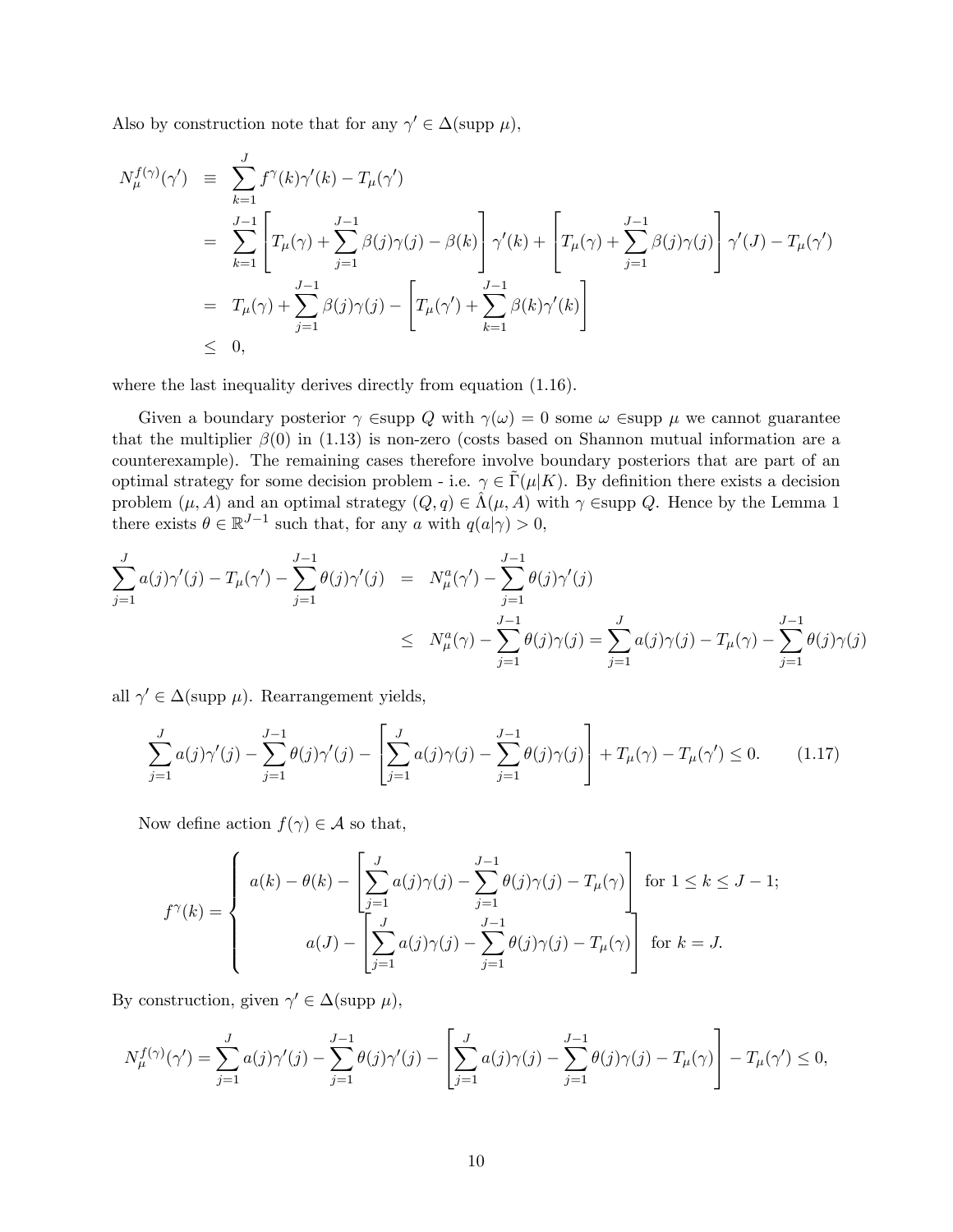Also by construction note that for any $\gamma' \in \Delta(\text{supp } \mu)$,

$$
\begin{aligned}
N_\mu^{f(\gamma)}(\gamma') &\equiv \sum_{k=1}^{J} f^\gamma(k)\gamma'(k) - T_\mu(\gamma') \\
&= \sum_{k=1}^{J-1} \left[ T_\mu(\gamma) + \sum_{j=1}^{J-1} \beta(j)\gamma(j) - \beta(k) \right] \gamma'(k) + \left[ T_\mu(\gamma) + \sum_{j=1}^{J-1} \beta(j)\gamma(j) \right] \gamma'(J) - T_\mu(\gamma') \\
&= T_\mu(\gamma) + \sum_{j=1}^{J-1} \beta(j)\gamma(j) - \left[ T_\mu(\gamma') + \sum_{k=1}^{J-1} \beta(k)\gamma'(k) \right] \\
&\leq 0,
\end{aligned}
$$

where the last inequality derives directly from equation (1.16).

Given a boundary posterior $\gamma \in$supp $Q$ with $\gamma(\omega) = 0$ some $\omega \in$supp $\mu$ we cannot guarantee that the multiplier $\beta(0)$ in (1.13) is non-zero (costs based on Shannon mutual information are a counterexample). The remaining cases therefore involve boundary posteriors that are part of an optimal strategy for some decision problem - i.e. $\gamma \in \tilde{\Gamma}(\mu|K)$. By definition there exists a decision problem $(\mu, A)$ and an optimal strategy $(Q, q) \in \hat{\Lambda}(\mu, A)$ with $\gamma \in$supp $Q$. Hence by the Lemma 1 there exists $\theta \in \mathbb{R}^{J-1}$ such that, for any $a$ with $q(a|\gamma) > 0$,

$$
\begin{aligned}
\sum_{j=1}^{J} a(j)\gamma'(j) - T_\mu(\gamma') - \sum_{j=1}^{J-1} \theta(j)\gamma'(j) &= N_\mu^a(\gamma') - \sum_{j=1}^{J-1} \theta(j)\gamma'(j) \\
&\leq N_\mu^a(\gamma) - \sum_{j=1}^{J-1} \theta(j)\gamma(j) = \sum_{j=1}^{J} a(j)\gamma(j) - T_\mu(\gamma) - \sum_{j=1}^{J-1} \theta(j)\gamma(j)
\end{aligned}
$$

all $\gamma' \in \Delta(\text{supp } \mu)$. Rearrangement yields,

$$
\sum_{j=1}^{J} a(j)\gamma'(j) - \sum_{j=1}^{J-1} \theta(j)\gamma'(j) - \left[ \sum_{j=1}^{J} a(j)\gamma(j) - \sum_{j=1}^{J-1} \theta(j)\gamma(j) \right] + T_\mu(\gamma) - T_\mu(\gamma') \leq 0. \tag{1.17}
$$

Now define action $f(\gamma) \in \mathcal{A}$ so that,

$$
f^\gamma(k) = \begin{cases} a(k) - \theta(k) - \left[ \sum_{j=1}^{J} a(j)\gamma(j) - \sum_{j=1}^{J-1} \theta(j)\gamma(j) - T_\mu(\gamma) \right] & \text{for } 1 \leq k \leq J-1; \\ a(J) - \left[ \sum_{j=1}^{J} a(j)\gamma(j) - \sum_{j=1}^{J-1} \theta(j)\gamma(j) - T_\mu(\gamma) \right] & \text{for } k = J. \end{cases}
$$

By construction, given $\gamma' \in \Delta(\text{supp } \mu)$,

$$
N_\mu^{f(\gamma)}(\gamma') = \sum_{j=1}^{J} a(j)\gamma'(j) - \sum_{j=1}^{J-1} \theta(j)\gamma'(j) - \left[ \sum_{j=1}^{J} a(j)\gamma(j) - \sum_{j=1}^{J-1} \theta(j)\gamma(j) - T_\mu(\gamma) \right] - T_\mu(\gamma') \leq 0,
$$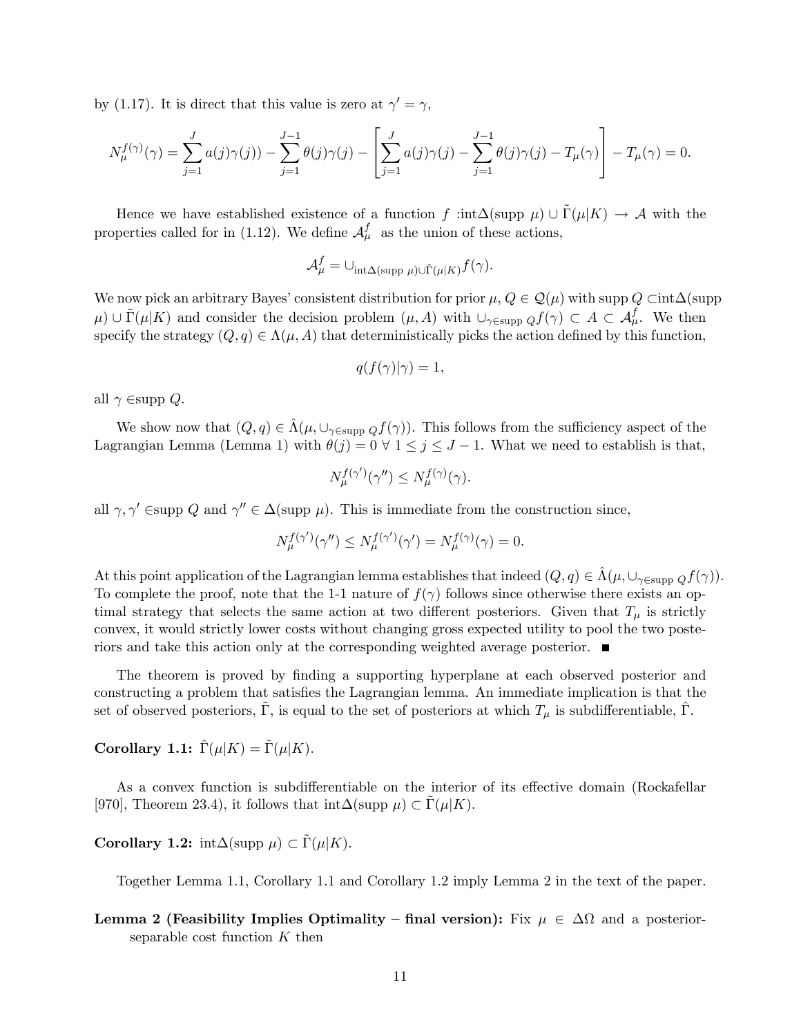by (1.17). It is direct that this value is zero at $\gamma' = \gamma$,

$$N_\mu^{f(\gamma)}(\gamma) = \sum_{j=1}^{J} a(j)\gamma(j)) - \sum_{j=1}^{J-1} \theta(j)\gamma(j) - \left[ \sum_{j=1}^{J} a(j)\gamma(j) - \sum_{j=1}^{J-1} \theta(j)\gamma(j) - T_\mu(\gamma) \right] - T_\mu(\gamma) = 0.$$

Hence we have established existence of a function $f$ :int$\Delta$(supp $\mu$) $\cup \tilde{\Gamma}(\mu|K) \rightarrow \mathcal{A}$ with the properties called for in (1.12). We define $\mathcal{A}_\mu^f$ as the union of these actions,

$$\mathcal{A}_\mu^f = \cup_{\text{int}\Delta(\text{supp } \mu) \cup \tilde{\Gamma}(\mu|K)} f(\gamma).$$

We now pick an arbitrary Bayes' consistent distribution for prior $\mu$, $Q \in \mathcal{Q}(\mu)$ with supp $Q \subset$int$\Delta$(supp $\mu$) $\cup \tilde{\Gamma}(\mu|K)$ and consider the decision problem $(\mu, A)$ with $\cup_{\gamma \in \text{supp } Q} f(\gamma) \subset A \subset \mathcal{A}_\mu^f$. We then specify the strategy $(Q, q) \in \Lambda(\mu, A)$ that deterministically picks the action defined by this function,

$$q(f(\gamma)|\gamma) = 1,$$

all $\gamma \in$supp $Q$.

We show now that $(Q, q) \in \hat{\Lambda}(\mu, \cup_{\gamma \in \text{supp } Q} f(\gamma))$. This follows from the sufficiency aspect of the Lagrangian Lemma (Lemma 1) with $\theta(j) = 0 \; \forall \; 1 \leq j \leq J-1$. What we need to establish is that,

$$N_\mu^{f(\gamma')}(\gamma'') \leq N_\mu^{f(\gamma)}(\gamma).$$

all $\gamma, \gamma' \in$supp $Q$ and $\gamma'' \in \Delta(\text{supp } \mu)$. This is immediate from the construction since,

$$N_\mu^{f(\gamma')}(\gamma'') \leq N_\mu^{f(\gamma')}(\gamma') = N_\mu^{f(\gamma)}(\gamma) = 0.$$

At this point application of the Lagrangian lemma establishes that indeed $(Q, q) \in \hat{\Lambda}(\mu, \cup_{\gamma \in \text{supp } Q} f(\gamma))$. To complete the proof, note that the 1-1 nature of $f(\gamma)$ follows since otherwise there exists an optimal strategy that selects the same action at two different posteriors. Given that $T_\mu$ is strictly convex, it would strictly lower costs without changing gross expected utility to pool the two posteriors and take this action only at the corresponding weighted average posterior. ■

The theorem is proved by finding a supporting hyperplane at each observed posterior and constructing a problem that satisfies the Lagrangian lemma. An immediate implication is that the set of observed posteriors, $\tilde{\Gamma}$, is equal to the set of posteriors at which $T_\mu$ is subdifferentiable, $\hat{\Gamma}$.

**Corollary 1.1:** $\hat{\Gamma}(\mu|K) = \tilde{\Gamma}(\mu|K)$.

As a convex function is subdifferentiable on the interior of its effective domain (Rockafellar [970], Theorem 23.4), it follows that int$\Delta$(supp $\mu$) $\subset \tilde{\Gamma}(\mu|K)$.

**Corollary 1.2:** int$\Delta$(supp $\mu$) $\subset \tilde{\Gamma}(\mu|K)$.

Together Lemma 1.1, Corollary 1.1 and Corollary 1.2 imply Lemma 2 in the text of the paper.

**Lemma 2 (Feasibility Implies Optimality – final version):** Fix $\mu \in \Delta\Omega$ and a posterior-separable cost function $K$ then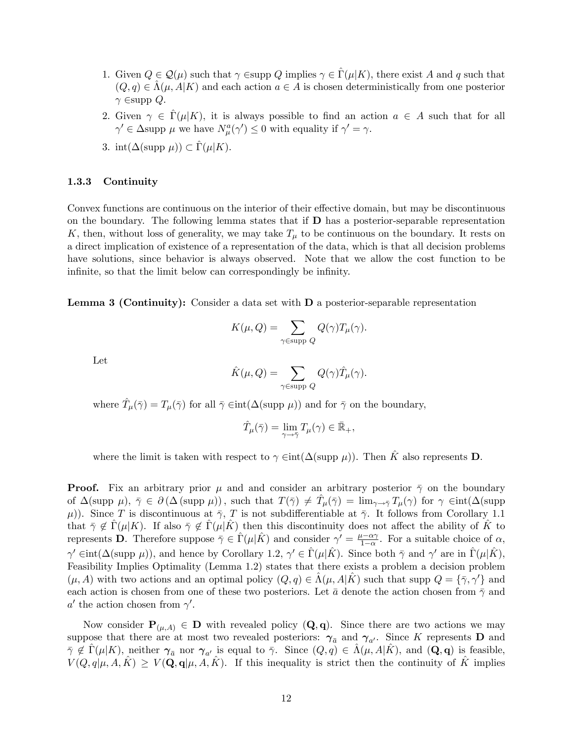1. Given $Q \in \mathcal{Q}(\mu)$ such that $\gamma \in$supp $Q$ implies $\gamma \in \hat{\Gamma}(\mu|K)$, there exist $A$ and $q$ such that $(Q,q) \in \hat{\Lambda}(\mu, A|K)$ and each action $a \in A$ is chosen deterministically from one posterior $\gamma \in$supp $Q$.
2. Given $\gamma \in \hat{\Gamma}(\mu|K)$, it is always possible to find an action $a \in A$ such that for all $\gamma' \in \Delta$supp $\mu$ we have $N_{\mu}^{a}(\gamma') \leq 0$ with equality if $\gamma' = \gamma$.
3. int$(\Delta(\text{supp } \mu)) \subset \hat{\Gamma}(\mu|K)$.

### 1.3.3 Continuity

Convex functions are continuous on the interior of their effective domain, but may be discontinuous on the boundary. The following lemma states that if $\mathbf{D}$ has a posterior-separable representation $K$, then, without loss of generality, we may take $T_{\mu}$ to be continuous on the boundary. It rests on a direct implication of existence of a representation of the data, which is that all decision problems have solutions, since behavior is always observed. Note that we allow the cost function to be infinite, so that the limit below can correspondingly be infinity.

**Lemma 3 (Continuity):** Consider a data set with $\mathbf{D}$ a posterior-separable representation

$$K(\mu, Q) = \sum_{\gamma \in \text{supp } Q} Q(\gamma) T_{\mu}(\gamma).$$

Let

$$\hat{K}(\mu, Q) = \sum_{\gamma \in \text{supp } Q} Q(\gamma) \hat{T}_{\mu}(\gamma).$$

where $\hat{T}_{\mu}(\bar{\gamma}) = T_{\mu}(\bar{\gamma})$ for all $\bar{\gamma} \in$int$(\Delta(\text{supp } \mu))$ and for $\bar{\gamma}$ on the boundary,

$$\hat{T}_{\mu}(\bar{\gamma}) = \lim_{\gamma \to \bar{\gamma}} T_{\mu}(\gamma) \in \bar{\mathbb{R}}_{+},$$

where the limit is taken with respect to $\gamma \in$int$(\Delta(\text{supp } \mu))$. Then $\hat{K}$ also represents $\mathbf{D}$.

**Proof.** Fix an arbitrary prior $\mu$ and and consider an arbitrary posterior $\bar{\gamma}$ on the boundary of $\Delta(\text{supp } \mu)$, $\bar{\gamma} \in \partial(\Delta(\text{supp } \mu))$, such that $T(\bar{\gamma}) \neq \hat{T}_{\mu}(\bar{\gamma}) = \lim_{\gamma \to \bar{\gamma}} T_{\mu}(\gamma)$ for $\gamma \in$int$(\Delta($supp $\mu))$. Since $T$ is discontinuous at $\bar{\gamma}$, $T$ is not subdifferentiable at $\bar{\gamma}$. It follows from Corollary 1.1 that $\bar{\gamma} \notin \hat{\Gamma}(\mu|K)$. If also $\bar{\gamma} \notin \hat{\Gamma}(\mu|\hat{K})$ then this discontinuity does not affect the ability of $\hat{K}$ to represents $\mathbf{D}$. Therefore suppose $\bar{\gamma} \in \hat{\Gamma}(\mu|\hat{K})$ and consider $\gamma' = \frac{\mu - \alpha\gamma}{1-\alpha}$. For a suitable choice of $\alpha$, $\gamma' \in$int$(\Delta(\text{supp } \mu))$, and hence by Corollary 1.2, $\gamma' \in \hat{\Gamma}(\mu|\hat{K})$. Since both $\bar{\gamma}$ and $\gamma'$ are in $\hat{\Gamma}(\mu|\hat{K})$, Feasibility Implies Optimality (Lemma 1.2) states that there exists a problem a decision problem $(\mu, A)$ with two actions and an optimal policy $(Q,q) \in \hat{\Lambda}(\mu, A|\hat{K})$ such that supp $Q = \{\bar{\gamma}, \gamma'\}$ and each action is chosen from one of these two posteriors. Let $\bar{a}$ denote the action chosen from $\bar{\gamma}$ and $a'$ the action chosen from $\gamma'$.

Now consider $\mathbf{P}_{(\mu,A)} \in \mathbf{D}$ with revealed policy $(\mathbf{Q}, \mathbf{q})$. Since there are two actions we may suppose that there are at most two revealed posteriors: $\boldsymbol{\gamma}_{\bar{a}}$ and $\boldsymbol{\gamma}_{a'}$. Since $K$ represents $\mathbf{D}$ and $\bar{\gamma} \notin \hat{\Gamma}(\mu|K)$, neither $\boldsymbol{\gamma}_{\bar{a}}$ nor $\boldsymbol{\gamma}_{a'}$ is equal to $\bar{\gamma}$. Since $(Q,q) \in \hat{\Lambda}(\mu, A|\hat{K})$, and $(\mathbf{Q}, \mathbf{q})$ is feasible, $V(Q, q|\mu, A, \hat{K}) \geq V(\mathbf{Q}, \mathbf{q}|\mu, A, \hat{K})$. If this inequality is strict then the continuity of $\hat{K}$ implies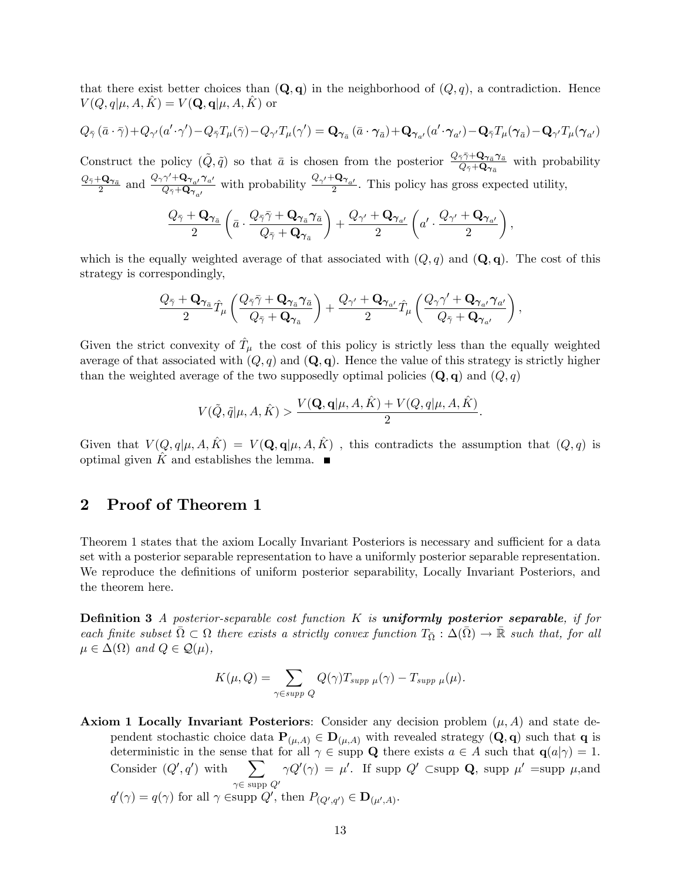that there exist better choices than $(\mathbf{Q}, \mathbf{q})$ in the neighborhood of $(Q, q)$, a contradiction. Hence $V(Q, q|\mu, A, \hat{K}) = V(\mathbf{Q}, \mathbf{q}|\mu, A, \hat{K})$ or

$$Q_{\bar{\gamma}}\left(\bar{a}\cdot\bar{\gamma}\right)+Q_{\gamma'}(a'\cdot\gamma')-Q_{\bar{\gamma}}T_{\mu}(\bar{\gamma})-Q_{\gamma'}T_{\mu}(\gamma') = \mathbf{Q}_{\boldsymbol{\gamma}_{\bar{a}}}\left(\bar{a}\cdot\boldsymbol{\gamma}_{\bar{a}}\right)+\mathbf{Q}_{\boldsymbol{\gamma}_{a'}}(a'\cdot\boldsymbol{\gamma}_{a'})-\mathbf{Q}_{\bar{\gamma}}T_{\mu}(\boldsymbol{\gamma}_{\bar{a}})-\mathbf{Q}_{\gamma'}T_{\mu}(\boldsymbol{\gamma}_{a'})$$

Construct the policy $(\tilde{Q}, \tilde{q})$ so that $\bar{a}$ is chosen from the posterior $\frac{Q_{\bar{\gamma}}\bar{\gamma}+\mathbf{Q}_{\boldsymbol{\gamma}_{\bar{a}}}\boldsymbol{\gamma}_{\bar{a}}}{Q_{\bar{\gamma}}+\mathbf{Q}_{\boldsymbol{\gamma}_{\bar{a}}}}$ with probability $\frac{Q_{\bar{\gamma}}+\mathbf{Q}_{\boldsymbol{\gamma}_{\bar{a}}}}{2}$ and $\frac{Q_{\gamma}\gamma'+\mathbf{Q}_{\boldsymbol{\gamma}_{a'}}\boldsymbol{\gamma}_{a'}}{Q_{\bar{\gamma}}+\mathbf{Q}_{\boldsymbol{\gamma}_{a'}}}$ with probability $\frac{Q_{\gamma'}+\mathbf{Q}_{\boldsymbol{\gamma}_{a'}}}{2}$. This policy has gross expected utility,

$$\frac{Q_{\bar{\gamma}}+\mathbf{Q}_{\boldsymbol{\gamma}_{\bar{a}}}}{2}\left(\bar{a}\cdot\frac{Q_{\bar{\gamma}}\bar{\gamma}+\mathbf{Q}_{\boldsymbol{\gamma}_{\bar{a}}}\boldsymbol{\gamma}_{\bar{a}}}{Q_{\bar{\gamma}}+\mathbf{Q}_{\boldsymbol{\gamma}_{\bar{a}}}}\right)+\frac{Q_{\gamma'}+\mathbf{Q}_{\boldsymbol{\gamma}_{a'}}}{2}\left(a'\cdot\frac{Q_{\gamma'}+\mathbf{Q}_{\boldsymbol{\gamma}_{a'}}}{2}\right),$$

which is the equally weighted average of that associated with $(Q, q)$ and $(\mathbf{Q}, \mathbf{q})$. The cost of this strategy is correspondingly,

$$\frac{Q_{\bar{\gamma}}+\mathbf{Q}_{\boldsymbol{\gamma}_{\bar{a}}}}{2}\hat{T}_{\mu}\left(\frac{Q_{\bar{\gamma}}\bar{\gamma}+\mathbf{Q}_{\boldsymbol{\gamma}_{\bar{a}}}\boldsymbol{\gamma}_{\bar{a}}}{Q_{\bar{\gamma}}+\mathbf{Q}_{\boldsymbol{\gamma}_{\bar{a}}}}\right)+\frac{Q_{\gamma'}+\mathbf{Q}_{\boldsymbol{\gamma}_{a'}}}{2}\hat{T}_{\mu}\left(\frac{Q_{\gamma}\gamma'+\mathbf{Q}_{\boldsymbol{\gamma}_{a'}}\boldsymbol{\gamma}_{a'}}{Q_{\bar{\gamma}}+\mathbf{Q}_{\boldsymbol{\gamma}_{a'}}}\right),$$

Given the strict convexity of $\hat{T}_{\mu}$ the cost of this policy is strictly less than the equally weighted average of that associated with $(Q, q)$ and $(\mathbf{Q}, \mathbf{q})$. Hence the value of this strategy is strictly higher than the weighted average of the two supposedly optimal policies $(\mathbf{Q}, \mathbf{q})$ and $(Q, q)$

$$V(\tilde{Q}, \tilde{q}|\mu, A, \hat{K}) > \frac{V(\mathbf{Q}, \mathbf{q}|\mu, A, \hat{K}) + V(Q, q|\mu, A, \hat{K})}{2}.$$

Given that $V(Q, q|\mu, A, \hat{K}) = V(\mathbf{Q}, \mathbf{q}|\mu, A, \hat{K})$ , this contradicts the assumption that $(Q, q)$ is optimal given $\hat{K}$ and establishes the lemma. ■

## 2 Proof of Theorem 1

Theorem 1 states that the axiom Locally Invariant Posteriors is necessary and sufficient for a data set with a posterior separable representation to have a uniformly posterior separable representation. We reproduce the definitions of uniform posterior separability, Locally Invariant Posteriors, and the theorem here.

**Definition 3** *A posterior-separable cost function $K$ is **uniformly posterior separable**, if for each finite subset $\bar{\Omega} \subset \Omega$ there exists a strictly convex function $T_{\bar{\Omega}} : \Delta(\bar{\Omega}) \to \bar{\mathbb{R}}$ such that, for all $\mu \in \Delta(\Omega)$ and $Q \in \mathcal{Q}(\mu)$,*

$$K(\mu, Q) = \sum_{\gamma \in supp\ Q} Q(\gamma) T_{supp\ \mu}(\gamma) - T_{supp\ \mu}(\mu).$$

**Axiom 1 Locally Invariant Posteriors**: Consider any decision problem $(\mu, A)$ and state dependent stochastic choice data $\mathbf{P}_{(\mu,A)} \in \mathbf{D}_{(\mu,A)}$ with revealed strategy $(\mathbf{Q}, \mathbf{q})$ such that $\mathbf{q}$ is deterministic in the sense that for all $\gamma \in$ supp $\mathbf{Q}$ there exists $a \in A$ such that $\mathbf{q}(a|\gamma) = 1$. Consider $(Q', q')$ with $\sum_{\gamma \in \text{ supp } Q'} \gamma Q'(\gamma) = \mu'$. If supp $Q' \subset$supp $\mathbf{Q}$, supp $\mu'$ =supp $\mu$,and $q'(\gamma) = q(\gamma)$ for all $\gamma \in$supp $Q'$, then $P_{(Q',q')} \in \mathbf{D}_{(\mu',A)}$.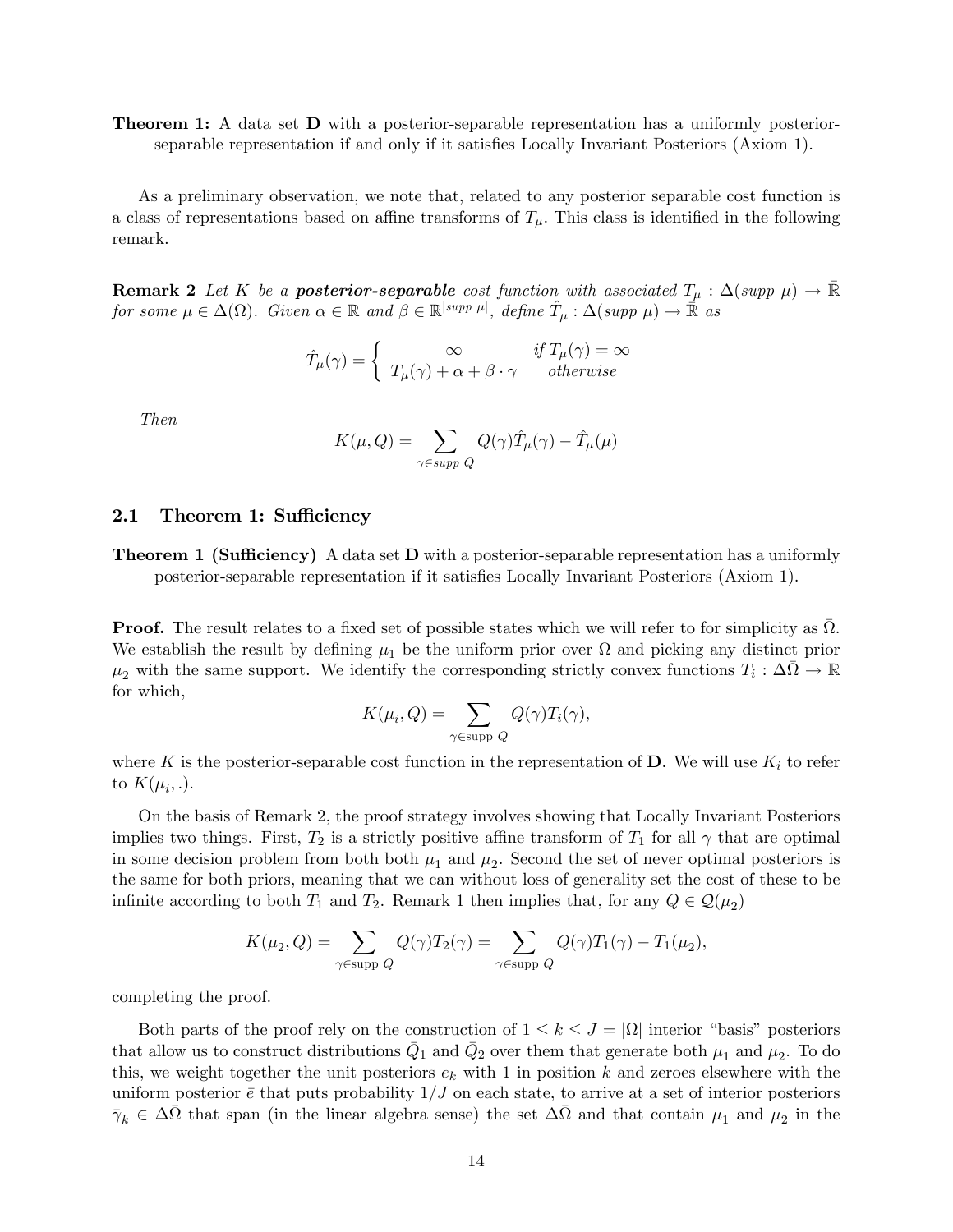**Theorem 1:** A data set $\mathbf{D}$ with a posterior-separable representation has a uniformly posterior-separable representation if and only if it satisfies Locally Invariant Posteriors (Axiom 1).

As a preliminary observation, we note that, related to any posterior separable cost function is a class of representations based on affine transforms of $T_\mu$. This class is identified in the following remark.

**Remark 2** *Let $K$ be a* ***posterior-separable*** *cost function with associated $T_\mu : \Delta(supp\ \mu) \to \bar{\mathbb{R}}$ for some $\mu \in \Delta(\Omega)$. Given $\alpha \in \mathbb{R}$ and $\beta \in \mathbb{R}^{|supp\ \mu|}$, define $\hat{T}_\mu : \Delta(supp\ \mu) \to \bar{\mathbb{R}}$ as*

$$\hat{T}_\mu(\gamma) = \begin{cases} \infty & \text{if } T_\mu(\gamma) = \infty \\ T_\mu(\gamma) + \alpha + \beta \cdot \gamma & \text{otherwise} \end{cases}$$

*Then*

$$K(\mu, Q) = \sum_{\gamma \in supp\ Q} Q(\gamma)\hat{T}_\mu(\gamma) - \hat{T}_\mu(\mu)$$

## 2.1 Theorem 1: Sufficiency

**Theorem 1 (Sufficiency)** A data set $\mathbf{D}$ with a posterior-separable representation has a uniformly posterior-separable representation if it satisfies Locally Invariant Posteriors (Axiom 1).

**Proof.** The result relates to a fixed set of possible states which we will refer to for simplicity as $\bar{\Omega}$. We establish the result by defining $\mu_1$ be the uniform prior over $\Omega$ and picking any distinct prior $\mu_2$ with the same support. We identify the corresponding strictly convex functions $T_i : \Delta\bar{\Omega} \to \mathbb{R}$ for which,

$$K(\mu_i, Q) = \sum_{\gamma \in \text{supp } Q} Q(\gamma)T_i(\gamma),$$

where $K$ is the posterior-separable cost function in the representation of $\mathbf{D}$. We will use $K_i$ to refer to $K(\mu_i, .)$.

On the basis of Remark 2, the proof strategy involves showing that Locally Invariant Posteriors implies two things. First, $T_2$ is a strictly positive affine transform of $T_1$ for all $\gamma$ that are optimal in some decision problem from both both $\mu_1$ and $\mu_2$. Second the set of never optimal posteriors is the same for both priors, meaning that we can without loss of generality set the cost of these to be infinite according to both $T_1$ and $T_2$. Remark 1 then implies that, for any $Q \in \mathcal{Q}(\mu_2)$

$$K(\mu_2, Q) = \sum_{\gamma \in \text{supp } Q} Q(\gamma)T_2(\gamma) = \sum_{\gamma \in \text{supp } Q} Q(\gamma)T_1(\gamma) - T_1(\mu_2),$$

completing the proof.

Both parts of the proof rely on the construction of $1 \leq k \leq J = |\Omega|$ interior "basis" posteriors that allow us to construct distributions $\bar{Q}_1$ and $\bar{Q}_2$ over them that generate both $\mu_1$ and $\mu_2$. To do this, we weight together the unit posteriors $e_k$ with 1 in position $k$ and zeroes elsewhere with the uniform posterior $\bar{e}$ that puts probability $1/J$ on each state, to arrive at a set of interior posteriors $\bar{\gamma}_k \in \Delta\bar{\Omega}$ that span (in the linear algebra sense) the set $\Delta\bar{\Omega}$ and that contain $\mu_1$ and $\mu_2$ in the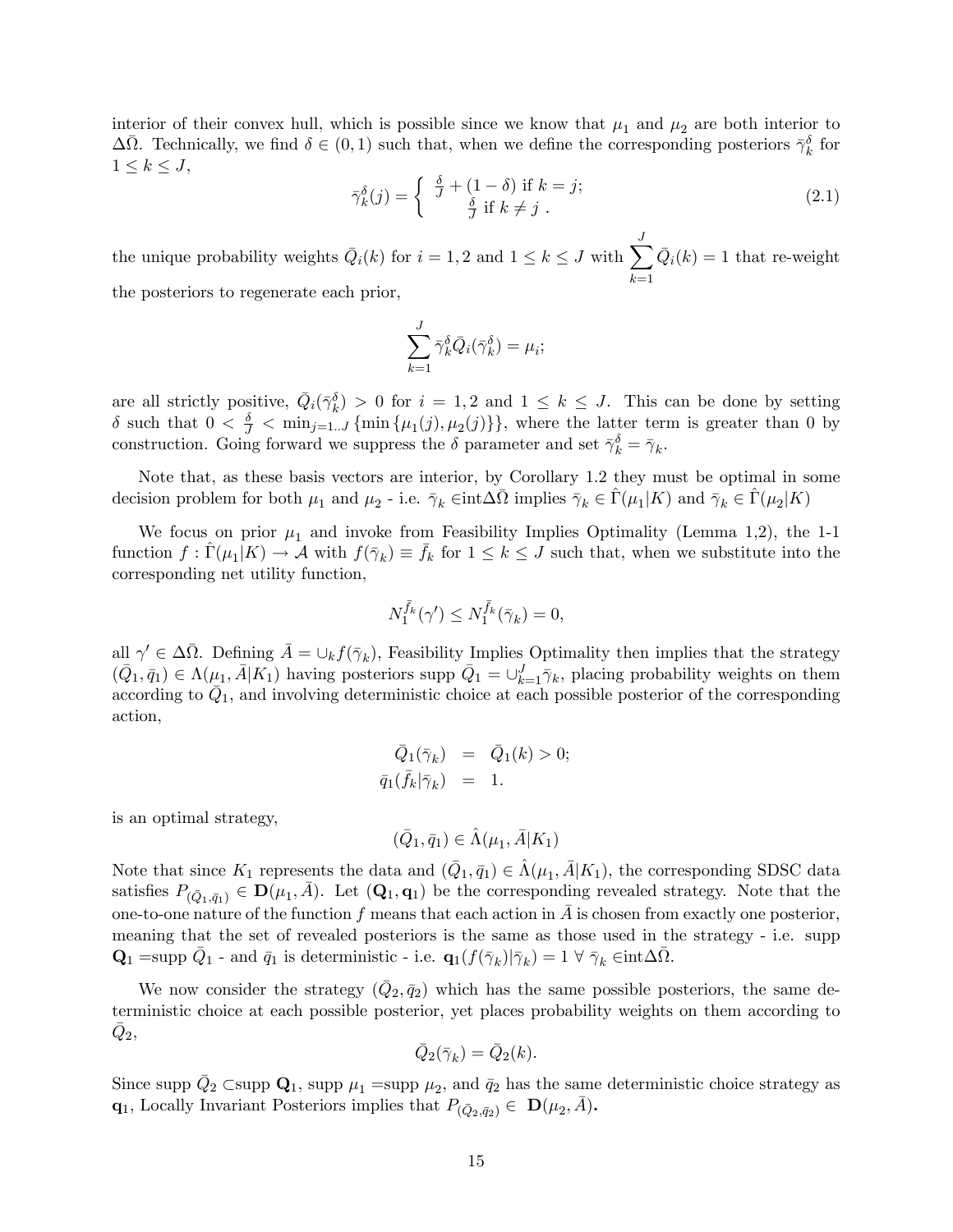interior of their convex hull, which is possible since we know that $\mu_1$ and $\mu_2$ are both interior to $\Delta\bar{\Omega}$. Technically, we find $\delta \in (0,1)$ such that, when we define the corresponding posteriors $\bar{\gamma}_k^{\delta}$ for $1 \leq k \leq J$,

$$\bar{\gamma}_k^{\delta}(j) = \begin{cases} \frac{\delta}{J} + (1-\delta) \text{ if } k = j; \\ \frac{\delta}{J} \text{ if } k \neq j \ . \end{cases} \tag{2.1}$$

the unique probability weights $\bar{Q}_i(k)$ for $i = 1, 2$ and $1 \leq k \leq J$ with $\sum_{k=1}^{J} \bar{Q}_i(k) = 1$ that re-weight the posteriors to regenerate each prior,

$$\sum_{k=1}^{J} \bar{\gamma}_k^{\delta} \bar{Q}_i(\bar{\gamma}_k^{\delta}) = \mu_i;$$

are all strictly positive, $\bar{Q}_i(\bar{\gamma}_k^{\delta}) > 0$ for $i = 1, 2$ and $1 \leq k \leq J$. This can be done by setting $\delta$ such that $0 < \frac{\delta}{J} < \min_{j=1..J} \{\min\{\mu_1(j), \mu_2(j)\}\}$, where the latter term is greater than 0 by construction. Going forward we suppress the $\delta$ parameter and set $\bar{\gamma}_k^{\delta} = \bar{\gamma}_k$.

Note that, as these basis vectors are interior, by Corollary 1.2 they must be optimal in some decision problem for both $\mu_1$ and $\mu_2$ - i.e. $\bar{\gamma}_k \in$int$\Delta\bar{\Omega}$ implies $\bar{\gamma}_k \in \hat{\Gamma}(\mu_1|K)$ and $\bar{\gamma}_k \in \hat{\Gamma}(\mu_2|K)$

We focus on prior $\mu_1$ and invoke from Feasibility Implies Optimality (Lemma 1,2), the 1-1 function $f : \hat{\Gamma}(\mu_1|K) \to \mathcal{A}$ with $f(\bar{\gamma}_k) \equiv \bar{f}_k$ for $1 \leq k \leq J$ such that, when we substitute into the corresponding net utility function,

$$N_1^{\bar{f}_k}(\gamma') \leq N_1^{\bar{f}_k}(\bar{\gamma}_k) = 0,$$

all $\gamma' \in \Delta\bar{\Omega}$. Defining $\bar{A} = \cup_k f(\bar{\gamma}_k)$, Feasibility Implies Optimality then implies that the strategy $(\bar{Q}_1, \bar{q}_1) \in \Lambda(\mu_1, \bar{A}|K_1)$ having posteriors supp $\bar{Q}_1 = \cup_{k=1}^{J} \bar{\gamma}_k$, placing probability weights on them according to $\bar{Q}_1$, and involving deterministic choice at each possible posterior of the corresponding action,

$$\begin{aligned} \bar{Q}_1(\bar{\gamma}_k) &= \bar{Q}_1(k) > 0; \\ \bar{q}_1(\bar{f}_k|\bar{\gamma}_k) &= 1. \end{aligned}$$

is an optimal strategy,

$$(\bar{Q}_1, \bar{q}_1) \in \hat{\Lambda}(\mu_1, \bar{A}|K_1)$$

Note that since $K_1$ represents the data and $(\bar{Q}_1, \bar{q}_1) \in \hat{\Lambda}(\mu_1, \bar{A}|K_1)$, the corresponding SDSC data satisfies $P_{(\bar{Q}_1, \bar{q}_1)} \in \mathbf{D}(\mu_1, \bar{A})$. Let $(\mathbf{Q}_1, \mathbf{q}_1)$ be the corresponding revealed strategy. Note that the one-to-one nature of the function $f$ means that each action in $\bar{A}$ is chosen from exactly one posterior, meaning that the set of revealed posteriors is the same as those used in the strategy - i.e. supp $\mathbf{Q}_1$ =supp $\bar{Q}_1$ - and $\bar{q}_1$ is deterministic - i.e. $\mathbf{q}_1(f(\bar{\gamma}_k)|\bar{\gamma}_k) = 1 \ \forall \ \bar{\gamma}_k \in$int$\Delta\bar{\Omega}$.

We now consider the strategy $(\bar{Q}_2, \bar{q}_2)$ which has the same possible posteriors, the same deterministic choice at each possible posterior, yet places probability weights on them according to $\bar{Q}_2$,

$$\bar{Q}_2(\bar{\gamma}_k) = \bar{Q}_2(k).$$

Since supp $\bar{Q}_2 \subset$supp $\mathbf{Q}_1$, supp $\mu_1$ =supp $\mu_2$, and $\bar{q}_2$ has the same deterministic choice strategy as $\mathbf{q}_1$, Locally Invariant Posteriors implies that $P_{(\bar{Q}_2, \bar{q}_2)} \in \mathbf{D}(\mu_2, \bar{A})$**.**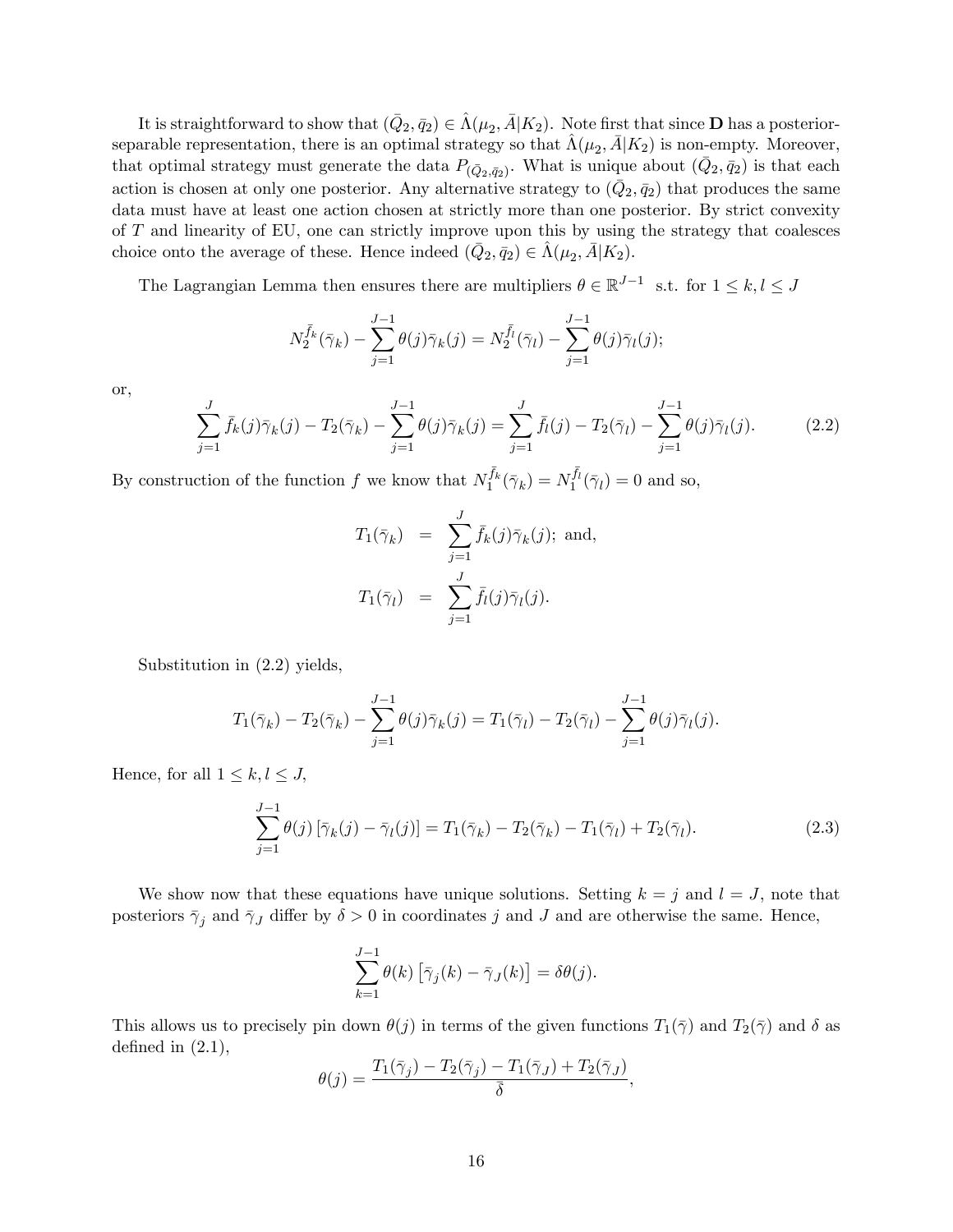It is straightforward to show that $(\bar{Q}_2, \bar{q}_2) \in \hat{\Lambda}(\mu_2, \bar{A}|K_2)$. Note first that since $\mathbf{D}$ has a posterior-separable representation, there is an optimal strategy so that $\hat{\Lambda}(\mu_2, \bar{A}|K_2)$ is non-empty. Moreover, that optimal strategy must generate the data $P_{(\bar{Q}_2, \bar{q}_2)}$. What is unique about $(\bar{Q}_2, \bar{q}_2)$ is that each action is chosen at only one posterior. Any alternative strategy to $(\bar{Q}_2, \bar{q}_2)$ that produces the same data must have at least one action chosen at strictly more than one posterior. By strict convexity of $T$ and linearity of EU, one can strictly improve upon this by using the strategy that coalesces choice onto the average of these. Hence indeed $(\bar{Q}_2, \bar{q}_2) \in \hat{\Lambda}(\mu_2, \bar{A}|K_2)$.

The Lagrangian Lemma then ensures there are multipliers $\theta \in \mathbb{R}^{J-1}$ s.t. for $1 \leq k, l \leq J$

$$N_2^{\bar{f}_k}(\bar{\gamma}_k) - \sum_{j=1}^{J-1} \theta(j)\bar{\gamma}_k(j) = N_2^{\bar{f}_l}(\bar{\gamma}_l) - \sum_{j=1}^{J-1} \theta(j)\bar{\gamma}_l(j);$$

or,

$$\sum_{j=1}^{J} \bar{f}_k(j)\bar{\gamma}_k(j) - T_2(\bar{\gamma}_k) - \sum_{j=1}^{J-1} \theta(j)\bar{\gamma}_k(j) = \sum_{j=1}^{J} \bar{f}_l(j) - T_2(\bar{\gamma}_l) - \sum_{j=1}^{J-1} \theta(j)\bar{\gamma}_l(j). \tag{2.2}$$

By construction of the function $f$ we know that $N_1^{\bar{f}_k}(\bar{\gamma}_k) = N_1^{\bar{f}_l}(\bar{\gamma}_l) = 0$ and so,

$$\begin{aligned} T_1(\bar{\gamma}_k) &= \sum_{j=1}^{J} \bar{f}_k(j)\bar{\gamma}_k(j); \text{ and,} \\ T_1(\bar{\gamma}_l) &= \sum_{j=1}^{J} \bar{f}_l(j)\bar{\gamma}_l(j). \end{aligned}$$

Substitution in (2.2) yields,

$$T_1(\bar{\gamma}_k) - T_2(\bar{\gamma}_k) - \sum_{j=1}^{J-1} \theta(j)\bar{\gamma}_k(j) = T_1(\bar{\gamma}_l) - T_2(\bar{\gamma}_l) - \sum_{j=1}^{J-1} \theta(j)\bar{\gamma}_l(j).$$

Hence, for all $1 \leq k, l \leq J$,

$$\sum_{j=1}^{J-1} \theta(j) \left[\bar{\gamma}_k(j) - \bar{\gamma}_l(j)\right] = T_1(\bar{\gamma}_k) - T_2(\bar{\gamma}_k) - T_1(\bar{\gamma}_l) + T_2(\bar{\gamma}_l). \tag{2.3}$$

We show now that these equations have unique solutions. Setting $k = j$ and $l = J$, note that posteriors $\bar{\gamma}_j$ and $\bar{\gamma}_J$ differ by $\delta > 0$ in coordinates $j$ and $J$ and are otherwise the same. Hence,

$$\sum_{k=1}^{J-1} \theta(k) \left[\bar{\gamma}_j(k) - \bar{\gamma}_J(k)\right] = \delta\theta(j).$$

This allows us to precisely pin down $\theta(j)$ in terms of the given functions $T_1(\bar{\gamma})$ and $T_2(\bar{\gamma})$ and $\delta$ as defined in (2.1),

$$\theta(j) = \frac{T_1(\bar{\gamma}_j) - T_2(\bar{\gamma}_j) - T_1(\bar{\gamma}_J) + T_2(\bar{\gamma}_J)}{\bar{\delta}},$$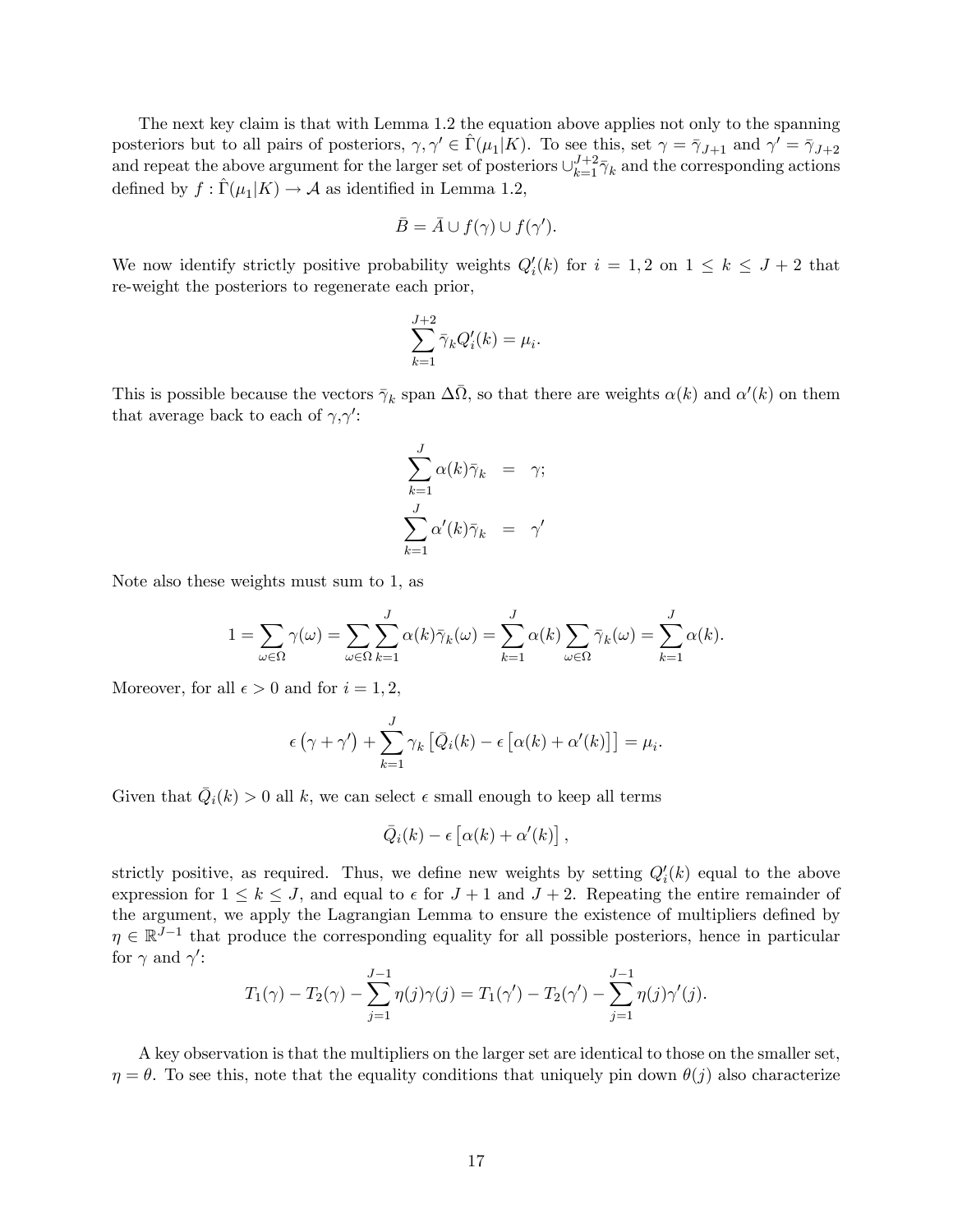The next key claim is that with Lemma 1.2 the equation above applies not only to the spanning posteriors but to all pairs of posteriors, $\gamma, \gamma' \in \hat{\Gamma}(\mu_1|K)$. To see this, set $\gamma = \bar{\gamma}_{J+1}$ and $\gamma' = \bar{\gamma}_{J+2}$ and repeat the above argument for the larger set of posteriors $\cup_{k=1}^{J+2} \bar{\gamma}_k$ and the corresponding actions defined by $f : \hat{\Gamma}(\mu_1|K) \to \mathcal{A}$ as identified in Lemma 1.2,

$$\bar{B} = \bar{A} \cup f(\gamma) \cup f(\gamma').$$

We now identify strictly positive probability weights $Q_i'(k)$ for $i = 1, 2$ on $1 \leq k \leq J + 2$ that re-weight the posteriors to regenerate each prior,

$$\sum_{k=1}^{J+2} \bar{\gamma}_k Q_i'(k) = \mu_i.$$

This is possible because the vectors $\bar{\gamma}_k$ span $\Delta\bar{\Omega}$, so that there are weights $\alpha(k)$ and $\alpha'(k)$ on them that average back to each of $\gamma$,$\gamma'$:

$$\begin{aligned}
\sum_{k=1}^{J} \alpha(k)\bar{\gamma}_k &= \gamma; \\
\sum_{k=1}^{J} \alpha'(k)\bar{\gamma}_k &= \gamma'
\end{aligned}$$

Note also these weights must sum to 1, as

$$1 = \sum_{\omega \in \Omega} \gamma(\omega) = \sum_{\omega \in \Omega} \sum_{k=1}^{J} \alpha(k)\bar{\gamma}_k(\omega) = \sum_{k=1}^{J} \alpha(k) \sum_{\omega \in \Omega} \bar{\gamma}_k(\omega) = \sum_{k=1}^{J} \alpha(k).$$

Moreover, for all $\epsilon > 0$ and for $i = 1, 2$,

$$\epsilon \left(\gamma + \gamma'\right) + \sum_{k=1}^{J} \gamma_k \left[\bar{Q}_i(k) - \epsilon \left[\alpha(k) + \alpha'(k)\right]\right] = \mu_i.$$

Given that $\bar{Q}_i(k) > 0$ all $k$, we can select $\epsilon$ small enough to keep all terms

$$\bar{Q}_i(k) - \epsilon \left[\alpha(k) + \alpha'(k)\right],$$

strictly positive, as required. Thus, we define new weights by setting $Q_i'(k)$ equal to the above expression for $1 \leq k \leq J$, and equal to $\epsilon$ for $J + 1$ and $J + 2$. Repeating the entire remainder of the argument, we apply the Lagrangian Lemma to ensure the existence of multipliers defined by $\eta \in \mathbb{R}^{J-1}$ that produce the corresponding equality for all possible posteriors, hence in particular for $\gamma$ and $\gamma'$:

$$T_1(\gamma) - T_2(\gamma) - \sum_{j=1}^{J-1} \eta(j)\gamma(j) = T_1(\gamma') - T_2(\gamma') - \sum_{j=1}^{J-1} \eta(j)\gamma'(j).$$

A key observation is that the multipliers on the larger set are identical to those on the smaller set, $\eta = \theta$. To see this, note that the equality conditions that uniquely pin down $\theta(j)$ also characterize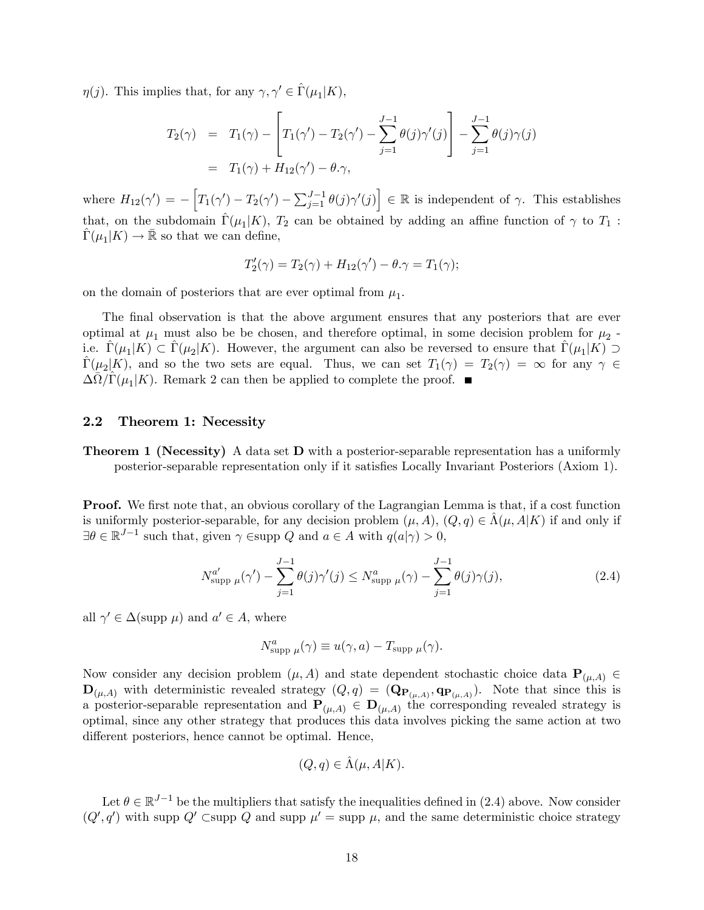$\eta(j)$. This implies that, for any $\gamma, \gamma' \in \hat{\Gamma}(\mu_1|K)$,

$$
\begin{aligned}
T_2(\gamma) &= T_1(\gamma) - \left[ T_1(\gamma') - T_2(\gamma') - \sum_{j=1}^{J-1} \theta(j)\gamma'(j) \right] - \sum_{j=1}^{J-1} \theta(j)\gamma(j) \\
&= T_1(\gamma) + H_{12}(\gamma') - \theta.\gamma,
\end{aligned}
$$

where $H_{12}(\gamma') = -\left[ T_1(\gamma') - T_2(\gamma') - \sum_{j=1}^{J-1} \theta(j)\gamma'(j) \right] \in \mathbb{R}$ is independent of $\gamma$. This establishes that, on the subdomain $\hat{\Gamma}(\mu_1|K)$, $T_2$ can be obtained by adding an affine function of $\gamma$ to $T_1 : \hat{\Gamma}(\mu_1|K) \to \bar{\mathbb{R}}$ so that we can define,

$$
T_2'(\gamma) = T_2(\gamma) + H_{12}(\gamma') - \theta.\gamma = T_1(\gamma);
$$

on the domain of posteriors that are ever optimal from $\mu_1$.

The final observation is that the above argument ensures that any posteriors that are ever optimal at $\mu_1$ must also be be chosen, and therefore optimal, in some decision problem for $\mu_2$ - i.e. $\hat{\Gamma}(\mu_1|K) \subset \hat{\Gamma}(\mu_2|K)$. However, the argument can also be reversed to ensure that $\hat{\Gamma}(\mu_1|K) \supset \hat{\Gamma}(\mu_2|K)$, and so the two sets are equal. Thus, we can set $T_1(\gamma) = T_2(\gamma) = \infty$ for any $\gamma \in \Delta\bar{\Omega}/\hat{\Gamma}(\mu_1|K)$. Remark 2 can then be applied to complete the proof. ■

## 2.2 Theorem 1: Necessity

**Theorem 1 (Necessity)** A data set $\mathbf{D}$ with a posterior-separable representation has a uniformly posterior-separable representation only if it satisfies Locally Invariant Posteriors (Axiom 1).

**Proof.** We first note that, an obvious corollary of the Lagrangian Lemma is that, if a cost function is uniformly posterior-separable, for any decision problem $(\mu, A)$, $(Q, q) \in \hat{\Lambda}(\mu, A|K)$ if and only if $\exists \theta \in \mathbb{R}^{J-1}$ such that, given $\gamma \in$supp $Q$ and $a \in A$ with $q(a|\gamma) > 0$,

$$
N^{a'}_{\text{supp } \mu}(\gamma') - \sum_{j=1}^{J-1} \theta(j)\gamma'(j) \leq N^{a}_{\text{supp } \mu}(\gamma) - \sum_{j=1}^{J-1} \theta(j)\gamma(j), \tag{2.4}
$$

all $\gamma' \in \Delta(\text{supp } \mu)$ and $a' \in A$, where

$$
N^{a}_{\text{supp } \mu}(\gamma) \equiv u(\gamma, a) - T_{\text{supp } \mu}(\gamma).
$$

Now consider any decision problem $(\mu, A)$ and state dependent stochastic choice data $\mathbf{P}_{(\mu,A)} \in \mathbf{D}_{(\mu,A)}$ with deterministic revealed strategy $(Q, q) = (\mathbf{Q}_{\mathbf{P}_{(\mu,A)}}, \mathbf{q}_{\mathbf{P}_{(\mu,A)}})$. Note that since this is a posterior-separable representation and $\mathbf{P}_{(\mu,A)} \in \mathbf{D}_{(\mu,A)}$ the corresponding revealed strategy is optimal, since any other strategy that produces this data involves picking the same action at two different posteriors, hence cannot be optimal. Hence,

$$
(Q, q) \in \hat{\Lambda}(\mu, A|K).
$$

Let $\theta \in \mathbb{R}^{J-1}$ be the multipliers that satisfy the inequalities defined in (2.4) above. Now consider $(Q', q')$ with supp $Q' \subset$supp $Q$ and supp $\mu' =$ supp $\mu$, and the same deterministic choice strategy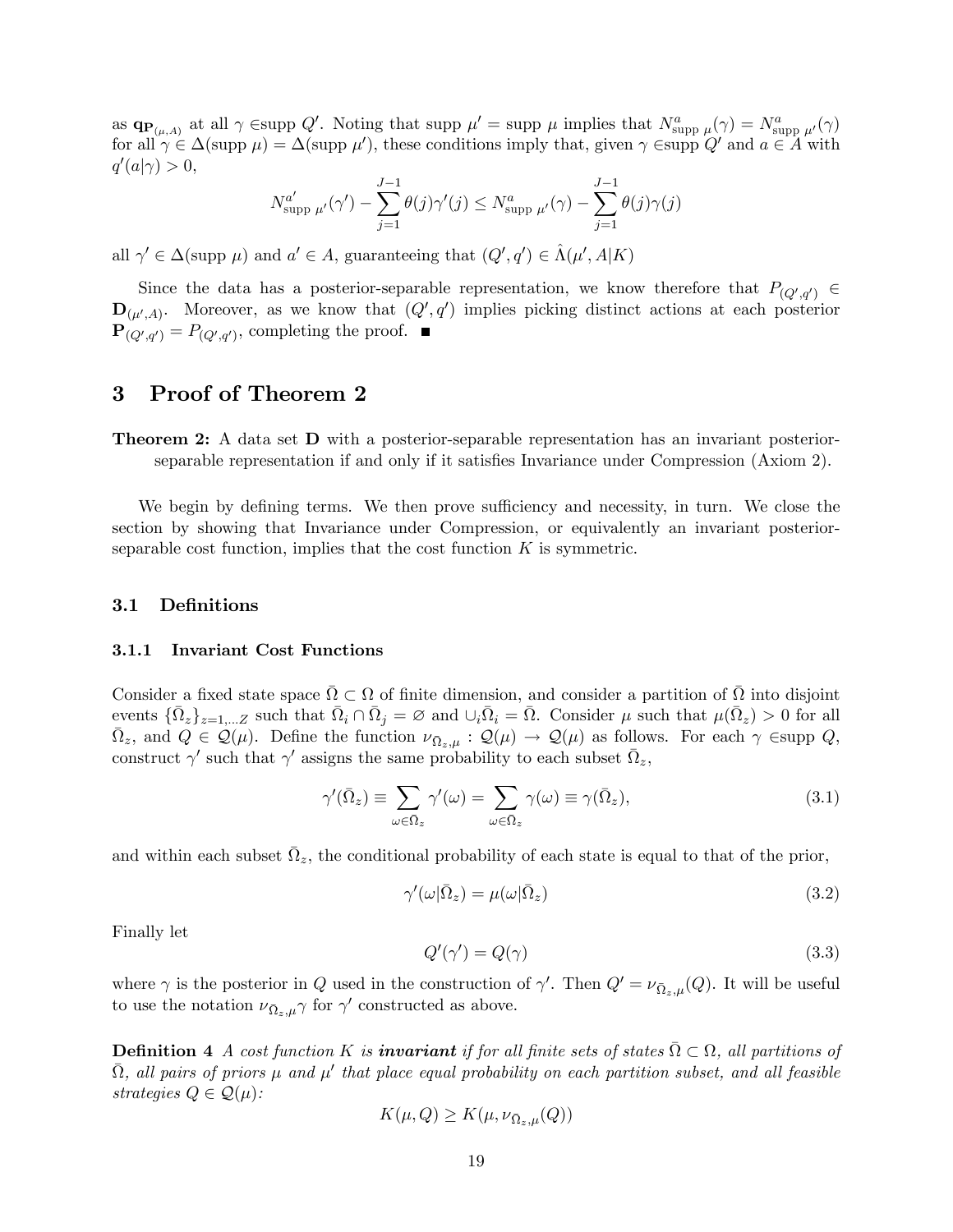as $\mathbf{q}_{\mathbf{P}_{(\mu,A)}}$ at all $\gamma \in$supp $Q'$. Noting that supp $\mu'$ = supp $\mu$ implies that $N^a_{\text{supp }\mu}(\gamma) = N^a_{\text{supp }\mu'}(\gamma)$ for all $\gamma \in \Delta(\text{supp }\mu) = \Delta(\text{supp }\mu')$, these conditions imply that, given $\gamma \in$supp $Q'$ and $a \in A$ with $q'(a|\gamma) > 0$,

$$N^{a'}_{\text{supp }\mu'}(\gamma') - \sum_{j=1}^{J-1} \theta(j)\gamma'(j) \leq N^a_{\text{supp }\mu'}(\gamma) - \sum_{j=1}^{J-1} \theta(j)\gamma(j)$$

all $\gamma' \in \Delta(\text{supp }\mu)$ and $a' \in A$, guaranteeing that $(Q', q') \in \hat{\Lambda}(\mu', A|K)$

Since the data has a posterior-separable representation, we know therefore that $P_{(Q',q')} \in \mathbf{D}_{(\mu',A)}$. Moreover, as we know that $(Q', q')$ implies picking distinct actions at each posterior $\mathbf{P}_{(Q',q')} = P_{(Q',q')}$, completing the proof. ■

# 3 Proof of Theorem 2

**Theorem 2:** A data set $\mathbf{D}$ with a posterior-separable representation has an invariant posterior-separable representation if and only if it satisfies Invariance under Compression (Axiom 2).

We begin by defining terms. We then prove sufficiency and necessity, in turn. We close the section by showing that Invariance under Compression, or equivalently an invariant posterior-separable cost function, implies that the cost function $K$ is symmetric.

## 3.1 Definitions

### 3.1.1 Invariant Cost Functions

Consider a fixed state space $\bar{\Omega} \subset \Omega$ of finite dimension, and consider a partition of $\bar{\Omega}$ into disjoint events $\{\bar{\Omega}_z\}_{z=1,...Z}$ such that $\bar{\Omega}_i \cap \bar{\Omega}_j = \varnothing$ and $\cup_i \bar{\Omega}_i = \bar{\Omega}$. Consider $\mu$ such that $\mu(\bar{\Omega}_z) > 0$ for all $\bar{\Omega}_z$, and $Q \in \mathcal{Q}(\mu)$. Define the function $\nu_{\bar{\Omega}_z,\mu} : \mathcal{Q}(\mu) \to \mathcal{Q}(\mu)$ as follows. For each $\gamma \in$supp $Q$, construct $\gamma'$ such that $\gamma'$ assigns the same probability to each subset $\bar{\Omega}_z$,

$$\gamma'(\bar{\Omega}_z) \equiv \sum_{\omega \in \bar{\Omega}_z} \gamma'(\omega) = \sum_{\omega \in \bar{\Omega}_z} \gamma(\omega) \equiv \gamma(\bar{\Omega}_z), \tag{3.1}$$

and within each subset $\bar{\Omega}_z$, the conditional probability of each state is equal to that of the prior,

$$\gamma'(\omega|\bar{\Omega}_z) = \mu(\omega|\bar{\Omega}_z) \tag{3.2}$$

Finally let

$$Q'(\gamma') = Q(\gamma) \tag{3.3}$$

where $\gamma$ is the posterior in $Q$ used in the construction of $\gamma'$. Then $Q' = \nu_{\bar{\Omega}_z,\mu}(Q)$. It will be useful to use the notation $\nu_{\bar{\Omega}_z,\mu}\gamma$ for $\gamma'$ constructed as above.

**Definition 4** *A cost function $K$ is **invariant** if for all finite sets of states $\bar{\Omega} \subset \Omega$, all partitions of $\bar{\Omega}$, all pairs of priors $\mu$ and $\mu'$ that place equal probability on each partition subset, and all feasible strategies $Q \in \mathcal{Q}(\mu)$:*

$$K(\mu, Q) \geq K(\mu, \nu_{\bar{\Omega}_z,\mu}(Q))$$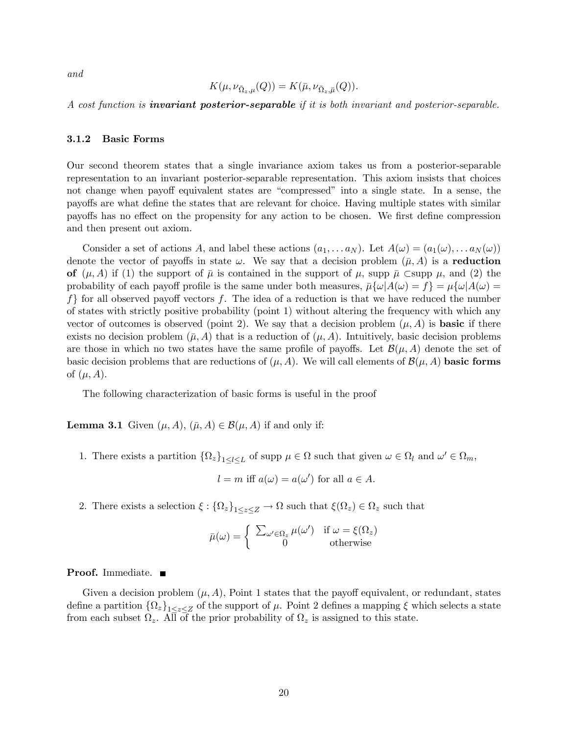*and*

$$K(\mu, \nu_{\bar{\Omega}_z,\mu}(Q)) = K(\bar{\mu}, \nu_{\bar{\Omega}_z,\bar{\mu}}(Q)).$$

*A cost function is* ***invariant posterior-separable*** *if it is both invariant and posterior-separable.*

### 3.1.2 Basic Forms

Our second theorem states that a single invariance axiom takes us from a posterior-separable representation to an invariant posterior-separable representation. This axiom insists that choices not change when payoff equivalent states are "compressed" into a single state. In a sense, the payoffs are what define the states that are relevant for choice. Having multiple states with similar payoffs has no effect on the propensity for any action to be chosen. We first define compression and then present out axiom.

Consider a set of actions $A$, and label these actions $(a_1, \ldots a_N)$. Let $A(\omega) = (a_1(\omega), \ldots a_N(\omega))$ denote the vector of payoffs in state $\omega$. We say that a decision problem $(\bar{\mu}, A)$ is a **reduction of** $(\mu, A)$ if (1) the support of $\bar{\mu}$ is contained in the support of $\mu$, supp $\bar{\mu} \subset$supp $\mu$, and (2) the probability of each payoff profile is the same under both measures, $\bar{\mu}\{\omega|A(\omega) = f\} = \mu\{\omega|A(\omega) = f\}$ for all observed payoff vectors $f$. The idea of a reduction is that we have reduced the number of states with strictly positive probability (point 1) without altering the frequency with which any vector of outcomes is observed (point 2). We say that a decision problem $(\mu, A)$ is **basic** if there exists no decision problem $(\bar{\mu}, A)$ that is a reduction of $(\mu, A)$. Intuitively, basic decision problems are those in which no two states have the same profile of payoffs. Let $\mathcal{B}(\mu, A)$ denote the set of basic decision problems that are reductions of $(\mu, A)$. We will call elements of $\mathcal{B}(\mu, A)$ **basic forms** of $(\mu, A)$.

The following characterization of basic forms is useful in the proof

**Lemma 3.1** Given $(\mu, A)$, $(\bar{\mu}, A) \in \mathcal{B}(\mu, A)$ if and only if:

1. There exists a partition $\{\Omega_z\}_{1 \leq l \leq L}$ of supp $\mu \in \Omega$ such that given $\omega \in \Omega_l$ and $\omega' \in \Omega_m$,

$$l = m \text{ iff } a(\omega) = a(\omega') \text{ for all } a \in A.$$

2. There exists a selection $\xi : \{\Omega_z\}_{1 \leq z \leq Z} \to \Omega$ such that $\xi(\Omega_z) \in \Omega_z$ such that

$$\bar{\mu}(\omega) = \begin{cases} \sum_{\omega' \in \Omega_z} \mu(\omega') & \text{if } \omega = \xi(\Omega_z) \\ 0 & \text{otherwise} \end{cases}$$

**Proof.** Immediate. ■

Given a decision problem $(\mu, A)$, Point 1 states that the payoff equivalent, or redundant, states define a partition $\{\Omega_z\}_{1 \leq z \leq Z}$ of the support of $\mu$. Point 2 defines a mapping $\xi$ which selects a state from each subset $\Omega_z$. All of the prior probability of $\Omega_z$ is assigned to this state.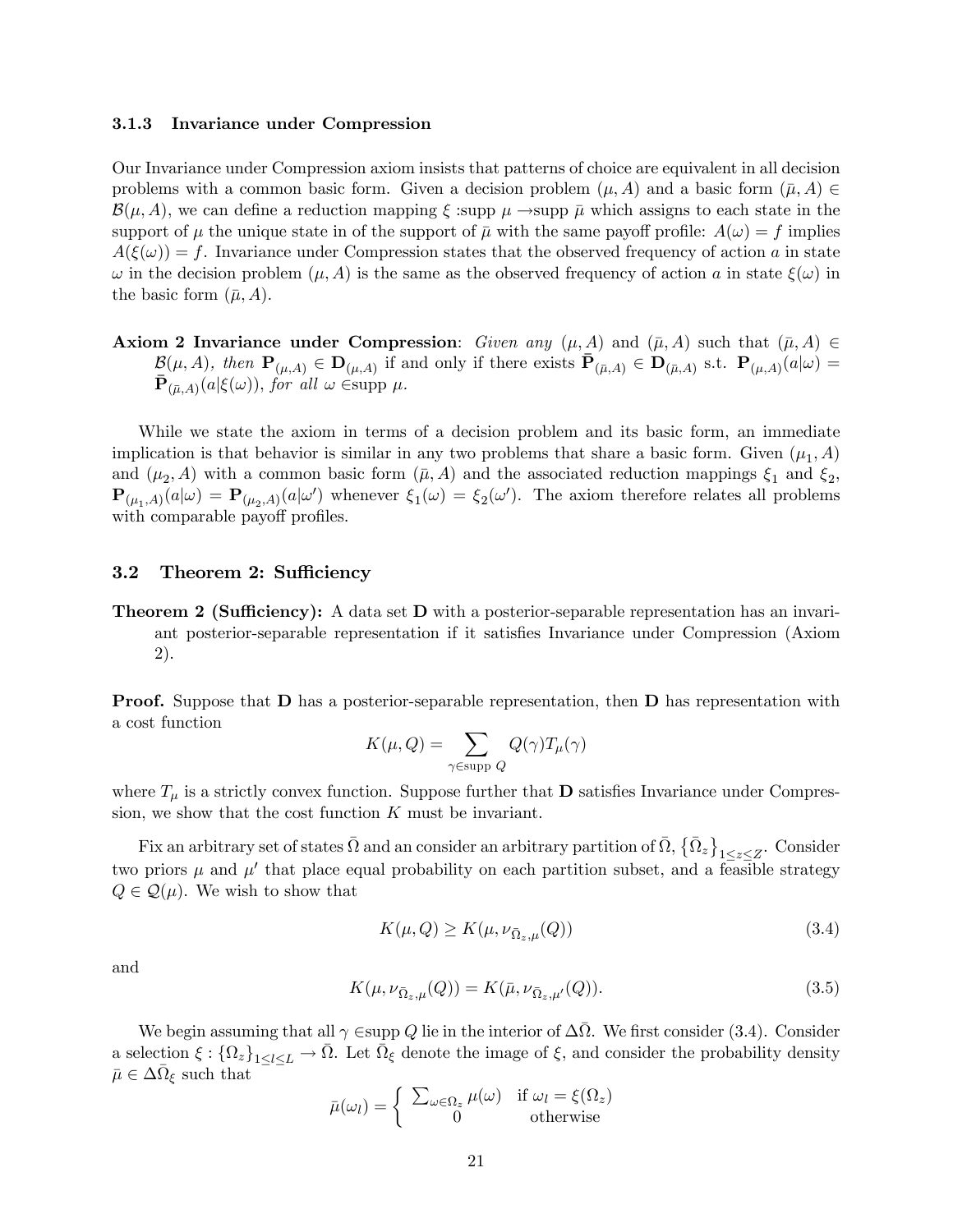### 3.1.3 Invariance under Compression

Our Invariance under Compression axiom insists that patterns of choice are equivalent in all decision problems with a common basic form. Given a decision problem $(\mu, A)$ and a basic form $(\bar{\mu}, A) \in \mathcal{B}(\mu, A)$, we can define a reduction mapping $\xi$ :supp $\mu \to$supp $\bar{\mu}$ which assigns to each state in the support of $\mu$ the unique state in of the support of $\bar{\mu}$ with the same payoff profile: $A(\omega) = f$ implies $A(\xi(\omega)) = f$. Invariance under Compression states that the observed frequency of action $a$ in state $\omega$ in the decision problem $(\mu, A)$ is the same as the observed frequency of action $a$ in state $\xi(\omega)$ in the basic form $(\bar{\mu}, A)$.

**Axiom 2 Invariance under Compression**: *Given any* $(\mu, A)$ and $(\bar{\mu}, A)$ such that $(\bar{\mu}, A) \in \mathcal{B}(\mu, A)$*, then* $\mathbf{P}_{(\mu,A)} \in \mathbf{D}_{(\mu,A)}$ if and only if there exists $\bar{\mathbf{P}}_{(\bar{\mu},A)} \in \mathbf{D}_{(\bar{\mu},A)}$ s.t. $\mathbf{P}_{(\mu,A)}(a|\omega) = \bar{\mathbf{P}}_{(\bar{\mu},A)}(a|\xi(\omega))$*, for all* $\omega \in$*supp* $\mu$.

While we state the axiom in terms of a decision problem and its basic form, an immediate implication is that behavior is similar in any two problems that share a basic form. Given $(\mu_1, A)$ and $(\mu_2, A)$ with a common basic form $(\bar{\mu}, A)$ and the associated reduction mappings $\xi_1$ and $\xi_2$, $\mathbf{P}_{(\mu_1,A)}(a|\omega) = \mathbf{P}_{(\mu_2,A)}(a|\omega')$ whenever $\xi_1(\omega) = \xi_2(\omega')$. The axiom therefore relates all problems with comparable payoff profiles.

## 3.2 Theorem 2: Sufficiency

**Theorem 2 (Sufficiency):** A data set $\mathbf{D}$ with a posterior-separable representation has an invariant posterior-separable representation if it satisfies Invariance under Compression (Axiom 2).

**Proof.** Suppose that $\mathbf{D}$ has a posterior-separable representation, then $\mathbf{D}$ has representation with a cost function

$$K(\mu, Q) = \sum_{\gamma \in \text{supp } Q} Q(\gamma) T_\mu(\gamma)$$

where $T_\mu$ is a strictly convex function. Suppose further that $\mathbf{D}$ satisfies Invariance under Compression, we show that the cost function $K$ must be invariant.

Fix an arbitrary set of states $\bar{\Omega}$ and an consider an arbitrary partition of $\bar{\Omega}$, $\{\bar{\Omega}_z\}_{1 \le z \le Z}$. Consider two priors $\mu$ and $\mu'$ that place equal probability on each partition subset, and a feasible strategy $Q \in \mathcal{Q}(\mu)$. We wish to show that

$$K(\mu, Q) \geq K(\mu, \nu_{\bar{\Omega}_z,\mu}(Q)) \tag{3.4}$$

and

$$K(\mu, \nu_{\bar{\Omega}_z,\mu}(Q)) = K(\bar{\mu}, \nu_{\bar{\Omega}_z,\mu'}(Q)). \tag{3.5}$$

We begin assuming that all $\gamma \in$supp $Q$ lie in the interior of $\Delta\bar{\Omega}$. We first consider (3.4). Consider a selection $\xi : \{\Omega_z\}_{1 \le l \le L} \to \bar{\Omega}$. Let $\bar{\Omega}_\xi$ denote the image of $\xi$, and consider the probability density $\bar{\mu} \in \Delta\bar{\Omega}_\xi$ such that

$$\bar{\mu}(\omega_l) = \begin{cases} \sum_{\omega \in \Omega_z} \mu(\omega) & \text{if } \omega_l = \xi(\Omega_z) \\ 0 & \text{otherwise} \end{cases}$$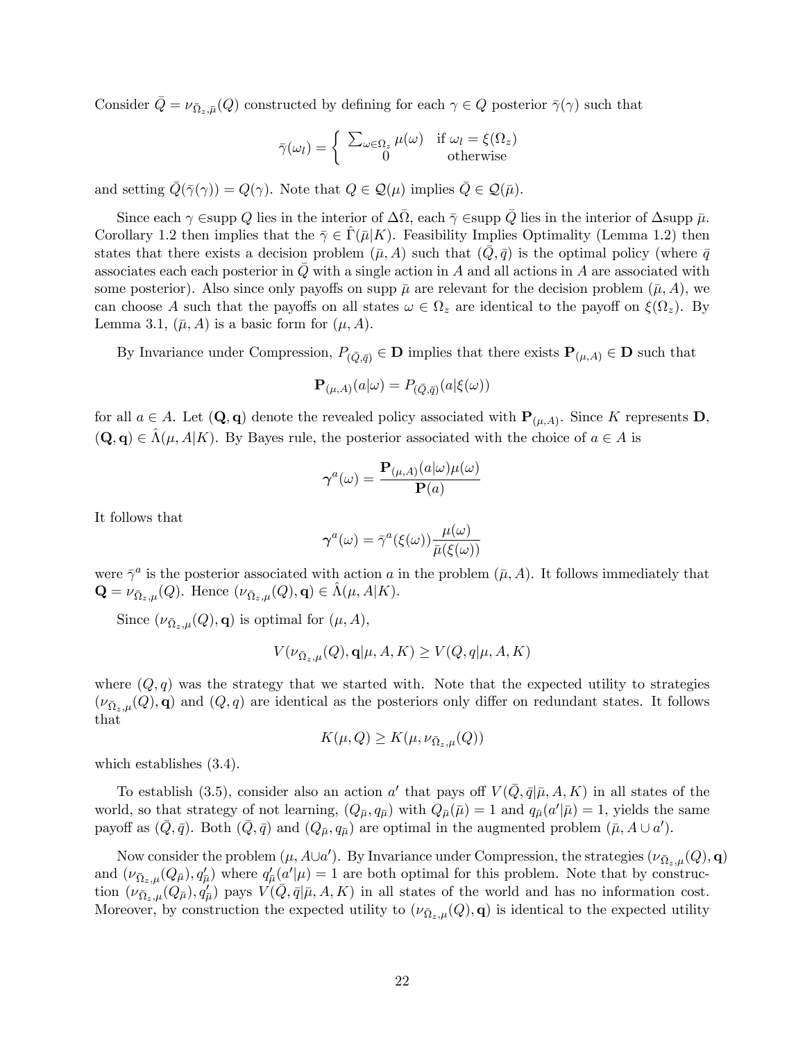Consider $\bar{Q} = \nu_{\bar{\Omega}_z,\bar{\mu}}(Q)$ constructed by defining for each $\gamma \in Q$ posterior $\bar{\gamma}(\gamma)$ such that

$$\bar{\gamma}(\omega_l) = \begin{cases} \sum_{\omega \in \Omega_z} \mu(\omega) & \text{if } \omega_l = \xi(\Omega_z) \\ 0 & \text{otherwise} \end{cases}$$

and setting $\bar{Q}(\bar{\gamma}(\gamma)) = Q(\gamma)$. Note that $Q \in \mathcal{Q}(\mu)$ implies $\bar{Q} \in \mathcal{Q}(\bar{\mu})$.

Since each $\gamma \in$supp $Q$ lies in the interior of $\Delta\bar{\Omega}$, each $\bar{\gamma} \in$supp $\bar{Q}$ lies in the interior of $\Delta$supp $\bar{\mu}$. Corollary 1.2 then implies that the $\bar{\gamma} \in \hat{\Gamma}(\bar{\mu}|K)$. Feasibility Implies Optimality (Lemma 1.2) then states that there exists a decision problem $(\bar{\mu}, A)$ such that $(\bar{Q}, \bar{q})$ is the optimal policy (where $\bar{q}$ associates each each posterior in $\bar{Q}$ with a single action in $A$ and all actions in $A$ are associated with some posterior). Also since only payoffs on supp $\bar{\mu}$ are relevant for the decision problem $(\bar{\mu}, A)$, we can choose $A$ such that the payoffs on all states $\omega \in \Omega_z$ are identical to the payoff on $\xi(\Omega_z)$. By Lemma 3.1, $(\bar{\mu}, A)$ is a basic form for $(\mu, A)$.

By Invariance under Compression, $P_{(\bar{Q},\bar{q})} \in \mathbf{D}$ implies that there exists $\mathbf{P}_{(\mu,A)} \in \mathbf{D}$ such that

$$\mathbf{P}_{(\mu,A)}(a|\omega) = P_{(\bar{Q},\bar{q})}(a|\xi(\omega))$$

for all $a \in A$. Let $(\mathbf{Q}, \mathbf{q})$ denote the revealed policy associated with $\mathbf{P}_{(\mu,A)}$. Since $K$ represents $\mathbf{D}$, $(\mathbf{Q}, \mathbf{q}) \in \hat{\Lambda}(\mu, A|K)$. By Bayes rule, the posterior associated with the choice of $a \in A$ is

$$\boldsymbol{\gamma}^a(\omega) = \frac{\mathbf{P}_{(\mu,A)}(a|\omega)\mu(\omega)}{\mathbf{P}(a)}$$

It follows that

$$\boldsymbol{\gamma}^a(\omega) = \bar{\gamma}^a(\xi(\omega))\frac{\mu(\omega)}{\bar{\mu}(\xi(\omega))}$$

were $\bar{\gamma}^a$ is the posterior associated with action $a$ in the problem $(\bar{\mu}, A)$. It follows immediately that $\mathbf{Q} = \nu_{\bar{\Omega}_z,\mu}(Q)$. Hence $(\nu_{\bar{\Omega}_z,\mu}(Q), \mathbf{q}) \in \hat{\Lambda}(\mu, A|K)$.

Since $(\nu_{\bar{\Omega}_z,\mu}(Q), \mathbf{q})$ is optimal for $(\mu, A)$,

$$V(\nu_{\bar{\Omega}_z,\mu}(Q), \mathbf{q}|\mu, A, K) \geq V(Q, q|\mu, A, K)$$

where $(Q, q)$ was the strategy that we started with. Note that the expected utility to strategies $(\nu_{\bar{\Omega}_z,\mu}(Q), \mathbf{q})$ and $(Q, q)$ are identical as the posteriors only differ on redundant states. It follows that

$$K(\mu, Q) \geq K(\mu, \nu_{\bar{\Omega}_z,\mu}(Q))$$

which establishes (3.4).

To establish (3.5), consider also an action $a'$ that pays off $V(\bar{Q}, \bar{q}|\bar{\mu}, A, K)$ in all states of the world, so that strategy of not learning, $(Q_{\bar{\mu}}, q_{\bar{\mu}})$ with $Q_{\bar{\mu}}(\bar{\mu}) = 1$ and $q_{\bar{\mu}}(a'|\bar{\mu}) = 1$, yields the same payoff as $(\bar{Q}, \bar{q})$. Both $(\bar{Q}, \bar{q})$ and $(Q_{\bar{\mu}}, q_{\bar{\mu}})$ are optimal in the augmented problem $(\bar{\mu}, A \cup a')$.

Now consider the problem $(\mu, A \cup a')$. By Invariance under Compression, the strategies $(\nu_{\bar{\Omega}_z,\mu}(Q), \mathbf{q})$ and $(\nu_{\bar{\Omega}_z,\mu}(Q_{\bar{\mu}}), q'_{\bar{\mu}})$ where $q'_{\bar{\mu}}(a'|\mu) = 1$ are both optimal for this problem. Note that by construction $(\nu_{\bar{\Omega}_z,\mu}(Q_{\bar{\mu}}), q'_{\bar{\mu}})$ pays $V(\bar{Q}, \bar{q}|\bar{\mu}, A, K)$ in all states of the world and has no information cost. Moreover, by construction the expected utility to $(\nu_{\bar{\Omega}_z,\mu}(Q), \mathbf{q})$ is identical to the expected utility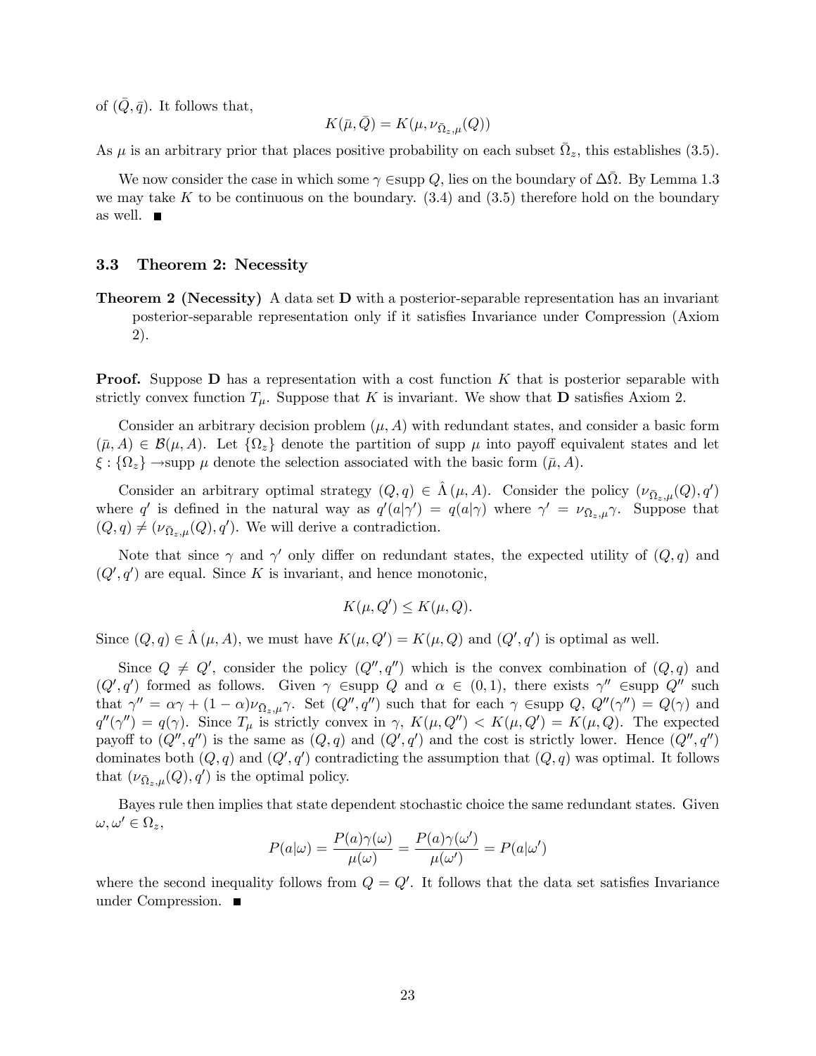of $(\bar{Q}, \bar{q})$. It follows that,

$$K(\bar{\mu}, \bar{Q}) = K(\mu, \nu_{\bar{\Omega}_z,\mu}(Q))$$

As $\mu$ is an arbitrary prior that places positive probability on each subset $\bar{\Omega}_z$, this establishes (3.5).

We now consider the case in which some $\gamma \in$supp $Q$, lies on the boundary of $\Delta\bar{\Omega}$. By Lemma 1.3 we may take $K$ to be continuous on the boundary. (3.4) and (3.5) therefore hold on the boundary as well. ■

### 3.3 Theorem 2: Necessity

**Theorem 2 (Necessity)** A data set **D** with a posterior-separable representation has an invariant posterior-separable representation only if it satisfies Invariance under Compression (Axiom 2).

**Proof.** Suppose **D** has a representation with a cost function $K$ that is posterior separable with strictly convex function $T_\mu$. Suppose that $K$ is invariant. We show that **D** satisfies Axiom 2.

Consider an arbitrary decision problem $(\mu, A)$ with redundant states, and consider a basic form $(\bar{\mu}, A) \in \mathcal{B}(\mu, A)$. Let $\{\Omega_z\}$ denote the partition of supp $\mu$ into payoff equivalent states and let $\xi : \{\Omega_z\} \rightarrow$supp $\mu$ denote the selection associated with the basic form $(\bar{\mu}, A)$.

Consider an arbitrary optimal strategy $(Q, q) \in \hat{\Lambda}(\mu, A)$. Consider the policy $(\nu_{\bar{\Omega}_z,\mu}(Q), q')$ where $q'$ is defined in the natural way as $q'(a|\gamma') = q(a|\gamma)$ where $\gamma' = \nu_{\bar{\Omega}_z,\mu}\gamma$. Suppose that $(Q, q) \neq (\nu_{\bar{\Omega}_z,\mu}(Q), q')$. We will derive a contradiction.

Note that since $\gamma$ and $\gamma'$ only differ on redundant states, the expected utility of $(Q, q)$ and $(Q', q')$ are equal. Since $K$ is invariant, and hence monotonic,

$$K(\mu, Q') \leq K(\mu, Q).$$

Since $(Q, q) \in \hat{\Lambda}(\mu, A)$, we must have $K(\mu, Q') = K(\mu, Q)$ and $(Q', q')$ is optimal as well.

Since $Q \neq Q'$, consider the policy $(Q'', q'')$ which is the convex combination of $(Q, q)$ and $(Q', q')$ formed as follows. Given $\gamma \in$supp $Q$ and $\alpha \in (0, 1)$, there exists $\gamma'' \in$supp $Q''$ such that $\gamma'' = \alpha\gamma + (1 - \alpha)\nu_{\bar{\Omega}_z,\mu}\gamma$. Set $(Q'', q'')$ such that for each $\gamma \in$supp $Q$, $Q''(\gamma'') = Q(\gamma)$ and $q''(\gamma'') = q(\gamma)$. Since $T_\mu$ is strictly convex in $\gamma$, $K(\mu, Q'') < K(\mu, Q') = K(\mu, Q)$. The expected payoff to $(Q'', q'')$ is the same as $(Q, q)$ and $(Q', q')$ and the cost is strictly lower. Hence $(Q'', q'')$ dominates both $(Q, q)$ and $(Q', q')$ contradicting the assumption that $(Q, q)$ was optimal. It follows that $(\nu_{\bar{\Omega}_z,\mu}(Q), q')$ is the optimal policy.

Bayes rule then implies that state dependent stochastic choice the same redundant states. Given $\omega, \omega' \in \Omega_z$,

$$P(a|\omega) = \frac{P(a)\gamma(\omega)}{\mu(\omega)} = \frac{P(a)\gamma(\omega')}{\mu(\omega')} = P(a|\omega')$$

where the second inequality follows from $Q = Q'$. It follows that the data set satisfies Invariance under Compression. ■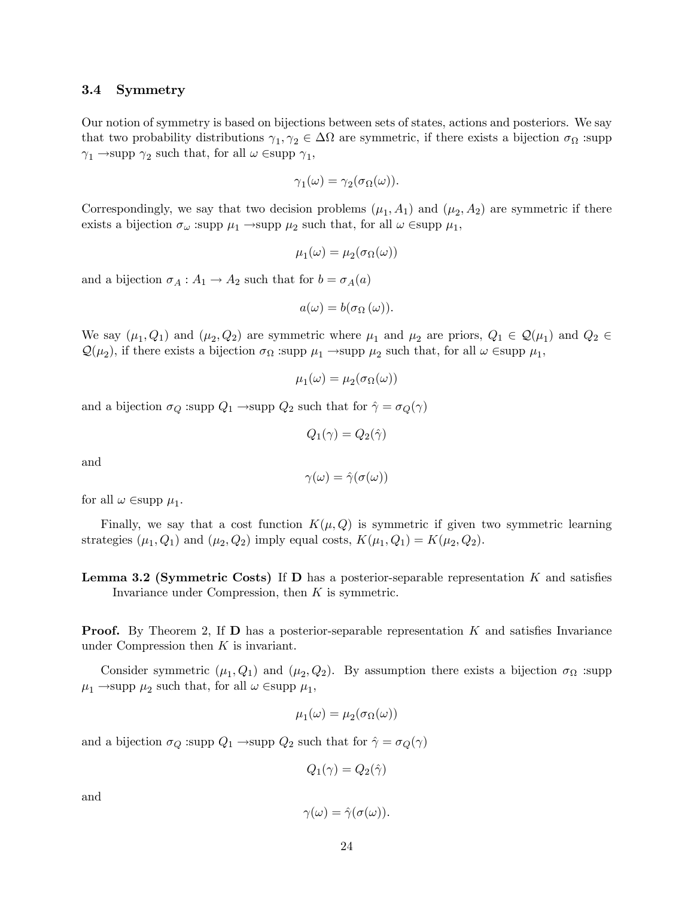### 3.4 Symmetry

Our notion of symmetry is based on bijections between sets of states, actions and posteriors. We say that two probability distributions $\gamma_1, \gamma_2 \in \Delta\Omega$ are symmetric, if there exists a bijection $\sigma_\Omega$ :supp $\gamma_1 \rightarrow$supp $\gamma_2$ such that, for all $\omega \in$supp $\gamma_1$,

$$\gamma_1(\omega) = \gamma_2(\sigma_\Omega(\omega)).$$

Correspondingly, we say that two decision problems $(\mu_1, A_1)$ and $(\mu_2, A_2)$ are symmetric if there exists a bijection $\sigma_\omega$ :supp $\mu_1 \rightarrow$supp $\mu_2$ such that, for all $\omega \in$supp $\mu_1$,

$$\mu_1(\omega) = \mu_2(\sigma_\Omega(\omega))$$

and a bijection $\sigma_A : A_1 \rightarrow A_2$ such that for $b = \sigma_A(a)$

$$a(\omega) = b(\sigma_\Omega(\omega)).$$

We say $(\mu_1, Q_1)$ and $(\mu_2, Q_2)$ are symmetric where $\mu_1$ and $\mu_2$ are priors, $Q_1 \in \mathcal{Q}(\mu_1)$ and $Q_2 \in \mathcal{Q}(\mu_2)$, if there exists a bijection $\sigma_\Omega$ :supp $\mu_1 \rightarrow$supp $\mu_2$ such that, for all $\omega \in$supp $\mu_1$,

$$\mu_1(\omega) = \mu_2(\sigma_\Omega(\omega))$$

and a bijection $\sigma_Q$ :supp $Q_1 \rightarrow$supp $Q_2$ such that for $\hat{\gamma} = \sigma_Q(\gamma)$

$$Q_1(\gamma) = Q_2(\hat{\gamma})$$

and

$$\gamma(\omega) = \hat{\gamma}(\sigma(\omega))$$

for all $\omega \in$supp $\mu_1$.

Finally, we say that a cost function $K(\mu, Q)$ is symmetric if given two symmetric learning strategies $(\mu_1, Q_1)$ and $(\mu_2, Q_2)$ imply equal costs, $K(\mu_1, Q_1) = K(\mu_2, Q_2)$.

**Lemma 3.2 (Symmetric Costs)** If **D** has a posterior-separable representation $K$ and satisfies Invariance under Compression, then $K$ is symmetric.

**Proof.** By Theorem 2, If **D** has a posterior-separable representation $K$ and satisfies Invariance under Compression then $K$ is invariant.

Consider symmetric $(\mu_1, Q_1)$ and $(\mu_2, Q_2)$. By assumption there exists a bijection $\sigma_\Omega$ :supp $\mu_1 \rightarrow$supp $\mu_2$ such that, for all $\omega \in$supp $\mu_1$,

$$\mu_1(\omega) = \mu_2(\sigma_\Omega(\omega))$$

and a bijection $\sigma_Q$ :supp $Q_1 \rightarrow$supp $Q_2$ such that for $\hat{\gamma} = \sigma_Q(\gamma)$

$$Q_1(\gamma) = Q_2(\hat{\gamma})$$

and

$$\gamma(\omega) = \hat{\gamma}(\sigma(\omega)).$$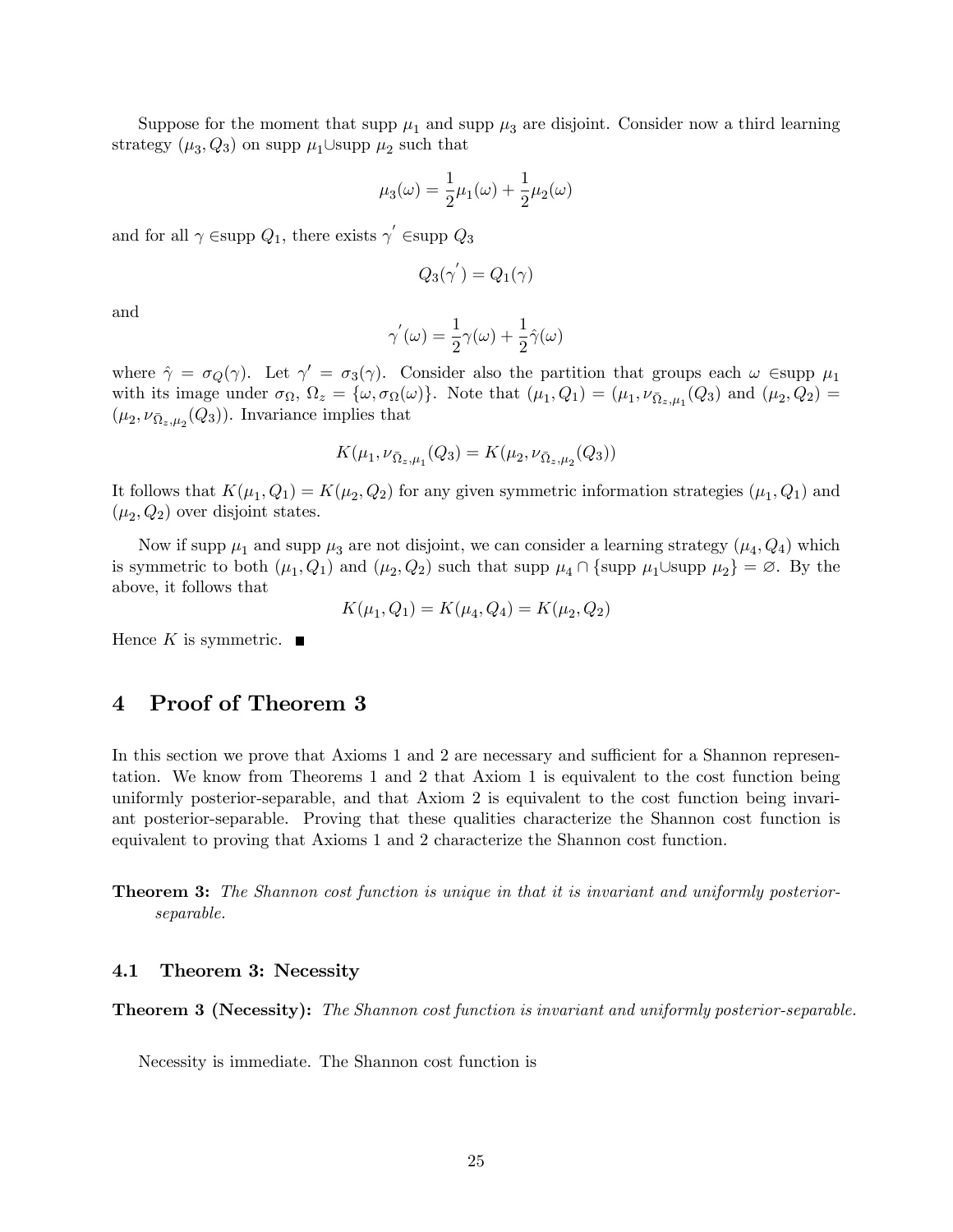Suppose for the moment that supp $\mu_1$ and supp $\mu_3$ are disjoint. Consider now a third learning strategy $(\mu_3, Q_3)$ on supp $\mu_1$∪supp $\mu_2$ such that

$$\mu_3(\omega) = \frac{1}{2}\mu_1(\omega) + \frac{1}{2}\mu_2(\omega)$$

and for all $\gamma \in$supp $Q_1$, there exists $\gamma^{'} \in$supp $Q_3$

$$Q_3(\gamma^{'}) = Q_1(\gamma)$$

and

$$\gamma^{'}(\omega) = \frac{1}{2}\gamma(\omega) + \frac{1}{2}\hat{\gamma}(\omega)$$

where $\hat{\gamma} = \sigma_Q(\gamma)$. Let $\gamma' = \sigma_3(\gamma)$. Consider also the partition that groups each $\omega \in$supp $\mu_1$ with its image under $\sigma_\Omega$, $\Omega_z = \{\omega, \sigma_\Omega(\omega)\}$. Note that $(\mu_1, Q_1) = (\mu_1, \nu_{\bar{\Omega}_z,\mu_1}(Q_3)$ and $(\mu_2, Q_2) = (\mu_2, \nu_{\bar{\Omega}_z,\mu_2}(Q_3))$. Invariance implies that

$$K(\mu_1, \nu_{\bar{\Omega}_z,\mu_1}(Q_3) = K(\mu_2, \nu_{\bar{\Omega}_z,\mu_2}(Q_3))$$

It follows that $K(\mu_1, Q_1) = K(\mu_2, Q_2)$ for any given symmetric information strategies $(\mu_1, Q_1)$ and $(\mu_2, Q_2)$ over disjoint states.

Now if supp $\mu_1$ and supp $\mu_3$ are not disjoint, we can consider a learning strategy $(\mu_4, Q_4)$ which is symmetric to both $(\mu_1, Q_1)$ and $(\mu_2, Q_2)$ such that supp $\mu_4 \cap \{$supp $\mu_1$∪supp $\mu_2\} = \varnothing$. By the above, it follows that

$$K(\mu_1, Q_1) = K(\mu_4, Q_4) = K(\mu_2, Q_2)$$

Hence $K$ is symmetric. ∎

# 4 Proof of Theorem 3

In this section we prove that Axioms 1 and 2 are necessary and sufficient for a Shannon representation. We know from Theorems 1 and 2 that Axiom 1 is equivalent to the cost function being uniformly posterior-separable, and that Axiom 2 is equivalent to the cost function being invariant posterior-separable. Proving that these qualities characterize the Shannon cost function is equivalent to proving that Axioms 1 and 2 characterize the Shannon cost function.

**Theorem 3:** *The Shannon cost function is unique in that it is invariant and uniformly posterior-separable.*

## 4.1 Theorem 3: Necessity

**Theorem 3 (Necessity):** *The Shannon cost function is invariant and uniformly posterior-separable.*

Necessity is immediate. The Shannon cost function is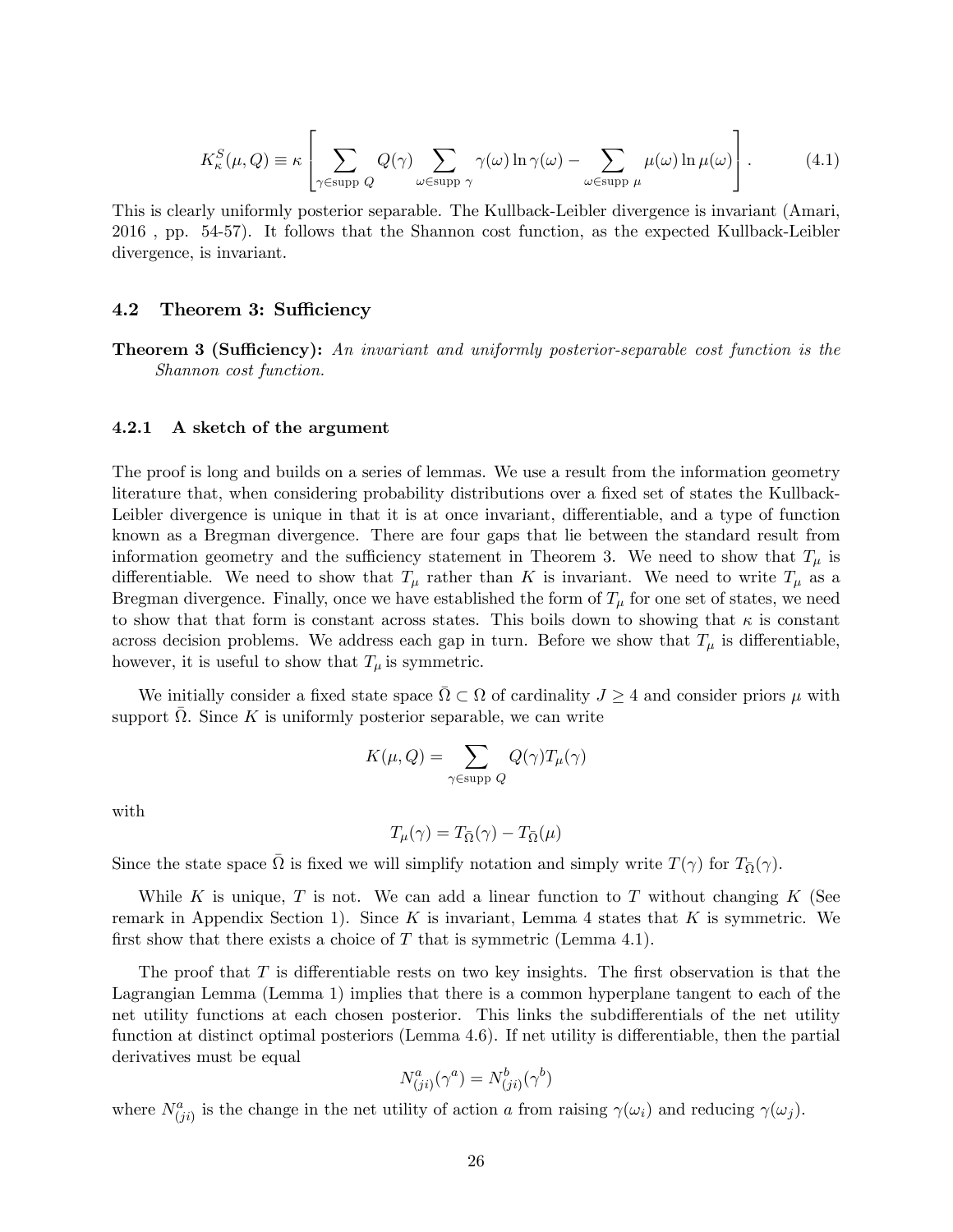$$K^S_\kappa(\mu, Q) \equiv \kappa \left[ \sum_{\gamma \in \text{supp } Q} Q(\gamma) \sum_{\omega \in \text{supp } \gamma} \gamma(\omega) \ln \gamma(\omega) - \sum_{\omega \in \text{supp } \mu} \mu(\omega) \ln \mu(\omega) \right]. \tag{4.1}$$

This is clearly uniformly posterior separable. The Kullback-Leibler divergence is invariant (Amari, 2016 , pp. 54-57). It follows that the Shannon cost function, as the expected Kullback-Leibler divergence, is invariant.

### 4.2 Theorem 3: Sufficiency

**Theorem 3 (Sufficiency):** *An invariant and uniformly posterior-separable cost function is the Shannon cost function.*

#### 4.2.1 A sketch of the argument

The proof is long and builds on a series of lemmas. We use a result from the information geometry literature that, when considering probability distributions over a fixed set of states the Kullback-Leibler divergence is unique in that it is at once invariant, differentiable, and a type of function known as a Bregman divergence. There are four gaps that lie between the standard result from information geometry and the sufficiency statement in Theorem 3. We need to show that $T_\mu$ is differentiable. We need to show that $T_\mu$ rather than $K$ is invariant. We need to write $T_\mu$ as a Bregman divergence. Finally, once we have established the form of $T_\mu$ for one set of states, we need to show that that form is constant across states. This boils down to showing that $\kappa$ is constant across decision problems. We address each gap in turn. Before we show that $T_\mu$ is differentiable, however, it is useful to show that $T_\mu$ is symmetric.

We initially consider a fixed state space $\bar{\Omega} \subset \Omega$ of cardinality $J \geq 4$ and consider priors $\mu$ with support $\bar{\Omega}$. Since $K$ is uniformly posterior separable, we can write

$$K(\mu, Q) = \sum_{\gamma \in \text{supp } Q} Q(\gamma) T_\mu(\gamma)$$

with

$$T_\mu(\gamma) = T_{\bar{\Omega}}(\gamma) - T_{\bar{\Omega}}(\mu)$$

Since the state space $\bar{\Omega}$ is fixed we will simplify notation and simply write $T(\gamma)$ for $T_{\bar{\Omega}}(\gamma)$.

While $K$ is unique, $T$ is not. We can add a linear function to $T$ without changing $K$ (See remark in Appendix Section 1). Since $K$ is invariant, Lemma 4 states that $K$ is symmetric. We first show that there exists a choice of $T$ that is symmetric (Lemma 4.1).

The proof that $T$ is differentiable rests on two key insights. The first observation is that the Lagrangian Lemma (Lemma 1) implies that there is a common hyperplane tangent to each of the net utility functions at each chosen posterior. This links the subdifferentials of the net utility function at distinct optimal posteriors (Lemma 4.6). If net utility is differentiable, then the partial derivatives must be equal

$$N^a_{(ji)}(\gamma^a) = N^b_{(ji)}(\gamma^b)$$

where $N^a_{(ji)}$ is the change in the net utility of action $a$ from raising $\gamma(\omega_i)$ and reducing $\gamma(\omega_j)$.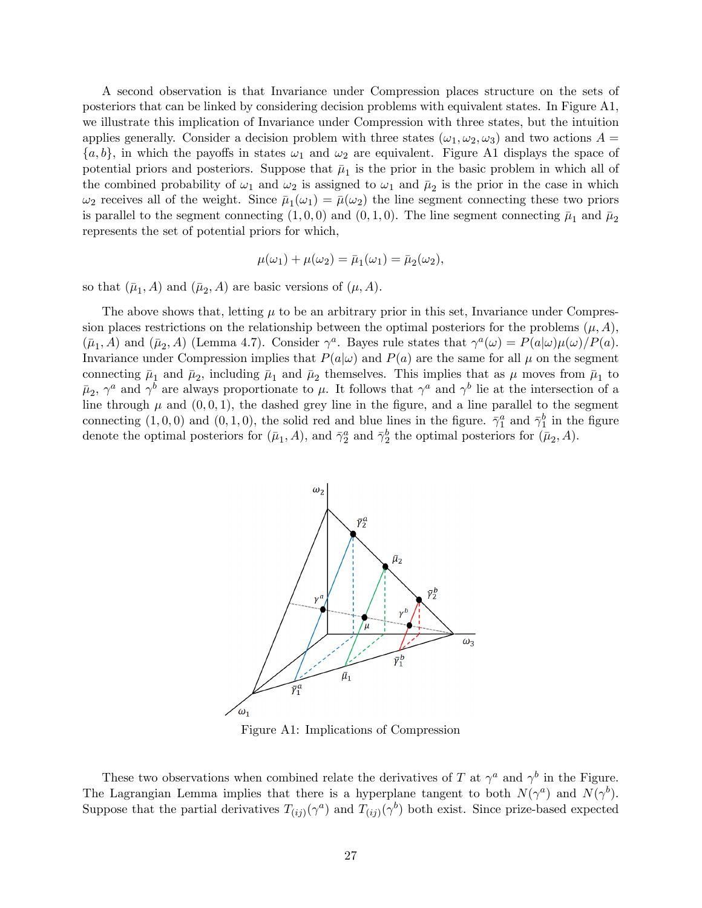A second observation is that Invariance under Compression places structure on the sets of posteriors that can be linked by considering decision problems with equivalent states. In Figure A1, we illustrate this implication of Invariance under Compression with three states, but the intuition applies generally. Consider a decision problem with three states $(\omega_1, \omega_2, \omega_3)$ and two actions $A = \{a, b\}$, in which the payoffs in states $\omega_1$ and $\omega_2$ are equivalent. Figure A1 displays the space of potential priors and posteriors. Suppose that $\bar{\mu}_1$ is the prior in the basic problem in which all of the combined probability of $\omega_1$ and $\omega_2$ is assigned to $\omega_1$ and $\bar{\mu}_2$ is the prior in the case in which $\omega_2$ receives all of the weight. Since $\bar{\mu}_1(\omega_1) = \bar{\mu}(\omega_2)$ the line segment connecting these two priors is parallel to the segment connecting $(1, 0, 0)$ and $(0, 1, 0)$. The line segment connecting $\bar{\mu}_1$ and $\bar{\mu}_2$ represents the set of potential priors for which,

$$\mu(\omega_1) + \mu(\omega_2) = \bar{\mu}_1(\omega_1) = \bar{\mu}_2(\omega_2),$$

so that $(\bar{\mu}_1, A)$ and $(\bar{\mu}_2, A)$ are basic versions of $(\mu, A)$.

The above shows that, letting $\mu$ to be an arbitrary prior in this set, Invariance under Compression places restrictions on the relationship between the optimal posteriors for the problems $(\mu, A)$, $(\bar{\mu}_1, A)$ and $(\bar{\mu}_2, A)$ (Lemma 4.7). Consider $\gamma^a$. Bayes rule states that $\gamma^a(\omega) = P(a|\omega)\mu(\omega)/P(a)$. Invariance under Compression implies that $P(a|\omega)$ and $P(a)$ are the same for all $\mu$ on the segment connecting $\bar{\mu}_1$ and $\bar{\mu}_2$, including $\bar{\mu}_1$ and $\bar{\mu}_2$ themselves. This implies that as $\mu$ moves from $\bar{\mu}_1$ to $\bar{\mu}_2$, $\gamma^a$ and $\gamma^b$ are always proportionate to $\mu$. It follows that $\gamma^a$ and $\gamma^b$ lie at the intersection of a line through $\mu$ and $(0, 0, 1)$, the dashed grey line in the figure, and a line parallel to the segment connecting $(1, 0, 0)$ and $(0, 1, 0)$, the solid red and blue lines in the figure. $\bar{\gamma}^a_1$ and $\bar{\gamma}^b_1$ in the figure denote the optimal posteriors for $(\bar{\mu}_1, A)$, and $\bar{\gamma}^a_2$ and $\bar{\gamma}^b_2$ the optimal posteriors for $(\bar{\mu}_2, A)$.

Figure A1: Implications of Compression

These two observations when combined relate the derivatives of $T$ at $\gamma^a$ and $\gamma^b$ in the Figure. The Lagrangian Lemma implies that there is a hyperplane tangent to both $N(\gamma^a)$ and $N(\gamma^b)$. Suppose that the partial derivatives $T_{(ij)}(\gamma^a)$ and $T_{(ij)}(\gamma^b)$ both exist. Since prize-based expected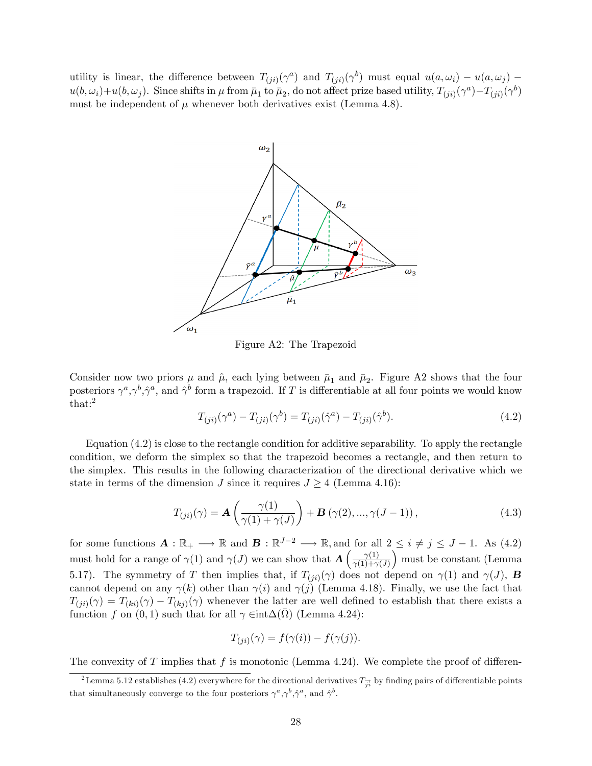utility is linear, the difference between $T_{(ji)}(\gamma^a)$ and $T_{(ji)}(\gamma^b)$ must equal $u(a,\omega_i) - u(a,\omega_j) - u(b,\omega_i)+u(b,\omega_j)$. Since shifts in $\mu$ from $\bar{\mu}_1$ to $\bar{\mu}_2$, do not affect prize based utility, $T_{(ji)}(\gamma^a)-T_{(ji)}(\gamma^b)$ must be independent of $\mu$ whenever both derivatives exist (Lemma 4.8).

Figure A2: The Trapezoid

Consider now two priors $\mu$ and $\hat{\mu}$, each lying between $\bar{\mu}_1$ and $\bar{\mu}_2$. Figure A2 shows that the four posteriors $\gamma^a$,$\gamma^b$,$\hat{\gamma}^a$, and $\hat{\gamma}^b$ form a trapezoid. If $T$ is differentiable at all four points we would know that:[2]

$$T_{(ji)}(\gamma^a) - T_{(ji)}(\gamma^b) = T_{(ji)}(\hat{\gamma}^a) - T_{(ji)}(\hat{\gamma}^b). \tag{4.2}$$

Equation (4.2) is close to the rectangle condition for additive separability. To apply the rectangle condition, we deform the simplex so that the trapezoid becomes a rectangle, and then return to the simplex. This results in the following characterization of the directional derivative which we state in terms of the dimension $J$ since it requires $J \geq 4$ (Lemma 4.16):

$$T_{(ji)}(\gamma) = \boldsymbol{A}\left(\frac{\gamma(1)}{\gamma(1)+\gamma(J)}\right) + \boldsymbol{B}\left(\gamma(2), ..., \gamma(J-1)\right), \tag{4.3}$$

for some functions $\boldsymbol{A} : \mathbb{R}_+ \longrightarrow \mathbb{R}$ and $\boldsymbol{B} : \mathbb{R}^{J-2} \longrightarrow \mathbb{R}$, and for all $2 \leq i \neq j \leq J-1$. As (4.2) must hold for a range of $\gamma(1)$ and $\gamma(J)$ we can show that $\boldsymbol{A}\left(\frac{\gamma(1)}{\gamma(1)+\gamma(J)}\right)$ must be constant (Lemma 5.17). The symmetry of $T$ then implies that, if $T_{(ji)}(\gamma)$ does not depend on $\gamma(1)$ and $\gamma(J)$, $\boldsymbol{B}$ cannot depend on any $\gamma(k)$ other than $\gamma(i)$ and $\gamma(j)$ (Lemma 4.18). Finally, we use the fact that $T_{(ji)}(\gamma) = T_{(ki)}(\gamma) - T_{(kj)}(\gamma)$ whenever the latter are well defined to establish that there exists a function $f$ on $(0,1)$ such that for all $\gamma \in$int$\Delta(\bar{\Omega})$ (Lemma 4.24):

$$T_{(ji)}(\gamma) = f(\gamma(i)) - f(\gamma(j)).$$

The convexity of $T$ implies that $f$ is monotonic (Lemma 4.24). We complete the proof of differen-

[2] Lemma 5.12 establishes (4.2) everywhere for the directional derivatives $T_{\overrightarrow{ji}}$ by finding pairs of differentiable points that simultaneously converge to the four posteriors $\gamma^a$,$\gamma^b$,$\hat{\gamma}^a$, and $\hat{\gamma}^b$.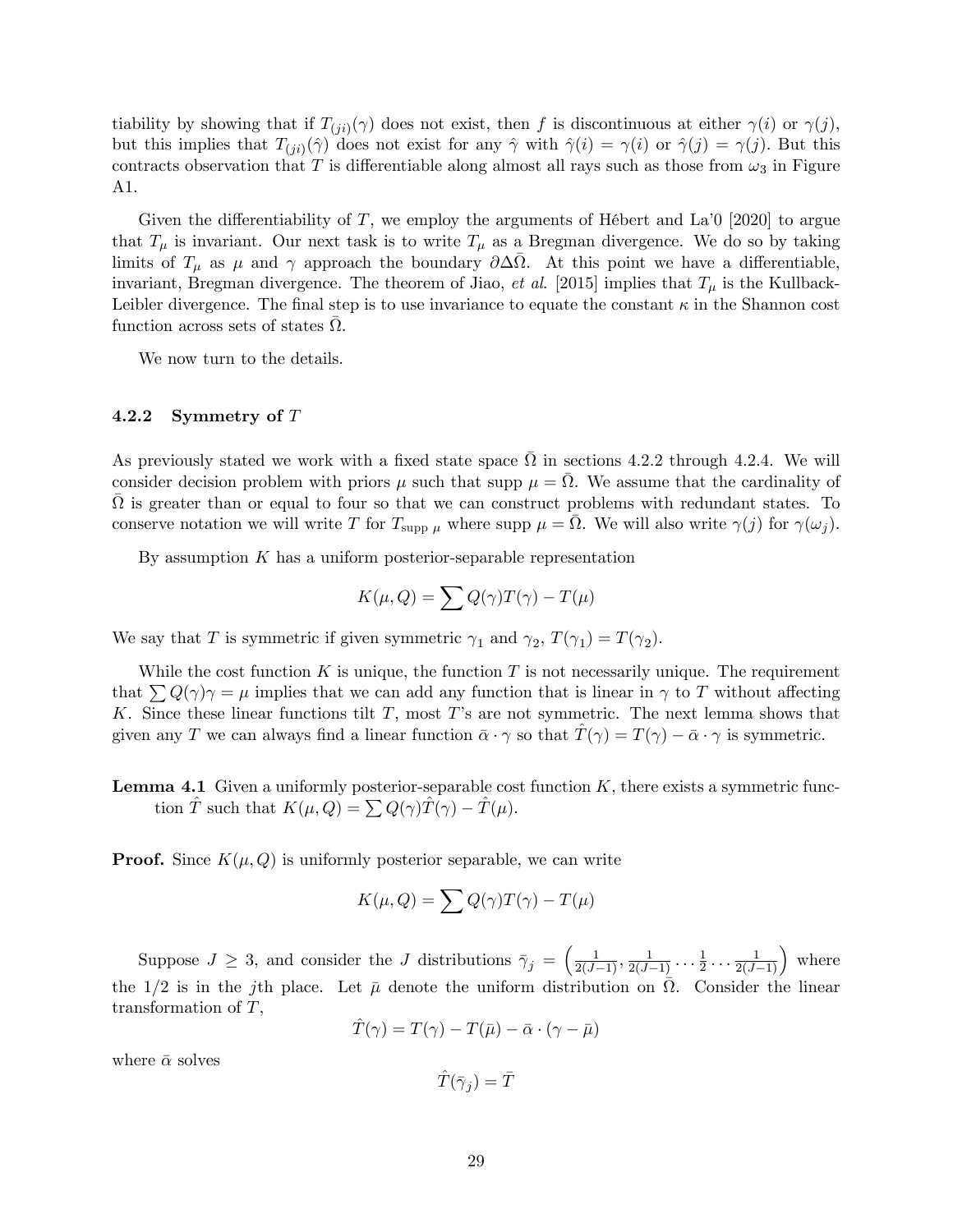tiability by showing that if $T_{(ji)}(\gamma)$ does not exist, then $f$ is discontinuous at either $\gamma(i)$ or $\gamma(j)$, but this implies that $T_{(ji)}(\hat{\gamma})$ does not exist for any $\hat{\gamma}$ with $\hat{\gamma}(i) = \gamma(i)$ or $\hat{\gamma}(j) = \gamma(j)$. But this contracts observation that $T$ is differentiable along almost all rays such as those from $\omega_3$ in Figure A1.

Given the differentiability of $T$, we employ the arguments of Hébert and La'0 [2020] to argue that $T_\mu$ is invariant. Our next task is to write $T_\mu$ as a Bregman divergence. We do so by taking limits of $T_\mu$ as $\mu$ and $\gamma$ approach the boundary $\partial\Delta\bar{\Omega}$. At this point we have a differentiable, invariant, Bregman divergence. The theorem of Jiao, *et al*. [2015] implies that $T_\mu$ is the Kullback-Leibler divergence. The final step is to use invariance to equate the constant $\kappa$ in the Shannon cost function across sets of states $\bar{\Omega}$.

We now turn to the details.

### 4.2.2 Symmetry of $T$

As previously stated we work with a fixed state space $\bar{\Omega}$ in sections 4.2.2 through 4.2.4. We will consider decision problem with priors $\mu$ such that supp $\mu = \bar{\Omega}$. We assume that the cardinality of $\bar{\Omega}$ is greater than or equal to four so that we can construct problems with redundant states. To conserve notation we will write $T$ for $T_{\text{supp }\mu}$ where supp $\mu = \bar{\Omega}$. We will also write $\gamma(j)$ for $\gamma(\omega_j)$.

By assumption $K$ has a uniform posterior-separable representation

$$K(\mu, Q) = \sum Q(\gamma)T(\gamma) - T(\mu)$$

We say that $T$ is symmetric if given symmetric $\gamma_1$ and $\gamma_2$, $T(\gamma_1) = T(\gamma_2)$.

While the cost function $K$ is unique, the function $T$ is not necessarily unique. The requirement that $\sum Q(\gamma)\gamma = \mu$ implies that we can add any function that is linear in $\gamma$ to $T$ without affecting $K$. Since these linear functions tilt $T$, most $T$'s are not symmetric. The next lemma shows that given any $T$ we can always find a linear function $\bar{\alpha} \cdot \gamma$ so that $\hat{T}(\gamma) = T(\gamma) - \bar{\alpha} \cdot \gamma$ is symmetric.

**Lemma 4.1** Given a uniformly posterior-separable cost function $K$, there exists a symmetric function $\hat{T}$ such that $K(\mu, Q) = \sum Q(\gamma)\hat{T}(\gamma) - \hat{T}(\mu)$.

**Proof.** Since $K(\mu, Q)$ is uniformly posterior separable, we can write

$$K(\mu, Q) = \sum Q(\gamma)T(\gamma) - T(\mu)$$

Suppose $J \geq 3$, and consider the $J$ distributions $\bar{\gamma}_j = \left(\frac{1}{2(J-1)}, \frac{1}{2(J-1)} \cdots \frac{1}{2} \cdots \frac{1}{2(J-1)}\right)$ where the $1/2$ is in the $j$th place. Let $\bar{\mu}$ denote the uniform distribution on $\bar{\Omega}$. Consider the linear transformation of $T$,

$$\hat{T}(\gamma) = T(\gamma) - T(\bar{\mu}) - \bar{\alpha} \cdot (\gamma - \bar{\mu})$$

where $\bar{\alpha}$ solves

$$\hat{T}(\bar{\gamma}_j) = \bar{T}$$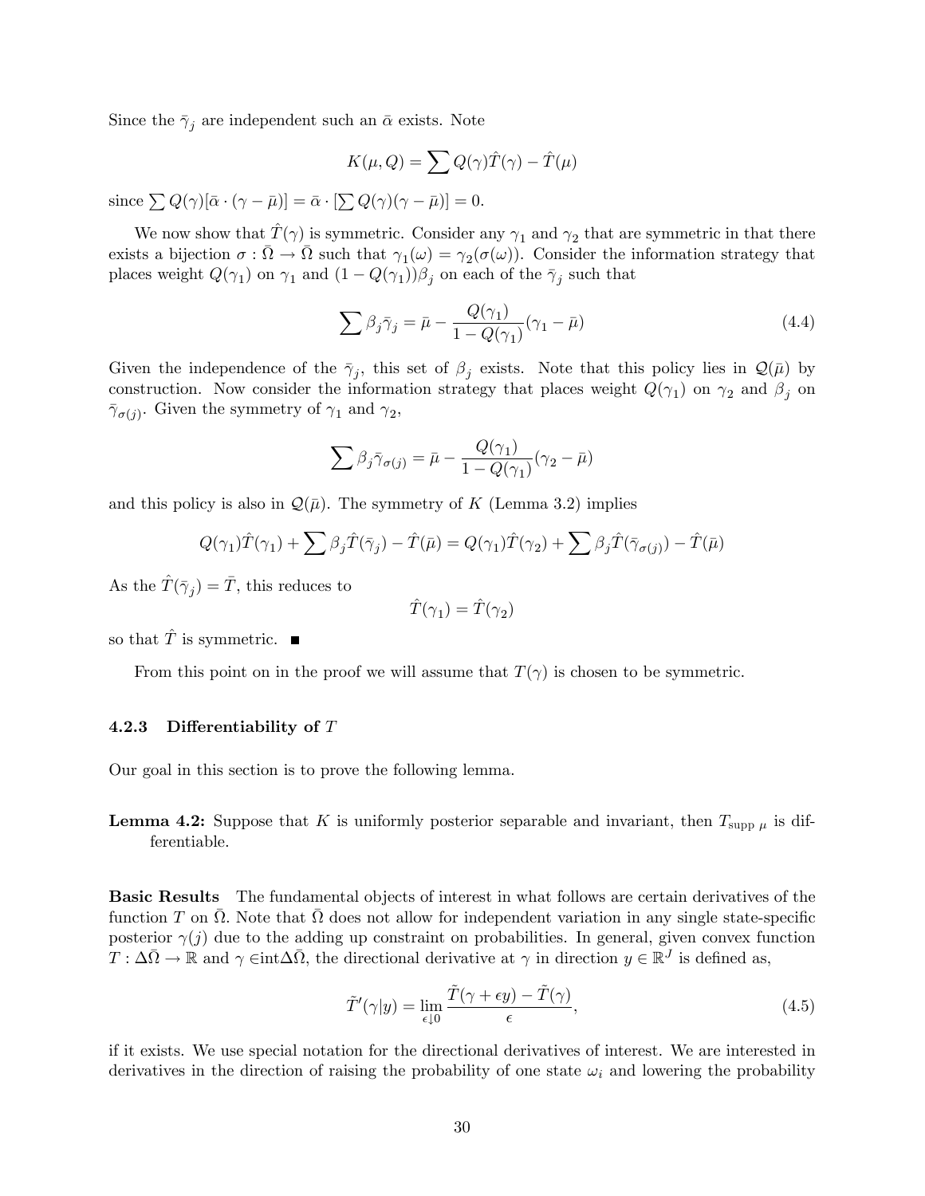Since the $\bar{\gamma}_j$ are independent such an $\bar{\alpha}$ exists. Note

$$K(\mu, Q) = \sum Q(\gamma)\hat{T}(\gamma) - \hat{T}(\mu)$$

since $\sum Q(\gamma)[\bar{\alpha} \cdot (\gamma - \bar{\mu})] = \bar{\alpha} \cdot [\sum Q(\gamma)(\gamma - \bar{\mu})] = 0$.

We now show that $\hat{T}(\gamma)$ is symmetric. Consider any $\gamma_1$ and $\gamma_2$ that are symmetric in that there exists a bijection $\sigma : \bar{\Omega} \to \bar{\Omega}$ such that $\gamma_1(\omega) = \gamma_2(\sigma(\omega))$. Consider the information strategy that places weight $Q(\gamma_1)$ on $\gamma_1$ and $(1 - Q(\gamma_1))\beta_j$ on each of the $\bar{\gamma}_j$ such that

$$\sum \beta_j \bar{\gamma}_j = \bar{\mu} - \frac{Q(\gamma_1)}{1 - Q(\gamma_1)}(\gamma_1 - \bar{\mu}) \tag{4.4}$$

Given the independence of the $\bar{\gamma}_j$, this set of $\beta_j$ exists. Note that this policy lies in $\mathcal{Q}(\bar{\mu})$ by construction. Now consider the information strategy that places weight $Q(\gamma_1)$ on $\gamma_2$ and $\beta_j$ on $\bar{\gamma}_{\sigma(j)}$. Given the symmetry of $\gamma_1$ and $\gamma_2$,

$$\sum \beta_j \bar{\gamma}_{\sigma(j)} = \bar{\mu} - \frac{Q(\gamma_1)}{1 - Q(\gamma_1)}(\gamma_2 - \bar{\mu})$$

and this policy is also in $\mathcal{Q}(\bar{\mu})$. The symmetry of $K$ (Lemma 3.2) implies

$$Q(\gamma_1)\hat{T}(\gamma_1) + \sum \beta_j \hat{T}(\bar{\gamma}_j) - \hat{T}(\bar{\mu}) = Q(\gamma_1)\hat{T}(\gamma_2) + \sum \beta_j \hat{T}(\bar{\gamma}_{\sigma(j)}) - \hat{T}(\bar{\mu})$$

As the $\hat{T}(\bar{\gamma}_j) = \bar{T}$, this reduces to

$$\hat{T}(\gamma_1) = \hat{T}(\gamma_2)$$

so that $\hat{T}$ is symmetric. ∎

From this point on in the proof we will assume that $T(\gamma)$ is chosen to be symmetric.

### 4.2.3 Differentiability of $T$

Our goal in this section is to prove the following lemma.

**Lemma 4.2:** Suppose that $K$ is uniformly posterior separable and invariant, then $T_{\text{supp } \mu}$ is differentiable.

**Basic Results** The fundamental objects of interest in what follows are certain derivatives of the function $T$ on $\bar{\Omega}$. Note that $\bar{\Omega}$ does not allow for independent variation in any single state-specific posterior $\gamma(j)$ due to the adding up constraint on probabilities. In general, given convex function $T : \Delta\bar{\Omega} \to \mathbb{R}$ and $\gamma \in \text{int}\Delta\bar{\Omega}$, the directional derivative at $\gamma$ in direction $y \in \mathbb{R}^J$ is defined as,

$$\tilde{T}'(\gamma|y) = \lim_{\epsilon \downarrow 0} \frac{\tilde{T}(\gamma + \epsilon y) - \tilde{T}(\gamma)}{\epsilon}, \tag{4.5}$$

if it exists. We use special notation for the directional derivatives of interest. We are interested in derivatives in the direction of raising the probability of one state $\omega_i$ and lowering the probability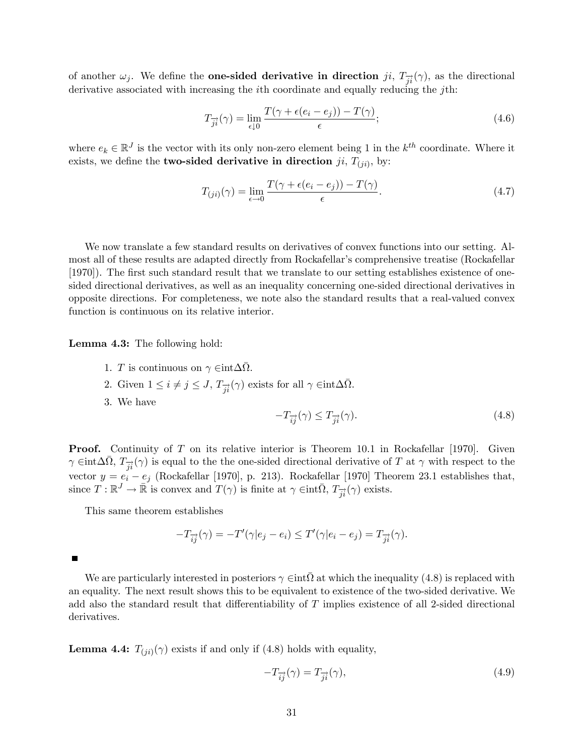of another $\omega_j$. We define the **one-sided derivative in direction** $ji$, $T_{\overrightarrow{ji}}(\gamma)$, as the directional derivative associated with increasing the $i$th coordinate and equally reducing the $j$th:

$$T_{\overrightarrow{ji}}(\gamma) = \lim_{\epsilon \downarrow 0} \frac{T(\gamma + \epsilon(e_i - e_j)) - T(\gamma)}{\epsilon}; \tag{4.6}$$

where $e_k \in \mathbb{R}^J$ is the vector with its only non-zero element being 1 in the $k^{th}$ coordinate. Where it exists, we define the **two-sided derivative in direction** $ji$, $T_{(ji)}$, by:

$$T_{(ji)}(\gamma) = \lim_{\epsilon \to 0} \frac{T(\gamma + \epsilon(e_i - e_j)) - T(\gamma)}{\epsilon}. \tag{4.7}$$

We now translate a few standard results on derivatives of convex functions into our setting. Almost all of these results are adapted directly from Rockafellar's comprehensive treatise (Rockafellar [1970]). The first such standard result that we translate to our setting establishes existence of one-sided directional derivatives, as well as an inequality concerning one-sided directional derivatives in opposite directions. For completeness, we note also the standard results that a real-valued convex function is continuous on its relative interior.

**Lemma 4.3:** The following hold:

1. $T$ is continuous on $\gamma \in \text{int}\Delta\bar{\Omega}$.
2. Given $1 \leq i \neq j \leq J$, $T_{\overrightarrow{ji}}(\gamma)$ exists for all $\gamma \in \text{int}\Delta\bar{\Omega}$.
3. We have
$$-T_{\overrightarrow{ij}}(\gamma) \leq T_{\overrightarrow{ji}}(\gamma). \tag{4.8}$$

**Proof.** Continuity of $T$ on its relative interior is Theorem 10.1 in Rockafellar [1970]. Given $\gamma \in \text{int}\Delta\bar{\Omega}$, $T_{\overrightarrow{ji}}(\gamma)$ is equal to the the one-sided directional derivative of $T$ at $\gamma$ with respect to the vector $y = e_i - e_j$ (Rockafellar [1970], p. 213). Rockafellar [1970] Theorem 23.1 establishes that, since $T : \mathbb{R}^J \to \bar{\mathbb{R}}$ is convex and $T(\gamma)$ is finite at $\gamma \in \text{int}\bar{\Omega}$, $T_{\overrightarrow{ji}}(\gamma)$ exists.

This same theorem establishes

$$-T_{\overrightarrow{ij}}(\gamma) = -T'(\gamma|e_j - e_i) \leq T'(\gamma|e_i - e_j) = T_{\overrightarrow{ji}}(\gamma).$$

■

We are particularly interested in posteriors $\gamma \in \text{int}\bar{\Omega}$ at which the inequality (4.8) is replaced with an equality. The next result shows this to be equivalent to existence of the two-sided derivative. We add also the standard result that differentiability of $T$ implies existence of all 2-sided directional derivatives.

**Lemma 4.4:** $T_{(ji)}(\gamma)$ exists if and only if (4.8) holds with equality,

$$-T_{\overrightarrow{ij}}(\gamma) = T_{\overrightarrow{ji}}(\gamma), \tag{4.9}$$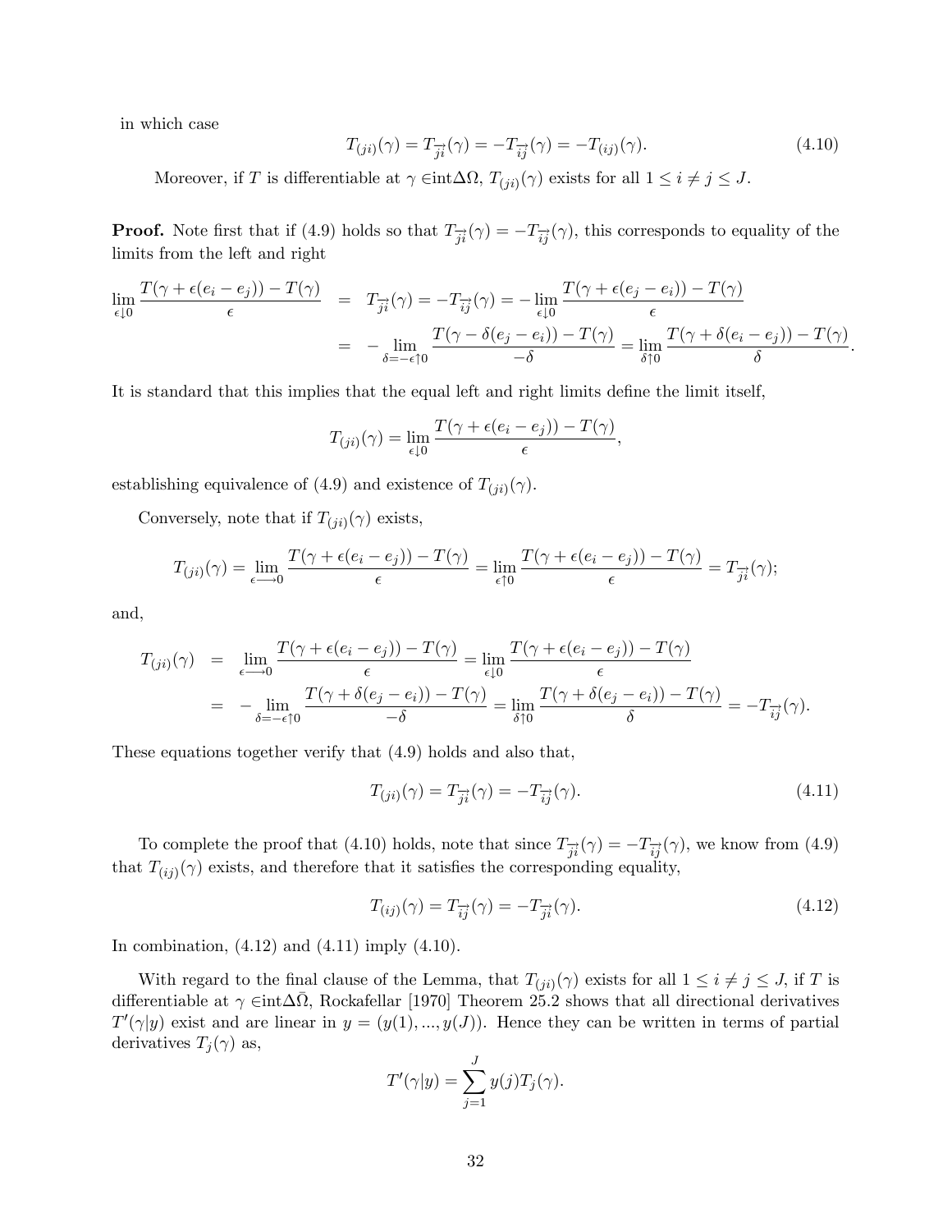in which case

$$T_{(ji)}(\gamma) = T_{\overrightarrow{ji}}(\gamma) = -T_{\overrightarrow{ij}}(\gamma) = -T_{(ij)}(\gamma). \tag{4.10}$$

Moreover, if $T$ is differentiable at $\gamma \in \text{int}\Delta\Omega$, $T_{(ji)}(\gamma)$ exists for all $1 \leq i \neq j \leq J$.

**Proof.** Note first that if (4.9) holds so that $T_{\overrightarrow{ji}}(\gamma) = -T_{\overrightarrow{ij}}(\gamma)$, this corresponds to equality of the limits from the left and right

$$\begin{aligned}
\lim_{\epsilon \downarrow 0} \frac{T(\gamma + \epsilon(e_i - e_j)) - T(\gamma)}{\epsilon} &= T_{\overrightarrow{ji}}(\gamma) = -T_{\overrightarrow{ij}}(\gamma) = -\lim_{\epsilon \downarrow 0} \frac{T(\gamma + \epsilon(e_j - e_i)) - T(\gamma)}{\epsilon} \\
&= -\lim_{\delta = -\epsilon \uparrow 0} \frac{T(\gamma - \delta(e_j - e_i)) - T(\gamma)}{-\delta} = \lim_{\delta \uparrow 0} \frac{T(\gamma + \delta(e_i - e_j)) - T(\gamma)}{\delta}.
\end{aligned}$$

It is standard that this implies that the equal left and right limits define the limit itself,

$$T_{(ji)}(\gamma) = \lim_{\epsilon \downarrow 0} \frac{T(\gamma + \epsilon(e_i - e_j)) - T(\gamma)}{\epsilon},$$

establishing equivalence of (4.9) and existence of $T_{(ji)}(\gamma)$.

Conversely, note that if $T_{(ji)}(\gamma)$ exists,

$$T_{(ji)}(\gamma) = \lim_{\epsilon \longrightarrow 0} \frac{T(\gamma + \epsilon(e_i - e_j)) - T(\gamma)}{\epsilon} = \lim_{\epsilon \uparrow 0} \frac{T(\gamma + \epsilon(e_i - e_j)) - T(\gamma)}{\epsilon} = T_{\overrightarrow{ji}}(\gamma);$$

and,

$$\begin{aligned}
T_{(ji)}(\gamma) &= \lim_{\epsilon \longrightarrow 0} \frac{T(\gamma + \epsilon(e_i - e_j)) - T(\gamma)}{\epsilon} = \lim_{\epsilon \downarrow 0} \frac{T(\gamma + \epsilon(e_i - e_j)) - T(\gamma)}{\epsilon} \\
&= -\lim_{\delta = -\epsilon \uparrow 0} \frac{T(\gamma + \delta(e_j - e_i)) - T(\gamma)}{-\delta} = \lim_{\delta \uparrow 0} \frac{T(\gamma + \delta(e_j - e_i)) - T(\gamma)}{\delta} = -T_{\overrightarrow{ij}}(\gamma).
\end{aligned}$$

These equations together verify that (4.9) holds and also that,

$$T_{(ji)}(\gamma) = T_{\overrightarrow{ji}}(\gamma) = -T_{\overrightarrow{ij}}(\gamma). \tag{4.11}$$

To complete the proof that (4.10) holds, note that since $T_{\overrightarrow{ji}}(\gamma) = -T_{\overrightarrow{ij}}(\gamma)$, we know from (4.9) that $T_{(ij)}(\gamma)$ exists, and therefore that it satisfies the corresponding equality,

$$T_{(ij)}(\gamma) = T_{\overrightarrow{ij}}(\gamma) = -T_{\overrightarrow{ji}}(\gamma). \tag{4.12}$$

In combination, (4.12) and (4.11) imply (4.10).

With regard to the final clause of the Lemma, that $T_{(ji)}(\gamma)$ exists for all $1 \leq i \neq j \leq J$, if $T$ is differentiable at $\gamma \in \text{int}\Delta\bar{\Omega}$, Rockafellar [1970] Theorem 25.2 shows that all directional derivatives $T'(\gamma|y)$ exist and are linear in $y = (y(1), ..., y(J))$. Hence they can be written in terms of partial derivatives $T_j(\gamma)$ as,

$$T'(\gamma|y) = \sum_{j=1}^{J} y(j) T_j(\gamma).$$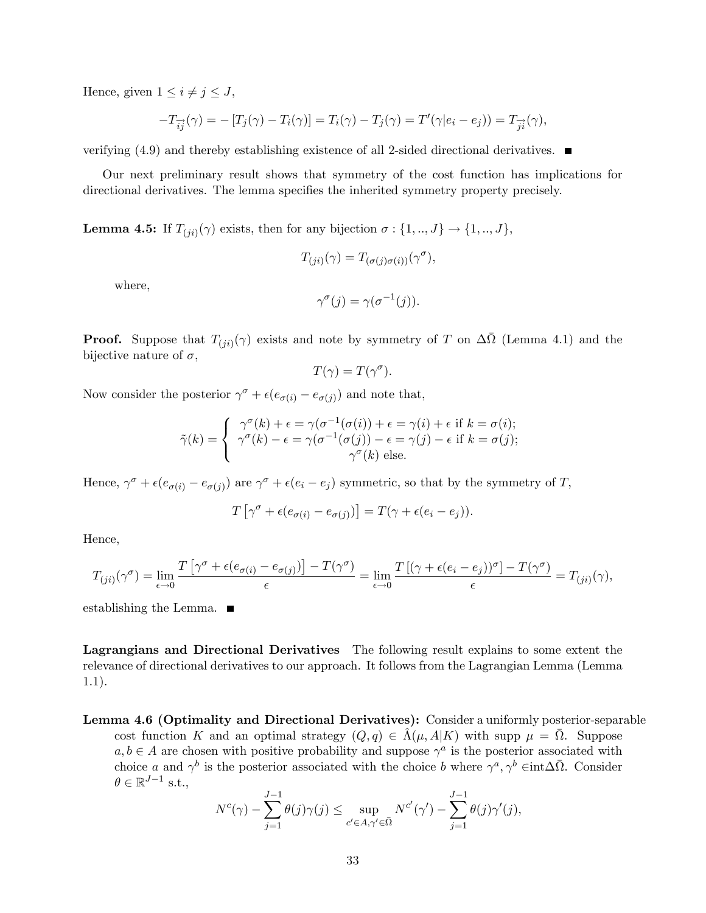Hence, given $1 \leq i \neq j \leq J$,

$$-T_{\overrightarrow{ij}}(\gamma) = -\left[T_j(\gamma) - T_i(\gamma)\right] = T_i(\gamma) - T_j(\gamma) = T'(\gamma|e_i - e_j)) = T_{\overrightarrow{ji}}(\gamma),$$

verifying (4.9) and thereby establishing existence of all 2-sided directional derivatives. ■

Our next preliminary result shows that symmetry of the cost function has implications for directional derivatives. The lemma specifies the inherited symmetry property precisely.

**Lemma 4.5:** If $T_{(ji)}(\gamma)$ exists, then for any bijection $\sigma : \{1, .., J\} \to \{1, .., J\}$,

$$T_{(ji)}(\gamma) = T_{(\sigma(j)\sigma(i))}(\gamma^{\sigma}),$$

where,

$$\gamma^{\sigma}(j) = \gamma(\sigma^{-1}(j)).$$

**Proof.** Suppose that $T_{(ji)}(\gamma)$ exists and note by symmetry of $T$ on $\Delta\bar{\Omega}$ (Lemma 4.1) and the bijective nature of $\sigma$,

$$T(\gamma) = T(\gamma^{\sigma}).$$

Now consider the posterior $\gamma^{\sigma} + \epsilon(e_{\sigma(i)} - e_{\sigma(j)})$ and note that,

$$\tilde{\gamma}(k) = \begin{cases} \gamma^{\sigma}(k) + \epsilon = \gamma(\sigma^{-1}(\sigma(i)) + \epsilon = \gamma(i) + \epsilon \text{ if } k = \sigma(i); \\ \gamma^{\sigma}(k) - \epsilon = \gamma(\sigma^{-1}(\sigma(j)) - \epsilon = \gamma(j) - \epsilon \text{ if } k = \sigma(j); \\ \gamma^{\sigma}(k) \text{ else.} \end{cases}$$

Hence, $\gamma^{\sigma} + \epsilon(e_{\sigma(i)} - e_{\sigma(j)})$ are $\gamma^{\sigma} + \epsilon(e_i - e_j)$ symmetric, so that by the symmetry of $T$,

$$T\left[\gamma^{\sigma} + \epsilon(e_{\sigma(i)} - e_{\sigma(j)})\right] = T(\gamma + \epsilon(e_i - e_j)).$$

Hence,

$$T_{(ji)}(\gamma^{\sigma}) = \lim_{\epsilon \to 0} \frac{T\left[\gamma^{\sigma} + \epsilon(e_{\sigma(i)} - e_{\sigma(j)})\right] - T(\gamma^{\sigma})}{\epsilon} = \lim_{\epsilon \to 0} \frac{T\left[(\gamma + \epsilon(e_i - e_j))^{\sigma}\right] - T(\gamma^{\sigma})}{\epsilon} = T_{(ji)}(\gamma),$$

establishing the Lemma. ■

**Lagrangians and Directional Derivatives** The following result explains to some extent the relevance of directional derivatives to our approach. It follows from the Lagrangian Lemma (Lemma 1.1).

**Lemma 4.6 (Optimality and Directional Derivatives):** Consider a uniformly posterior-separable cost function $K$ and an optimal strategy $(Q, q) \in \hat{\Lambda}(\mu, A|K)$ with supp $\mu = \bar{\Omega}$. Suppose $a, b \in A$ are chosen with positive probability and suppose $\gamma^a$ is the posterior associated with choice $a$ and $\gamma^b$ is the posterior associated with the choice $b$ where $\gamma^a, \gamma^b \in$int$\Delta\bar{\Omega}$. Consider $\theta \in \mathbb{R}^{J-1}$ s.t.,

$$N^c(\gamma) - \sum_{j=1}^{J-1} \theta(j)\gamma(j) \leq \sup_{c' \in A, \gamma' \in \bar{\Omega}} N^{c'}(\gamma') - \sum_{j=1}^{J-1} \theta(j)\gamma'(j),$$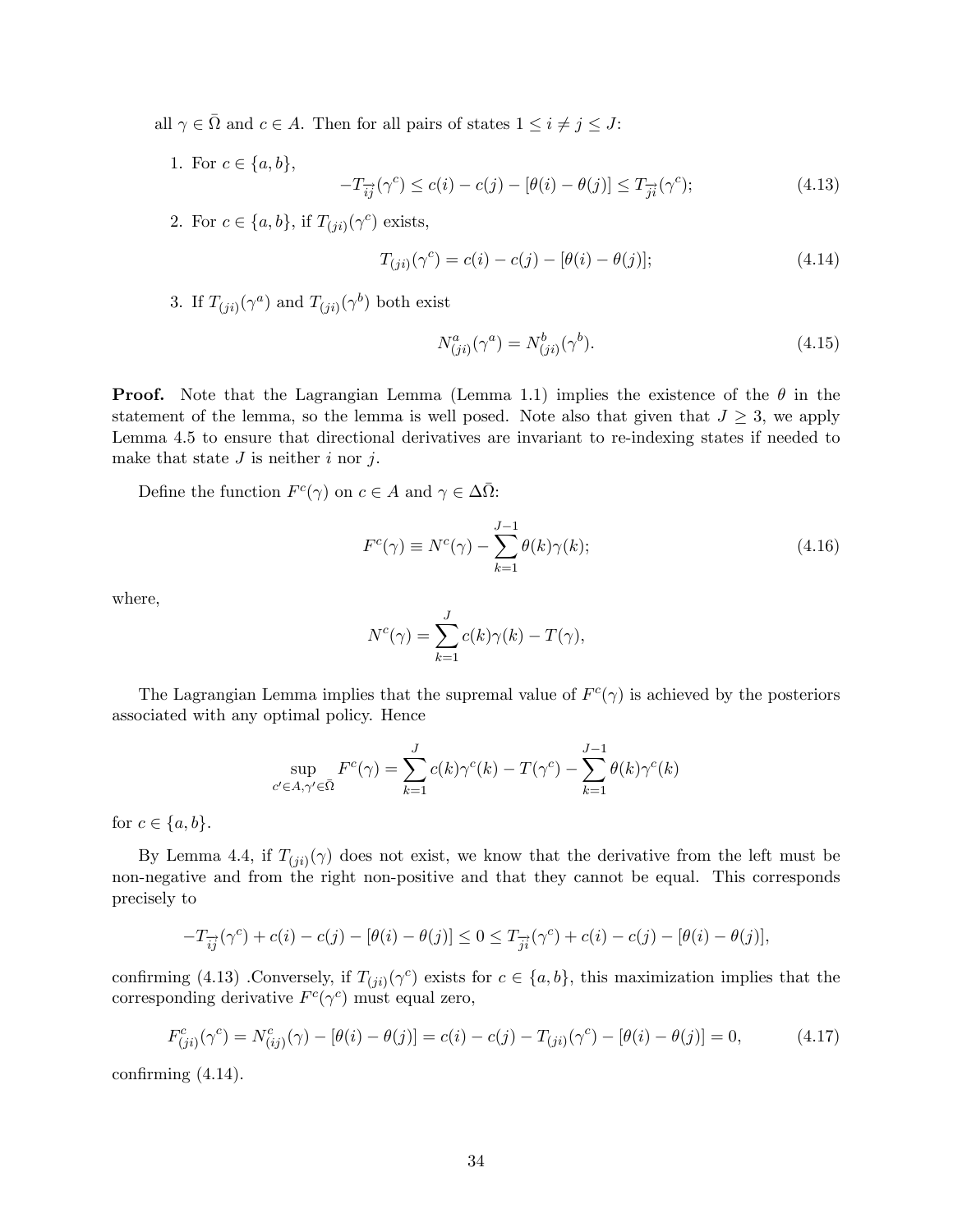all $\gamma \in \bar{\Omega}$ and $c \in A$. Then for all pairs of states $1 \leq i \neq j \leq J$:

1. For $c \in \{a, b\}$,

$$-T_{\overrightarrow{ij}}(\gamma^c) \leq c(i) - c(j) - [\theta(i) - \theta(j)] \leq T_{\overrightarrow{ji}}(\gamma^c); \tag{4.13}$$

2. For $c \in \{a, b\}$, if $T_{(ji)}(\gamma^c)$ exists,

$$T_{(ji)}(\gamma^c) = c(i) - c(j) - [\theta(i) - \theta(j)]; \tag{4.14}$$

3. If $T_{(ji)}(\gamma^a)$ and $T_{(ji)}(\gamma^b)$ both exist

$$N^a_{(ji)}(\gamma^a) = N^b_{(ji)}(\gamma^b). \tag{4.15}$$

**Proof.** Note that the Lagrangian Lemma (Lemma 1.1) implies the existence of the $\theta$ in the statement of the lemma, so the lemma is well posed. Note also that given that $J \geq 3$, we apply Lemma 4.5 to ensure that directional derivatives are invariant to re-indexing states if needed to make that state $J$ is neither $i$ nor $j$.

Define the function $F^c(\gamma)$ on $c \in A$ and $\gamma \in \Delta\bar{\Omega}$:

$$F^c(\gamma) \equiv N^c(\gamma) - \sum_{k=1}^{J-1} \theta(k)\gamma(k); \tag{4.16}$$

where,

$$N^c(\gamma) = \sum_{k=1}^{J} c(k)\gamma(k) - T(\gamma),$$

The Lagrangian Lemma implies that the supremal value of $F^c(\gamma)$ is achieved by the posteriors associated with any optimal policy. Hence

$$\sup_{c' \in A, \gamma' \in \bar{\Omega}} F^c(\gamma) = \sum_{k=1}^{J} c(k)\gamma^c(k) - T(\gamma^c) - \sum_{k=1}^{J-1} \theta(k)\gamma^c(k)$$

for $c \in \{a, b\}$.

By Lemma 4.4, if $T_{(ji)}(\gamma)$ does not exist, we know that the derivative from the left must be non-negative and from the right non-positive and that they cannot be equal. This corresponds precisely to

$$-T_{\overrightarrow{ij}}(\gamma^c) + c(i) - c(j) - [\theta(i) - \theta(j)] \leq 0 \leq T_{\overrightarrow{ji}}(\gamma^c) + c(i) - c(j) - [\theta(i) - \theta(j)],$$

confirming (4.13) .Conversely, if $T_{(ji)}(\gamma^c)$ exists for $c \in \{a, b\}$, this maximization implies that the corresponding derivative $F^c(\gamma^c)$ must equal zero,

$$F^c_{(ji)}(\gamma^c) = N^c_{(ij)}(\gamma) - [\theta(i) - \theta(j)] = c(i) - c(j) - T_{(ji)}(\gamma^c) - [\theta(i) - \theta(j)] = 0, \tag{4.17}$$

confirming (4.14).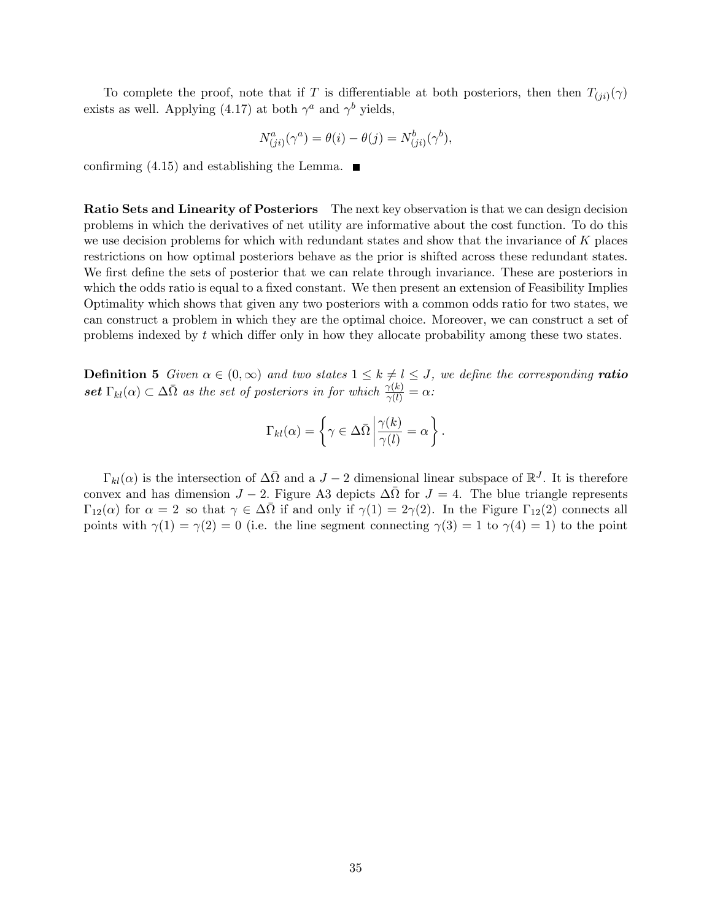To complete the proof, note that if $T$ is differentiable at both posteriors, then then $T_{(ji)}(\gamma)$ exists as well. Applying (4.17) at both $\gamma^a$ and $\gamma^b$ yields,

$$N^a_{(ji)}(\gamma^a) = \theta(i) - \theta(j) = N^b_{(ji)}(\gamma^b),$$

confirming (4.15) and establishing the Lemma. ■

**Ratio Sets and Linearity of Posteriors** The next key observation is that we can design decision problems in which the derivatives of net utility are informative about the cost function. To do this we use decision problems for which with redundant states and show that the invariance of $K$ places restrictions on how optimal posteriors behave as the prior is shifted across these redundant states. We first define the sets of posterior that we can relate through invariance. These are posteriors in which the odds ratio is equal to a fixed constant. We then present an extension of Feasibility Implies Optimality which shows that given any two posteriors with a common odds ratio for two states, we can construct a problem in which they are the optimal choice. Moreover, we can construct a set of problems indexed by $t$ which differ only in how they allocate probability among these two states.

**Definition 5** *Given $\alpha \in (0, \infty)$ and two states $1 \leq k \neq l \leq J$, we define the corresponding* ***ratio set*** *$\Gamma_{kl}(\alpha) \subset \Delta\bar{\Omega}$ as the set of posteriors in for which $\frac{\gamma(k)}{\gamma(l)} = \alpha$:*

$$\Gamma_{kl}(\alpha) = \left\{ \gamma \in \Delta\bar{\Omega} \left| \frac{\gamma(k)}{\gamma(l)} = \alpha \right. \right\}.$$

$\Gamma_{kl}(\alpha)$ is the intersection of $\Delta\bar{\Omega}$ and a $J-2$ dimensional linear subspace of $\mathbb{R}^J$. It is therefore convex and has dimension $J-2$. Figure A3 depicts $\Delta\bar{\Omega}$ for $J=4$. The blue triangle represents $\Gamma_{12}(\alpha)$ for $\alpha = 2$ so that $\gamma \in \Delta\bar{\Omega}$ if and only if $\gamma(1) = 2\gamma(2)$. In the Figure $\Gamma_{12}(2)$ connects all points with $\gamma(1) = \gamma(2) = 0$ (i.e. the line segment connecting $\gamma(3) = 1$ to $\gamma(4) = 1$) to the point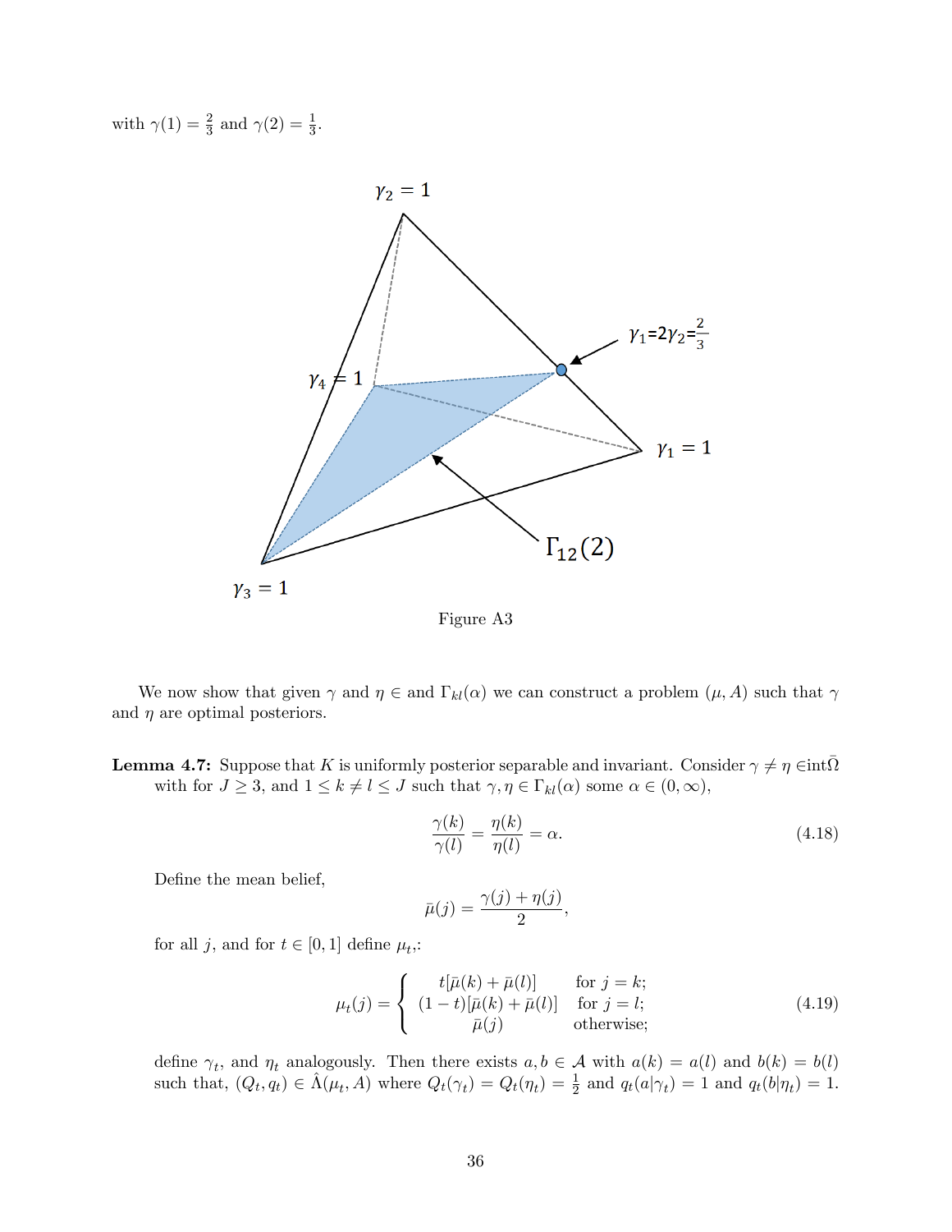with $\gamma(1) = \frac{2}{3}$ and $\gamma(2) = \frac{1}{3}$.

Figure A3

We now show that given $\gamma$ and $\eta \in$ and $\Gamma_{kl}(\alpha)$ we can construct a problem $(\mu, A)$ such that $\gamma$ and $\eta$ are optimal posteriors.

**Lemma 4.7:** Suppose that $K$ is uniformly posterior separable and invariant. Consider $\gamma \neq \eta \in \text{int}\bar{\Omega}$ with for $J \geq 3$, and $1 \leq k \neq l \leq J$ such that $\gamma, \eta \in \Gamma_{kl}(\alpha)$ some $\alpha \in (0, \infty)$,

$$\frac{\gamma(k)}{\gamma(l)} = \frac{\eta(k)}{\eta(l)} = \alpha. \tag{4.18}$$

Define the mean belief,

$$\bar{\mu}(j) = \frac{\gamma(j) + \eta(j)}{2},$$

for all $j$, and for $t \in [0, 1]$ define $\mu_t$,:

$$\mu_t(j) = \begin{cases} t[\bar{\mu}(k) + \bar{\mu}(l)] & \text{for } j = k; \\ (1-t)[\bar{\mu}(k) + \bar{\mu}(l)] & \text{for } j = l; \\ \bar{\mu}(j) & \text{otherwise;} \end{cases} \tag{4.19}$$

define $\gamma_t$, and $\eta_t$ analogously. Then there exists $a, b \in \mathcal{A}$ with $a(k) = a(l)$ and $b(k) = b(l)$ such that, $(Q_t, q_t) \in \hat{\Lambda}(\mu_t, A)$ where $Q_t(\gamma_t) = Q_t(\eta_t) = \frac{1}{2}$ and $q_t(a|\gamma_t) = 1$ and $q_t(b|\eta_t) = 1$.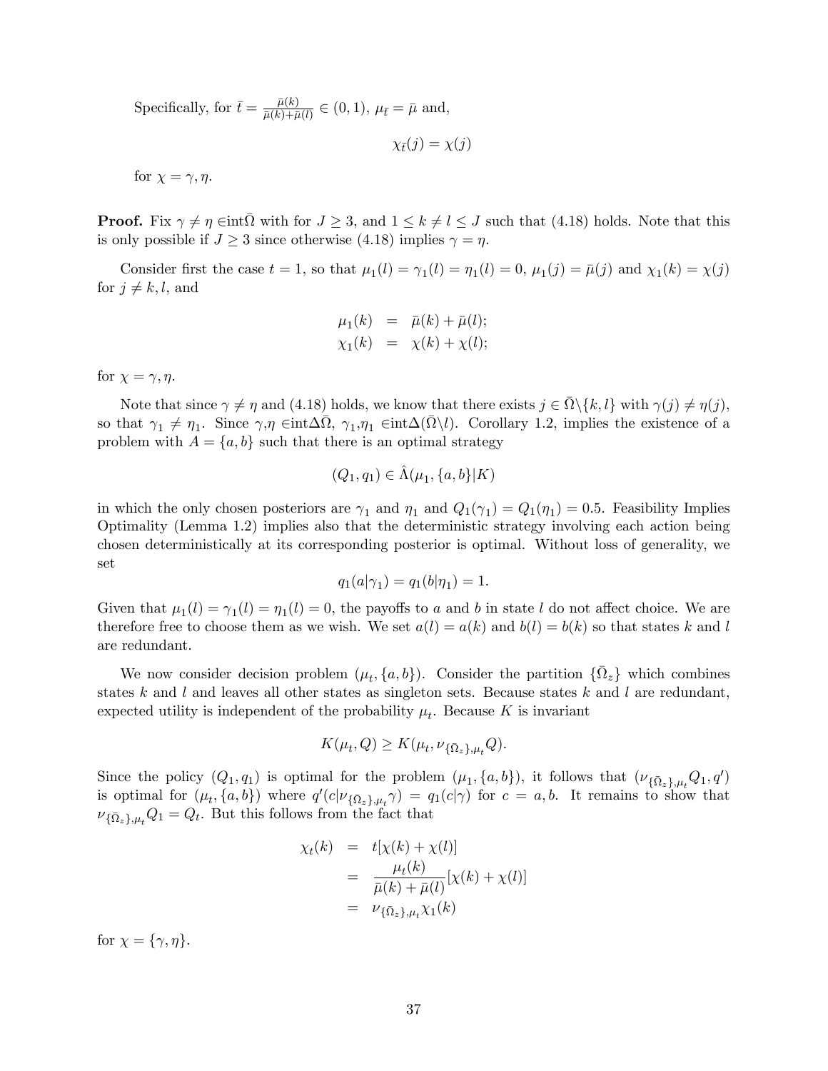Specifically, for $\bar{t} = \frac{\bar{\mu}(k)}{\bar{\mu}(k)+\bar{\mu}(l)} \in (0,1)$, $\mu_{\bar{t}} = \bar{\mu}$ and,

$$\chi_{\bar{t}}(j) = \chi(j)$$

for $\chi = \gamma, \eta$.

**Proof.** Fix $\gamma \neq \eta \in \text{int}\bar{\Omega}$ with for $J \geq 3$, and $1 \leq k \neq l \leq J$ such that (4.18) holds. Note that this is only possible if $J \geq 3$ since otherwise (4.18) implies $\gamma = \eta$.

Consider first the case $t = 1$, so that $\mu_1(l) = \gamma_1(l) = \eta_1(l) = 0$, $\mu_1(j) = \bar{\mu}(j)$ and $\chi_1(k) = \chi(j)$ for $j \neq k, l$, and

$$\begin{aligned}
\mu_1(k) &= \bar{\mu}(k) + \bar{\mu}(l); \\
\chi_1(k) &= \chi(k) + \chi(l);
\end{aligned}$$

for $\chi = \gamma, \eta$.

Note that since $\gamma \neq \eta$ and (4.18) holds, we know that there exists $j \in \bar{\Omega} \backslash \{k, l\}$ with $\gamma(j) \neq \eta(j)$, so that $\gamma_1 \neq \eta_1$. Since $\gamma$,$\eta$ $\in \text{int}\Delta\bar{\Omega}$, $\gamma_1$,$\eta_1$ $\in \text{int}\Delta(\bar{\Omega}\backslash l)$. Corollary 1.2, implies the existence of a problem with $A = \{a, b\}$ such that there is an optimal strategy

$$(Q_1, q_1) \in \hat{\Lambda}(\mu_1, \{a, b\}|K)$$

in which the only chosen posteriors are $\gamma_1$ and $\eta_1$ and $Q_1(\gamma_1) = Q_1(\eta_1) = 0.5$. Feasibility Implies Optimality (Lemma 1.2) implies also that the deterministic strategy involving each action being chosen deterministically at its corresponding posterior is optimal. Without loss of generality, we set

$$q_1(a|\gamma_1) = q_1(b|\eta_1) = 1.$$

Given that $\mu_1(l) = \gamma_1(l) = \eta_1(l) = 0$, the payoffs to $a$ and $b$ in state $l$ do not affect choice. We are therefore free to choose them as we wish. We set $a(l) = a(k)$ and $b(l) = b(k)$ so that states $k$ and $l$ are redundant.

We now consider decision problem $(\mu_t, \{a, b\})$. Consider the partition $\{\bar{\Omega}_z\}$ which combines states $k$ and $l$ and leaves all other states as singleton sets. Because states $k$ and $l$ are redundant, expected utility is independent of the probability $\mu_t$. Because $K$ is invariant

$$K(\mu_t, Q) \geq K(\mu_t, \nu_{\{\bar{\Omega}_z\},\mu_t} Q).$$

Since the policy $(Q_1, q_1)$ is optimal for the problem $(\mu_1, \{a, b\})$, it follows that $(\nu_{\{\bar{\Omega}_z\},\mu_t} Q_1, q')$ is optimal for $(\mu_t, \{a, b\})$ where $q'(c|\nu_{\{\bar{\Omega}_z\},\mu_t}\gamma) = q_1(c|\gamma)$ for $c = a, b$. It remains to show that $\nu_{\{\bar{\Omega}_z\},\mu_t} Q_1 = Q_t$. But this follows from the fact that

$$\begin{aligned}
\chi_t(k) &= t[\chi(k) + \chi(l)] \\
&= \frac{\mu_t(k)}{\bar{\mu}(k) + \bar{\mu}(l)}[\chi(k) + \chi(l)] \\
&= \nu_{\{\bar{\Omega}_z\},\mu_t} \chi_1(k)
\end{aligned}$$

for $\chi = \{\gamma, \eta\}$.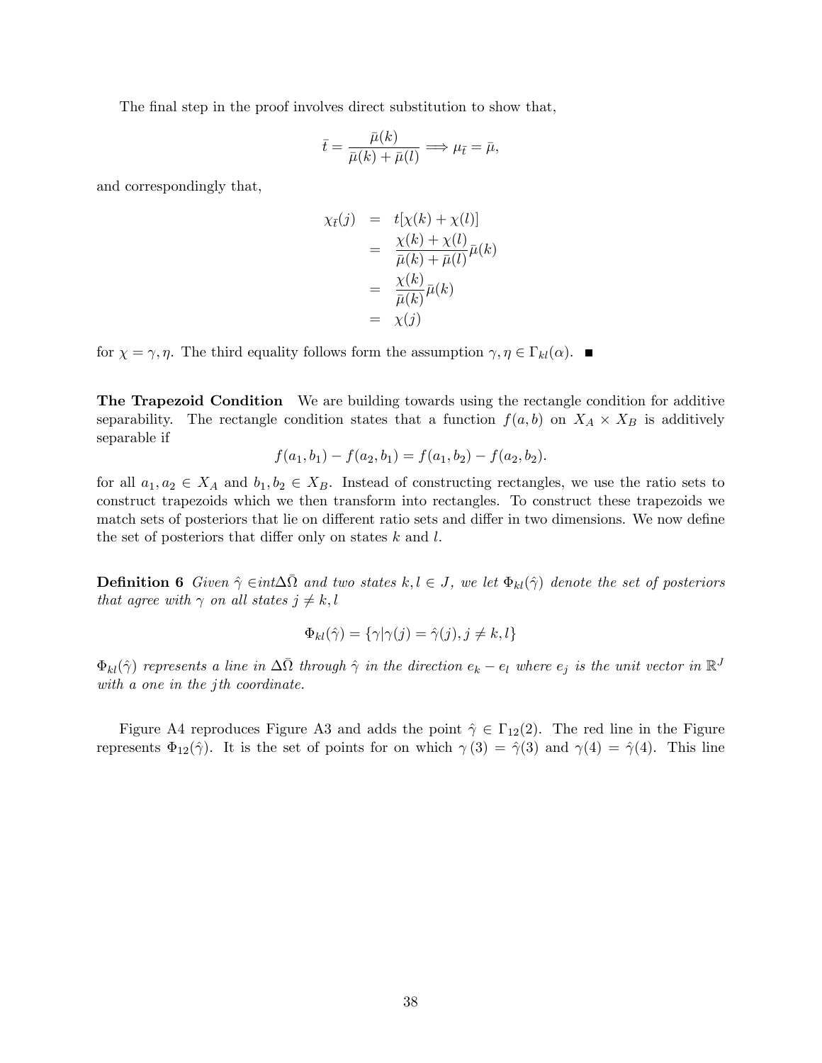The final step in the proof involves direct substitution to show that,

$$\bar{t} = \frac{\bar{\mu}(k)}{\bar{\mu}(k) + \bar{\mu}(l)} \Longrightarrow \mu_{\bar{t}} = \bar{\mu},$$

and correspondingly that,

$$\begin{aligned}
\chi_{\bar{t}}(j) &= t[\chi(k) + \chi(l)] \\
&= \frac{\chi(k) + \chi(l)}{\bar{\mu}(k) + \bar{\mu}(l)}\bar{\mu}(k) \\
&= \frac{\chi(k)}{\bar{\mu}(k)}\bar{\mu}(k) \\
&= \chi(j)
\end{aligned}$$

for $\chi = \gamma, \eta$. The third equality follows form the assumption $\gamma, \eta \in \Gamma_{kl}(\alpha)$. ■

**The Trapezoid Condition** We are building towards using the rectangle condition for additive separability. The rectangle condition states that a function $f(a, b)$ on $X_A \times X_B$ is additively separable if

$$f(a_1, b_1) - f(a_2, b_1) = f(a_1, b_2) - f(a_2, b_2).$$

for all $a_1, a_2 \in X_A$ and $b_1, b_2 \in X_B$. Instead of constructing rectangles, we use the ratio sets to construct trapezoids which we then transform into rectangles. To construct these trapezoids we match sets of posteriors that lie on different ratio sets and differ in two dimensions. We now define the set of posteriors that differ only on states $k$ and $l$.

**Definition 6** *Given $\hat{\gamma} \in int\Delta\bar{\Omega}$ and two states $k, l \in J$, we let $\Phi_{kl}(\hat{\gamma})$ denote the set of posteriors that agree with $\gamma$ on all states $j \neq k, l$*

$$\Phi_{kl}(\hat{\gamma}) = \{\gamma | \gamma(j) = \hat{\gamma}(j), j \neq k, l\}$$

*$\Phi_{kl}(\hat{\gamma})$ represents a line in $\Delta\bar{\Omega}$ through $\hat{\gamma}$ in the direction $e_k - e_l$ where $e_j$ is the unit vector in $\mathbb{R}^J$ with a one in the $j$th coordinate.*

Figure A4 reproduces Figure A3 and adds the point $\hat{\gamma} \in \Gamma_{12}(2)$. The red line in the Figure represents $\Phi_{12}(\hat{\gamma})$. It is the set of points for on which $\gamma(3) = \hat{\gamma}(3)$ and $\gamma(4) = \hat{\gamma}(4)$. This line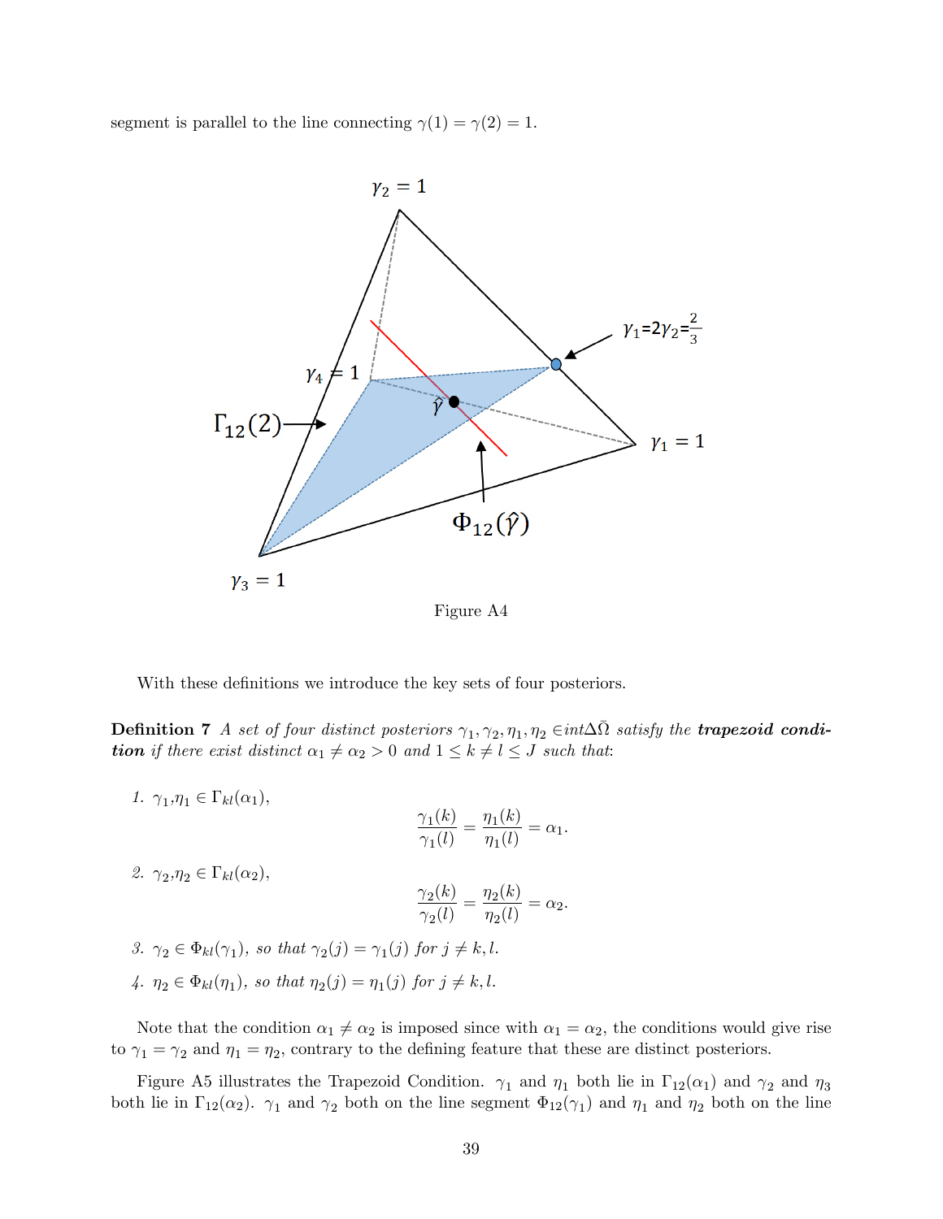segment is parallel to the line connecting $\gamma(1) = \gamma(2) = 1$.

Figure A4

With these definitions we introduce the key sets of four posteriors.

**Definition 7** *A set of four distinct posteriors $\gamma_1, \gamma_2, \eta_1, \eta_2 \in int\Delta\bar{\Omega}$ satisfy the* ***trapezoid condition*** *if there exist distinct $\alpha_1 \neq \alpha_2 > 0$ and $1 \leq k \neq l \leq J$ such that*:

1. $\gamma_1, \eta_1 \in \Gamma_{kl}(\alpha_1)$,
$$\frac{\gamma_1(k)}{\gamma_1(l)} = \frac{\eta_1(k)}{\eta_1(l)} = \alpha_1.$$

2. $\gamma_2, \eta_2 \in \Gamma_{kl}(\alpha_2)$,
$$\frac{\gamma_2(k)}{\gamma_2(l)} = \frac{\eta_2(k)}{\eta_2(l)} = \alpha_2.$$

3. $\gamma_2 \in \Phi_{kl}(\gamma_1)$, *so that* $\gamma_2(j) = \gamma_1(j)$ *for* $j \neq k, l$.

4. $\eta_2 \in \Phi_{kl}(\eta_1)$, *so that* $\eta_2(j) = \eta_1(j)$ *for* $j \neq k, l$.

Note that the condition $\alpha_1 \neq \alpha_2$ is imposed since with $\alpha_1 = \alpha_2$, the conditions would give rise to $\gamma_1 = \gamma_2$ and $\eta_1 = \eta_2$, contrary to the defining feature that these are distinct posteriors.

Figure A5 illustrates the Trapezoid Condition. $\gamma_1$ and $\eta_1$ both lie in $\Gamma_{12}(\alpha_1)$ and $\gamma_2$ and $\eta_3$ both lie in $\Gamma_{12}(\alpha_2)$. $\gamma_1$ and $\gamma_2$ both on the line segment $\Phi_{12}(\gamma_1)$ and $\eta_1$ and $\eta_2$ both on the line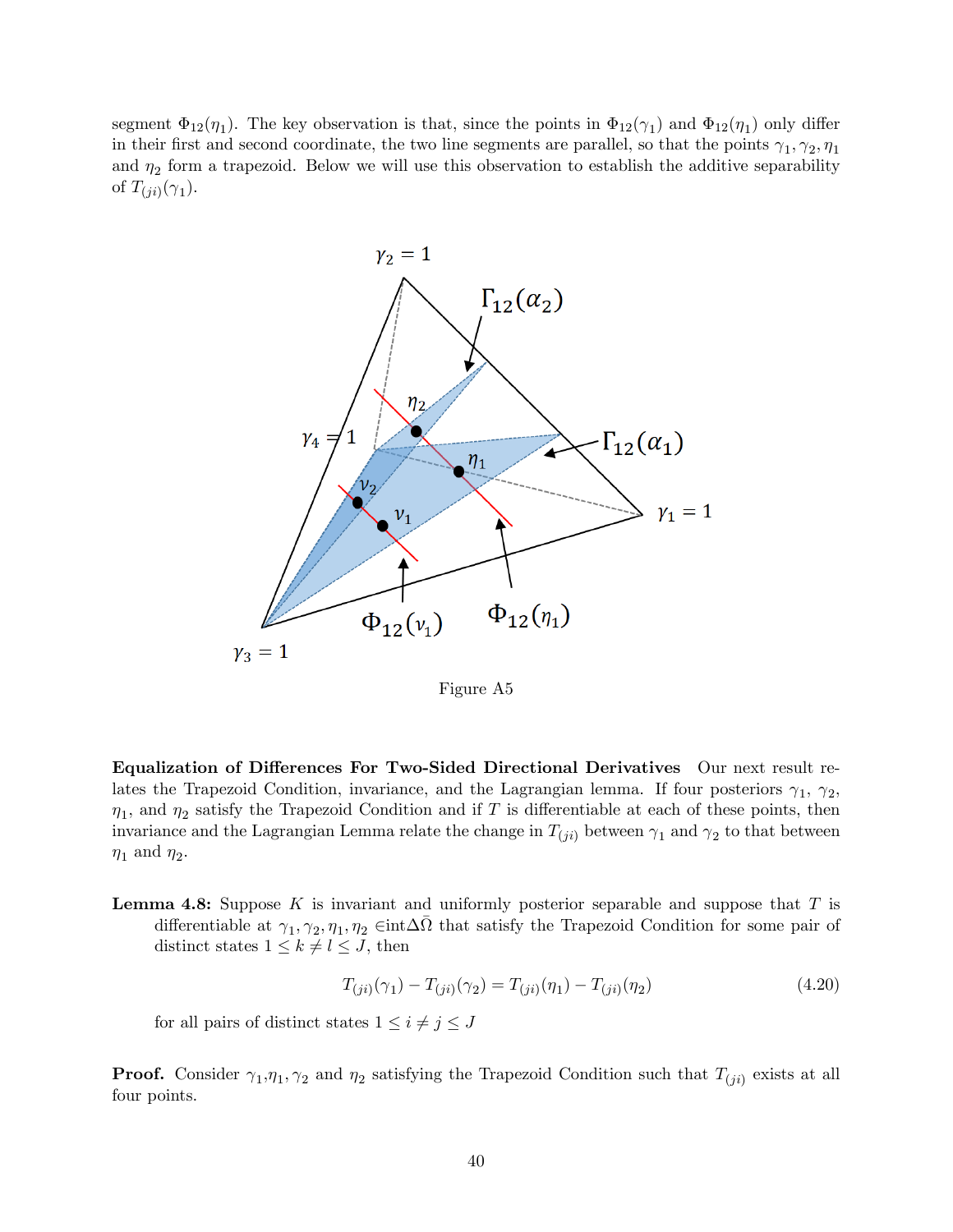segment $\Phi_{12}(\eta_1)$. The key observation is that, since the points in $\Phi_{12}(\gamma_1)$ and $\Phi_{12}(\eta_1)$ only differ in their first and second coordinate, the two line segments are parallel, so that the points $\gamma_1, \gamma_2, \eta_1$ and $\eta_2$ form a trapezoid. Below we will use this observation to establish the additive separability of $T_{(ji)}(\gamma_1)$.

Figure A5

**Equalization of Differences For Two-Sided Directional Derivatives** Our next result relates the Trapezoid Condition, invariance, and the Lagrangian lemma. If four posteriors $\gamma_1$, $\gamma_2$, $\eta_1$, and $\eta_2$ satisfy the Trapezoid Condition and if $T$ is differentiable at each of these points, then invariance and the Lagrangian Lemma relate the change in $T_{(ji)}$ between $\gamma_1$ and $\gamma_2$ to that between $\eta_1$ and $\eta_2$.

**Lemma 4.8:** Suppose $K$ is invariant and uniformly posterior separable and suppose that $T$ is differentiable at $\gamma_1, \gamma_2, \eta_1, \eta_2 \in \text{int}\Delta\bar{\Omega}$ that satisfy the Trapezoid Condition for some pair of distinct states $1 \leq k \neq l \leq J$, then

$$T_{(ji)}(\gamma_1) - T_{(ji)}(\gamma_2) = T_{(ji)}(\eta_1) - T_{(ji)}(\eta_2) \tag{4.20}$$

for all pairs of distinct states $1 \leq i \neq j \leq J$

**Proof.** Consider $\gamma_1$,$\eta_1$, $\gamma_2$ and $\eta_2$ satisfying the Trapezoid Condition such that $T_{(ji)}$ exists at all four points.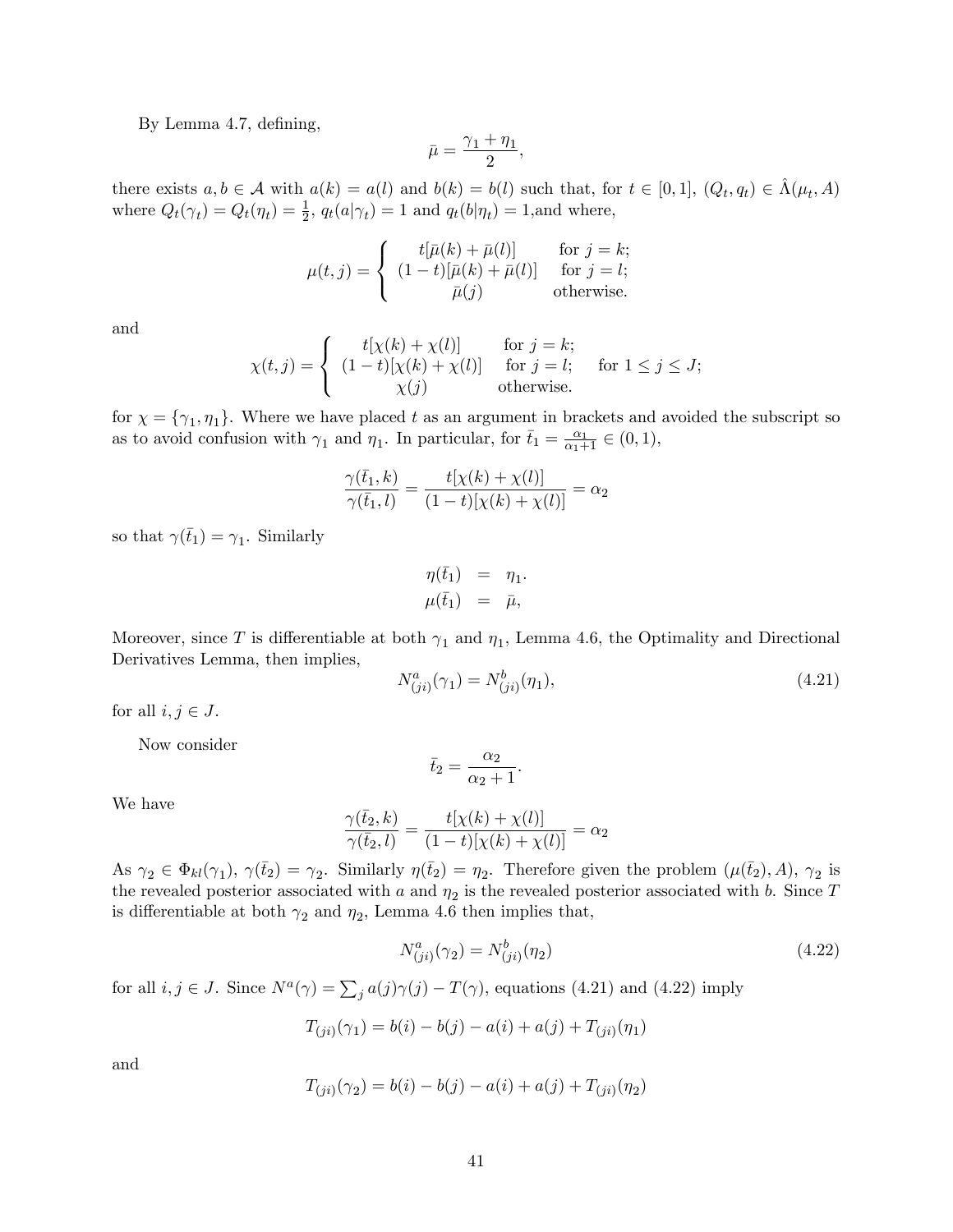By Lemma 4.7, defining,

$$\bar{\mu} = \frac{\gamma_1 + \eta_1}{2},$$

there exists $a, b \in \mathcal{A}$ with $a(k) = a(l)$ and $b(k) = b(l)$ such that, for $t \in [0,1]$, $(Q_t, q_t) \in \hat{\Lambda}(\mu_t, A)$ where $Q_t(\gamma_t) = Q_t(\eta_t) = \frac{1}{2}$, $q_t(a|\gamma_t) = 1$ and $q_t(b|\eta_t) = 1$,and where,

$$\mu(t,j) = \begin{cases} t[\bar{\mu}(k) + \bar{\mu}(l)] & \text{for } j = k; \\ (1-t)[\bar{\mu}(k) + \bar{\mu}(l)] & \text{for } j = l; \\ \bar{\mu}(j) & \text{otherwise.} \end{cases}$$

and

$$\chi(t,j) = \begin{cases} t[\chi(k) + \chi(l)] & \text{for } j = k; \\ (1-t)[\chi(k) + \chi(l)] & \text{for } j = l; \\ \chi(j) & \text{otherwise.} \end{cases} \quad \text{for } 1 \le j \le J;$$

for $\chi = \{\gamma_1, \eta_1\}$. Where we have placed $t$ as an argument in brackets and avoided the subscript so as to avoid confusion with $\gamma_1$ and $\eta_1$. In particular, for $\bar{t}_1 = \frac{\alpha_1}{\alpha_1 + 1} \in (0,1)$,

$$\frac{\gamma(\bar{t}_1, k)}{\gamma(\bar{t}_1, l)} = \frac{t[\chi(k) + \chi(l)]}{(1-t)[\chi(k) + \chi(l)]} = \alpha_2$$

so that $\gamma(\bar{t}_1) = \gamma_1$. Similarly

$$\begin{aligned} \eta(\bar{t}_1) &= \eta_1. \\ \mu(\bar{t}_1) &= \bar{\mu}, \end{aligned}$$

Moreover, since $T$ is differentiable at both $\gamma_1$ and $\eta_1$, Lemma 4.6, the Optimality and Directional Derivatives Lemma, then implies,

$$N^a_{(ji)}(\gamma_1) = N^b_{(ji)}(\eta_1), \tag{4.21}$$

for all $i, j \in J$.

Now consider

$$\bar{t}_2 = \frac{\alpha_2}{\alpha_2 + 1}.$$

We have

$$\frac{\gamma(\bar{t}_2, k)}{\gamma(\bar{t}_2, l)} = \frac{t[\chi(k) + \chi(l)]}{(1-t)[\chi(k) + \chi(l)]} = \alpha_2$$

As $\gamma_2 \in \Phi_{kl}(\gamma_1)$, $\gamma(\bar{t}_2) = \gamma_2$. Similarly $\eta(\bar{t}_2) = \eta_2$. Therefore given the problem $(\mu(\bar{t}_2), A)$, $\gamma_2$ is the revealed posterior associated with $a$ and $\eta_2$ is the revealed posterior associated with $b$. Since $T$ is differentiable at both $\gamma_2$ and $\eta_2$, Lemma 4.6 then implies that,

$$N^a_{(ji)}(\gamma_2) = N^b_{(ji)}(\eta_2) \tag{4.22}$$

for all $i, j \in J$. Since $N^a(\gamma) = \sum_j a(j)\gamma(j) - T(\gamma)$, equations (4.21) and (4.22) imply

$$T_{(ji)}(\gamma_1) = b(i) - b(j) - a(i) + a(j) + T_{(ji)}(\eta_1)$$

and

$$T_{(ji)}(\gamma_2) = b(i) - b(j) - a(i) + a(j) + T_{(ji)}(\eta_2)$$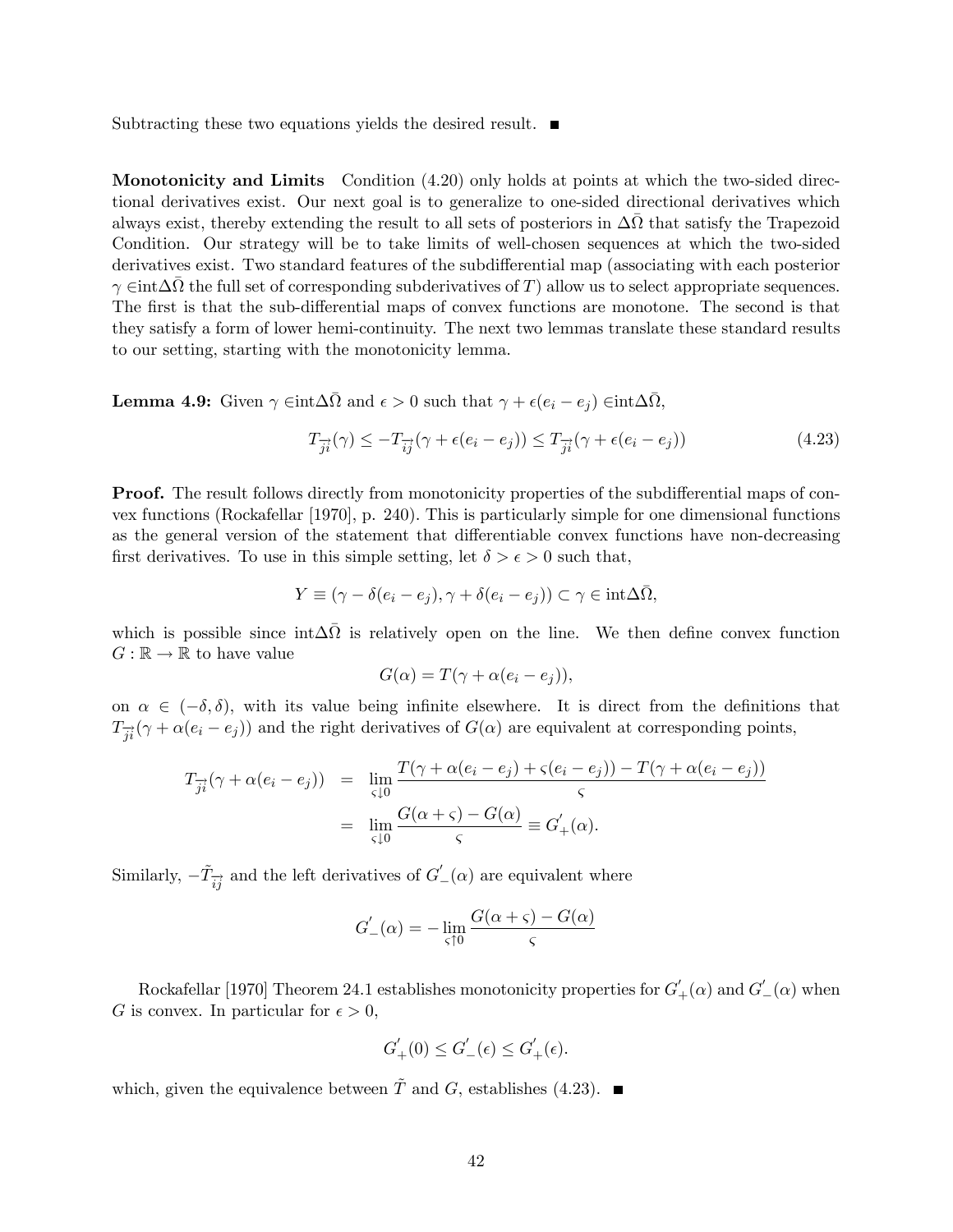Subtracting these two equations yields the desired result. ■

**Monotonicity and Limits** Condition (4.20) only holds at points at which the two-sided directional derivatives exist. Our next goal is to generalize to one-sided directional derivatives which always exist, thereby extending the result to all sets of posteriors in $\Delta\bar{\Omega}$ that satisfy the Trapezoid Condition. Our strategy will be to take limits of well-chosen sequences at which the two-sided derivatives exist. Two standard features of the subdifferential map (associating with each posterior $\gamma \in \text{int}\Delta\bar{\Omega}$ the full set of corresponding subderivatives of $T$) allow us to select appropriate sequences. The first is that the sub-differential maps of convex functions are monotone. The second is that they satisfy a form of lower hemi-continuity. The next two lemmas translate these standard results to our setting, starting with the monotonicity lemma.

**Lemma 4.9:** Given $\gamma \in \text{int}\Delta\bar{\Omega}$ and $\epsilon > 0$ such that $\gamma + \epsilon(e_i - e_j) \in \text{int}\Delta\bar{\Omega}$,

$$T_{\overrightarrow{ji}}(\gamma) \leq -T_{\overrightarrow{ij}}(\gamma + \epsilon(e_i - e_j)) \leq T_{\overrightarrow{ji}}(\gamma + \epsilon(e_i - e_j)) \tag{4.23}$$

**Proof.** The result follows directly from monotonicity properties of the subdifferential maps of convex functions (Rockafellar [1970], p. 240). This is particularly simple for one dimensional functions as the general version of the statement that differentiable convex functions have non-decreasing first derivatives. To use in this simple setting, let $\delta > \epsilon > 0$ such that,

$$Y \equiv (\gamma - \delta(e_i - e_j), \gamma + \delta(e_i - e_j)) \subset \gamma \in \text{int}\Delta\bar{\Omega},$$

which is possible since $\text{int}\Delta\bar{\Omega}$ is relatively open on the line. We then define convex function $G : \mathbb{R} \to \mathbb{R}$ to have value

$$G(\alpha) = T(\gamma + \alpha(e_i - e_j)),$$

on $\alpha \in (-\delta, \delta)$, with its value being infinite elsewhere. It is direct from the definitions that $T_{\overrightarrow{ji}}(\gamma + \alpha(e_i - e_j))$ and the right derivatives of $G(\alpha)$ are equivalent at corresponding points,

$$\begin{aligned} T_{\overrightarrow{ji}}(\gamma + \alpha(e_i - e_j)) &= \lim_{\varsigma \downarrow 0} \frac{T(\gamma + \alpha(e_i - e_j) + \varsigma(e_i - e_j)) - T(\gamma + \alpha(e_i - e_j))}{\varsigma} \\ &= \lim_{\varsigma \downarrow 0} \frac{G(\alpha + \varsigma) - G(\alpha)}{\varsigma} \equiv G'_{+}(\alpha). \end{aligned}$$

Similarly, $-\tilde{T}_{\overrightarrow{ij}}$ and the left derivatives of $G'_{-}(\alpha)$ are equivalent where

$$G'_{-}(\alpha) = -\lim_{\varsigma \uparrow 0} \frac{G(\alpha + \varsigma) - G(\alpha)}{\varsigma}$$

Rockafellar [1970] Theorem 24.1 establishes monotonicity properties for $G'_{+}(\alpha)$ and $G'_{-}(\alpha)$ when $G$ is convex. In particular for $\epsilon > 0$,

$$G'_{+}(0) \leq G'_{-}(\epsilon) \leq G'_{+}(\epsilon).$$

which, given the equivalence between $\tilde{T}$ and $G$, establishes (4.23). ■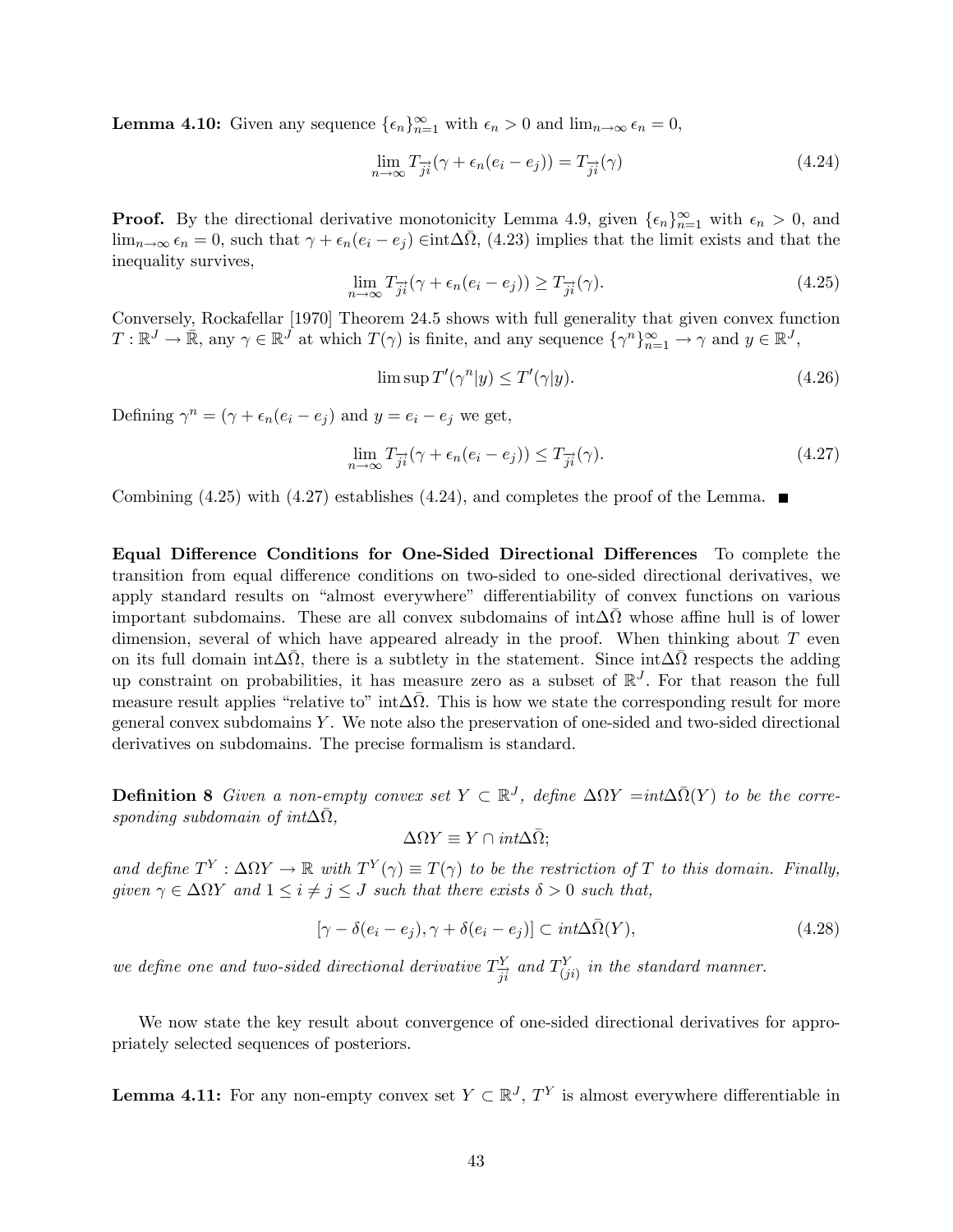**Lemma 4.10:** Given any sequence $\{\epsilon_n\}_{n=1}^{\infty}$ with $\epsilon_n > 0$ and $\lim_{n\to\infty} \epsilon_n = 0$,

$$\lim_{n\to\infty} T_{\overrightarrow{ji}}(\gamma + \epsilon_n(e_i - e_j)) = T_{\overrightarrow{ji}}(\gamma) \tag{4.24}$$

**Proof.** By the directional derivative monotonicity Lemma 4.9, given $\{\epsilon_n\}_{n=1}^{\infty}$ with $\epsilon_n > 0$, and $\lim_{n\to\infty} \epsilon_n = 0$, such that $\gamma + \epsilon_n(e_i - e_j) \in \text{int}\Delta\bar{\Omega}$, (4.23) implies that the limit exists and that the inequality survives,

$$\lim_{n\to\infty} T_{\overrightarrow{ji}}(\gamma + \epsilon_n(e_i - e_j)) \geq T_{\overrightarrow{ji}}(\gamma). \tag{4.25}$$

Conversely, Rockafellar [1970] Theorem 24.5 shows with full generality that given convex function $T : \mathbb{R}^J \to \bar{\mathbb{R}}$, any $\gamma \in \mathbb{R}^J$ at which $T(\gamma)$ is finite, and any sequence $\{\gamma^n\}_{n=1}^{\infty} \to \gamma$ and $y \in \mathbb{R}^J$,

$$\limsup T'(\gamma^n | y) \leq T'(\gamma | y). \tag{4.26}$$

Defining $\gamma^n = (\gamma + \epsilon_n(e_i - e_j)$ and $y = e_i - e_j$ we get,

$$\lim_{n\to\infty} T_{\overrightarrow{ji}}(\gamma + \epsilon_n(e_i - e_j)) \leq T_{\overrightarrow{ji}}(\gamma). \tag{4.27}$$

Combining (4.25) with (4.27) establishes (4.24), and completes the proof of the Lemma. ■

**Equal Difference Conditions for One-Sided Directional Differences** To complete the transition from equal difference conditions on two-sided to one-sided directional derivatives, we apply standard results on "almost everywhere" differentiability of convex functions on various important subdomains. These are all convex subdomains of $\text{int}\Delta\bar{\Omega}$ whose affine hull is of lower dimension, several of which have appeared already in the proof. When thinking about $T$ even on its full domain $\text{int}\Delta\bar{\Omega}$, there is a subtlety in the statement. Since $\text{int}\Delta\bar{\Omega}$ respects the adding up constraint on probabilities, it has measure zero as a subset of $\mathbb{R}^J$. For that reason the full measure result applies "relative to" $\text{int}\Delta\bar{\Omega}$. This is how we state the corresponding result for more general convex subdomains $Y$. We note also the preservation of one-sided and two-sided directional derivatives on subdomains. The precise formalism is standard.

**Definition 8** *Given a non-empty convex set $Y \subset \mathbb{R}^J$, define $\Delta\Omega Y = \text{int}\Delta\bar{\Omega}(Y)$ to be the corresponding subdomain of $\text{int}\Delta\bar{\Omega}$,*

$$\Delta\Omega Y \equiv Y \cap \text{int}\Delta\bar{\Omega};$$

*and define $T^Y : \Delta\Omega Y \to \mathbb{R}$ with $T^Y(\gamma) \equiv T(\gamma)$ to be the restriction of $T$ to this domain. Finally, given $\gamma \in \Delta\Omega Y$ and $1 \leq i \neq j \leq J$ such that there exists $\delta > 0$ such that,*

$$[\gamma - \delta(e_i - e_j), \gamma + \delta(e_i - e_j)] \subset \text{int}\Delta\bar{\Omega}(Y), \tag{4.28}$$

*we define one and two-sided directional derivative $T^Y_{\overrightarrow{ji}}$ and $T^Y_{(ji)}$ in the standard manner.*

We now state the key result about convergence of one-sided directional derivatives for appropriately selected sequences of posteriors.

**Lemma 4.11:** For any non-empty convex set $Y \subset \mathbb{R}^J$, $T^Y$ is almost everywhere differentiable in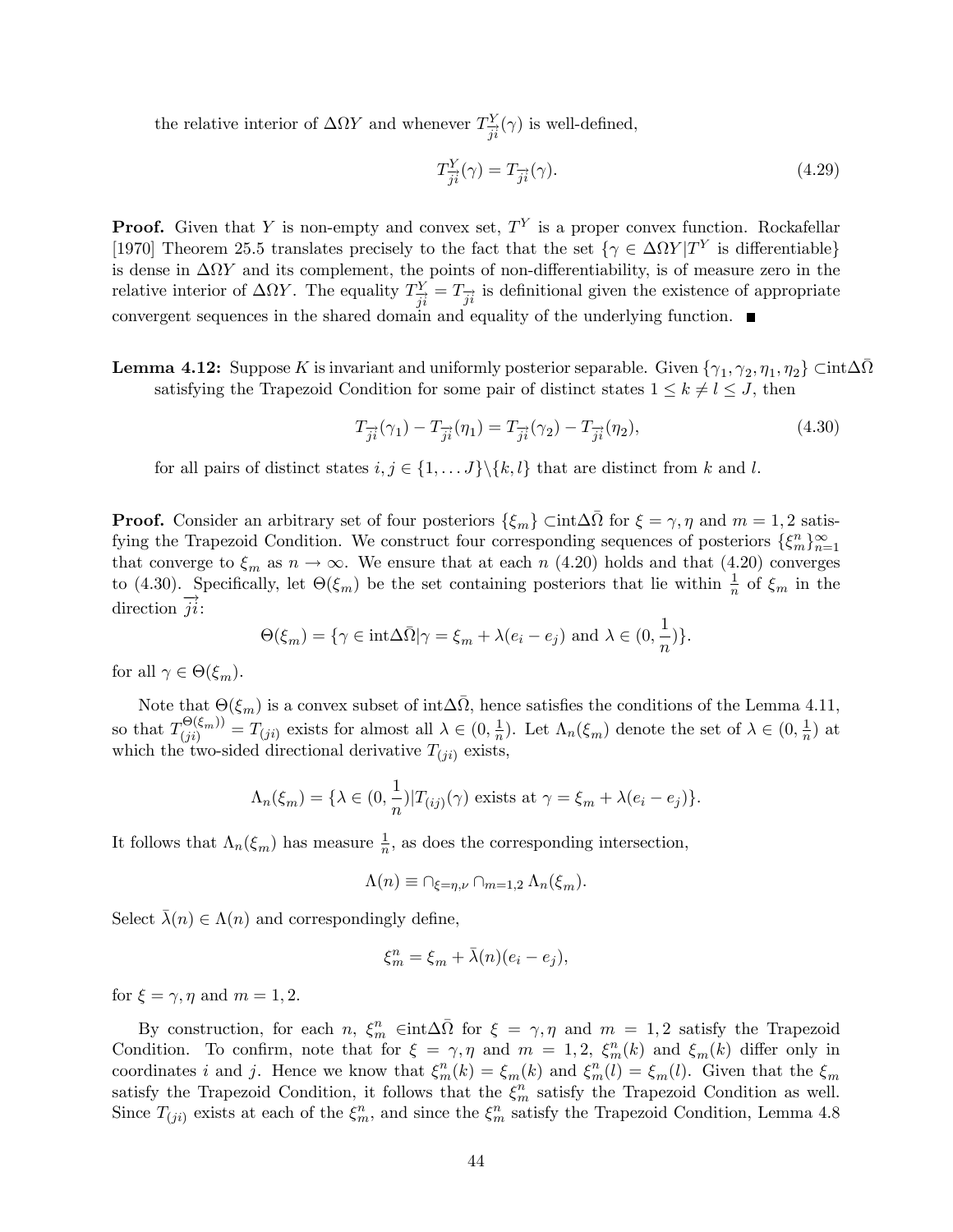the relative interior of $\Delta\Omega Y$ and whenever $T^Y_{\overrightarrow{ji}}(\gamma)$ is well-defined,

$$T^Y_{\overrightarrow{ji}}(\gamma) = T_{\overrightarrow{ji}}(\gamma). \tag{4.29}$$

**Proof.** Given that $Y$ is non-empty and convex set, $T^Y$ is a proper convex function. Rockafellar [1970] Theorem 25.5 translates precisely to the fact that the set $\{\gamma \in \Delta\Omega Y | T^Y \text{ is differentiable}\}$ is dense in $\Delta\Omega Y$ and its complement, the points of non-differentiability, is of measure zero in the relative interior of $\Delta\Omega Y$. The equality $T^Y_{\overrightarrow{ji}} = T_{\overrightarrow{ji}}$ is definitional given the existence of appropriate convergent sequences in the shared domain and equality of the underlying function. ■

**Lemma 4.12:** Suppose $K$ is invariant and uniformly posterior separable. Given $\{\gamma_1, \gamma_2, \eta_1, \eta_2\} \subset \text{int}\Delta\bar{\Omega}$ satisfying the Trapezoid Condition for some pair of distinct states $1 \leq k \neq l \leq J$, then

$$T_{\overrightarrow{ji}}(\gamma_1) - T_{\overrightarrow{ji}}(\eta_1) = T_{\overrightarrow{ji}}(\gamma_2) - T_{\overrightarrow{ji}}(\eta_2), \tag{4.30}$$

for all pairs of distinct states $i, j \in \{1, \dots J\} \backslash \{k, l\}$ that are distinct from $k$ and $l$.

**Proof.** Consider an arbitrary set of four posteriors $\{\xi_m\} \subset \text{int}\Delta\bar{\Omega}$ for $\xi = \gamma, \eta$ and $m = 1, 2$ satisfying the Trapezoid Condition. We construct four corresponding sequences of posteriors $\{\xi^n_m\}^\infty_{n=1}$ that converge to $\xi_m$ as $n \to \infty$. We ensure that at each $n$ (4.20) holds and that (4.20) converges to (4.30). Specifically, let $\Theta(\xi_m)$ be the set containing posteriors that lie within $\frac{1}{n}$ of $\xi_m$ in the direction $\overrightarrow{ji}$:

$$\Theta(\xi_m) = \{\gamma \in \text{int}\Delta\bar{\Omega} | \gamma = \xi_m + \lambda(e_i - e_j) \text{ and } \lambda \in (0, \frac{1}{n})\}.$$

for all $\gamma \in \Theta(\xi_m)$.

Note that $\Theta(\xi_m)$ is a convex subset of $\text{int}\Delta\bar{\Omega}$, hence satisfies the conditions of the Lemma 4.11, so that $T^{\Theta(\xi_m))}_{(ji)} = T_{(ji)}$ exists for almost all $\lambda \in (0, \frac{1}{n})$. Let $\Lambda_n(\xi_m)$ denote the set of $\lambda \in (0, \frac{1}{n})$ at which the two-sided directional derivative $T_{(ji)}$ exists,

$$\Lambda_n(\xi_m) = \{\lambda \in (0, \frac{1}{n}) | T_{(ij)}(\gamma) \text{ exists at } \gamma = \xi_m + \lambda(e_i - e_j)\}.$$

It follows that $\Lambda_n(\xi_m)$ has measure $\frac{1}{n}$, as does the corresponding intersection,

$$\Lambda(n) \equiv \cap_{\xi=\eta,\nu} \cap_{m=1,2} \Lambda_n(\xi_m).$$

Select $\bar{\lambda}(n) \in \Lambda(n)$ and correspondingly define,

$$\xi^n_m = \xi_m + \bar{\lambda}(n)(e_i - e_j),$$

for $\xi = \gamma, \eta$ and $m = 1, 2$.

By construction, for each $n$, $\xi^n_m \in \text{int}\Delta\bar{\Omega}$ for $\xi = \gamma, \eta$ and $m = 1, 2$ satisfy the Trapezoid Condition. To confirm, note that for $\xi = \gamma, \eta$ and $m = 1, 2$, $\xi^n_m(k)$ and $\xi_m(k)$ differ only in coordinates $i$ and $j$. Hence we know that $\xi^n_m(k) = \xi_m(k)$ and $\xi^n_m(l) = \xi_m(l)$. Given that the $\xi_m$ satisfy the Trapezoid Condition, it follows that the $\xi^n_m$ satisfy the Trapezoid Condition as well. Since $T_{(ji)}$ exists at each of the $\xi^n_m$, and since the $\xi^n_m$ satisfy the Trapezoid Condition, Lemma 4.8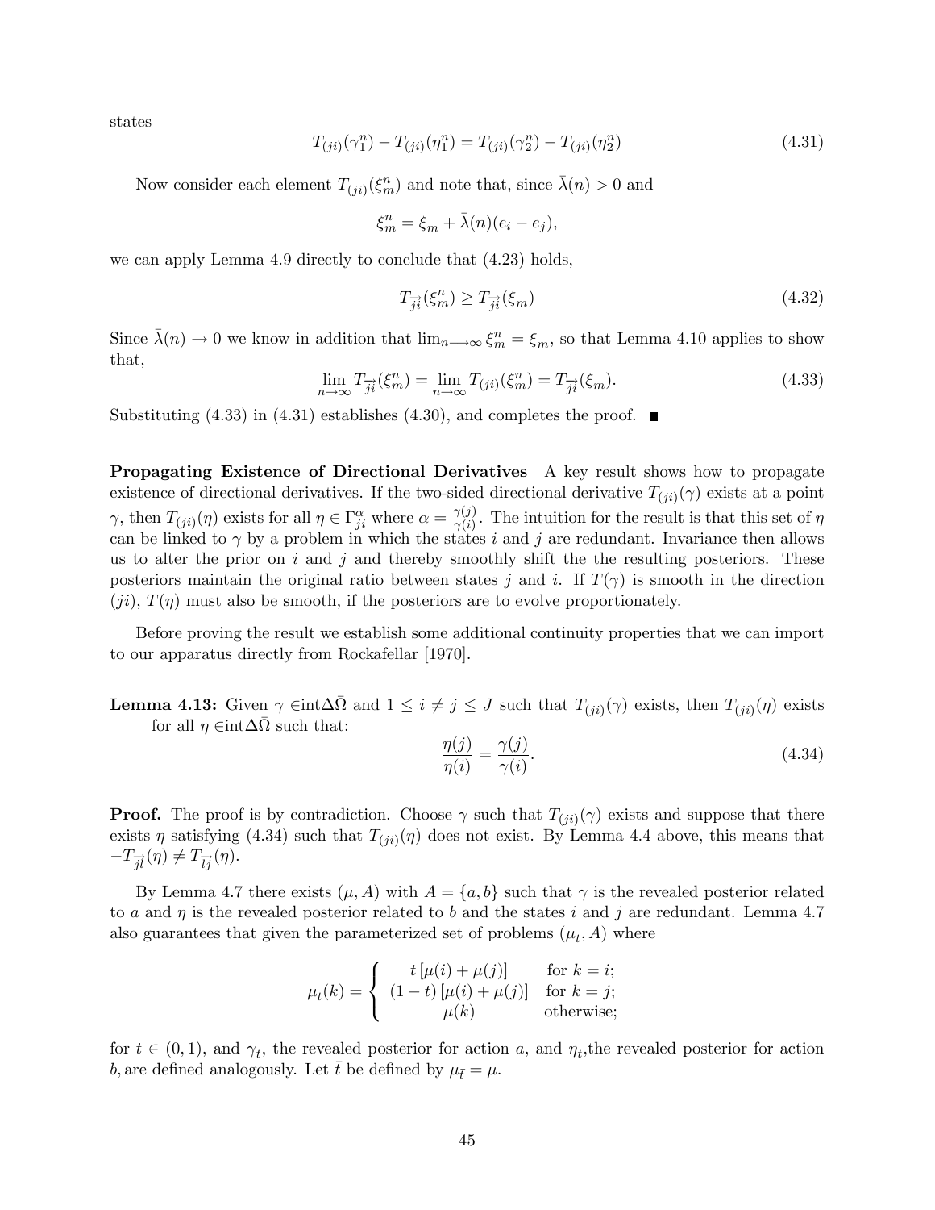states

$$T_{(ji)}(\gamma_1^n) - T_{(ji)}(\eta_1^n) = T_{(ji)}(\gamma_2^n) - T_{(ji)}(\eta_2^n) \tag{4.31}$$

Now consider each element $T_{(ji)}(\xi_m^n)$ and note that, since $\bar{\lambda}(n) > 0$ and

$$\xi_m^n = \xi_m + \bar{\lambda}(n)(e_i - e_j),$$

we can apply Lemma 4.9 directly to conclude that (4.23) holds,

$$T_{\overrightarrow{ji}}(\xi_m^n) \geq T_{\overrightarrow{ji}}(\xi_m) \tag{4.32}$$

Since $\bar{\lambda}(n) \to 0$ we know in addition that $\lim_{n \longrightarrow \infty} \xi_m^n = \xi_m$, so that Lemma 4.10 applies to show that,

$$\lim_{n \to \infty} T_{\overrightarrow{ji}}(\xi_m^n) = \lim_{n \to \infty} T_{(ji)}(\xi_m^n) = T_{\overrightarrow{ji}}(\xi_m). \tag{4.33}$$

Substituting (4.33) in (4.31) establishes (4.30), and completes the proof. ■

**Propagating Existence of Directional Derivatives** A key result shows how to propagate existence of directional derivatives. If the two-sided directional derivative $T_{(ji)}(\gamma)$ exists at a point $\gamma$, then $T_{(ji)}(\eta)$ exists for all $\eta \in \Gamma_{ji}^{\alpha}$ where $\alpha = \frac{\gamma(j)}{\gamma(i)}$. The intuition for the result is that this set of $\eta$ can be linked to $\gamma$ by a problem in which the states $i$ and $j$ are redundant. Invariance then allows us to alter the prior on $i$ and $j$ and thereby smoothly shift the the resulting posteriors. These posteriors maintain the original ratio between states $j$ and $i$. If $T(\gamma)$ is smooth in the direction $(ji)$, $T(\eta)$ must also be smooth, if the posteriors are to evolve proportionately.

Before proving the result we establish some additional continuity properties that we can import to our apparatus directly from Rockafellar [1970].

**Lemma 4.13:** Given $\gamma \in \text{int}\Delta\bar{\Omega}$ and $1 \leq i \neq j \leq J$ such that $T_{(ji)}(\gamma)$ exists, then $T_{(ji)}(\eta)$ exists for all $\eta \in \text{int}\Delta\bar{\Omega}$ such that:

$$\frac{\eta(j)}{\eta(i)} = \frac{\gamma(j)}{\gamma(i)}. \tag{4.34}$$

**Proof.** The proof is by contradiction. Choose $\gamma$ such that $T_{(ji)}(\gamma)$ exists and suppose that there exists $\eta$ satisfying (4.34) such that $T_{(ji)}(\eta)$ does not exist. By Lemma 4.4 above, this means that $-T_{\overrightarrow{jl}}(\eta) \neq T_{\overrightarrow{lj}}(\eta)$.

By Lemma 4.7 there exists $(\mu, A)$ with $A = \{a, b\}$ such that $\gamma$ is the revealed posterior related to $a$ and $\eta$ is the revealed posterior related to $b$ and the states $i$ and $j$ are redundant. Lemma 4.7 also guarantees that given the parameterized set of problems $(\mu_t, A)$ where

$$\mu_t(k) = \begin{cases} t\left[\mu(i) + \mu(j)\right] & \text{for } k = i; \\ (1-t)\left[\mu(i) + \mu(j)\right] & \text{for } k = j; \\ \mu(k) & \text{otherwise;} \end{cases}$$

for $t \in (0, 1)$, and $\gamma_t$, the revealed posterior for action $a$, and $\eta_t$, the revealed posterior for action $b$, are defined analogously. Let $\bar{t}$ be defined by $\mu_{\bar{t}} = \mu$.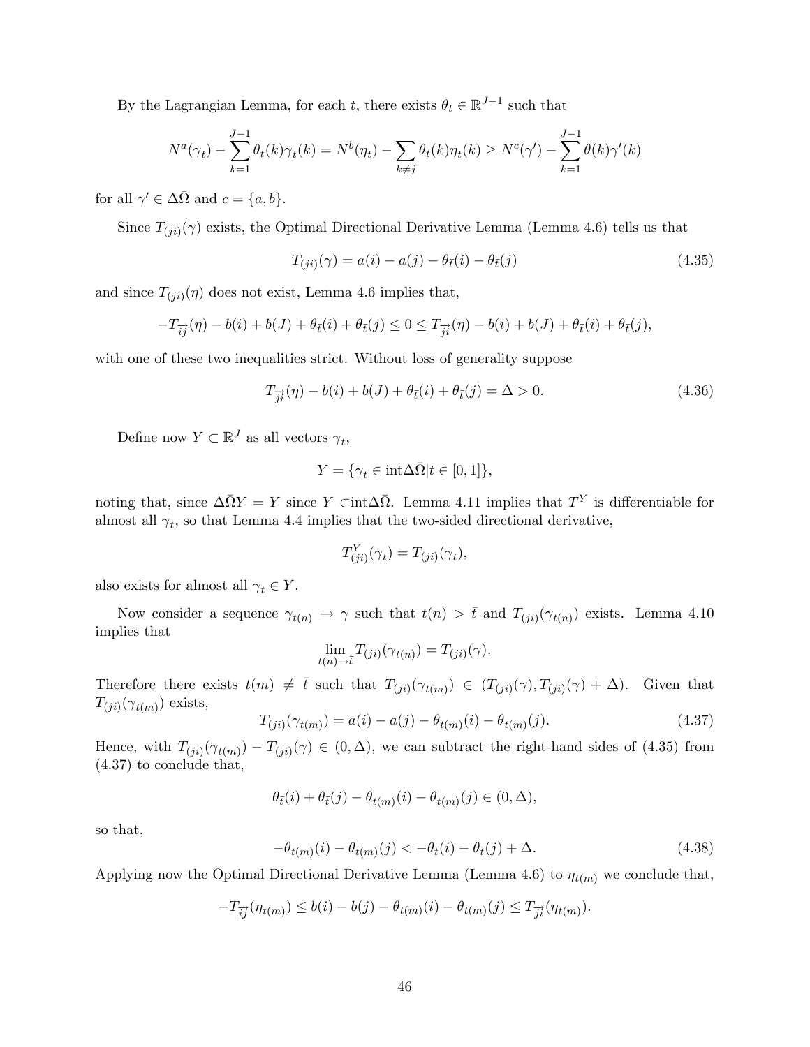By the Lagrangian Lemma, for each $t$, there exists $\theta_t \in \mathbb{R}^{J-1}$ such that

$$N^a(\gamma_t) - \sum_{k=1}^{J-1} \theta_t(k)\gamma_t(k) = N^b(\eta_t) - \sum_{k \neq j} \theta_t(k)\eta_t(k) \geq N^c(\gamma') - \sum_{k=1}^{J-1} \theta(k)\gamma'(k)$$

for all $\gamma' \in \Delta\bar{\Omega}$ and $c = \{a, b\}$.

Since $T_{(ji)}(\gamma)$ exists, the Optimal Directional Derivative Lemma (Lemma 4.6) tells us that

$$T_{(ji)}(\gamma) = a(i) - a(j) - \theta_{\bar{t}}(i) - \theta_{\bar{t}}(j) \tag{4.35}$$

and since $T_{(ji)}(\eta)$ does not exist, Lemma 4.6 implies that,

$$-T_{\overrightarrow{ij}}(\eta) - b(i) + b(J) + \theta_{\bar{t}}(i) + \theta_{\bar{t}}(j) \leq 0 \leq T_{\overrightarrow{ji}}(\eta) - b(i) + b(J) + \theta_{\bar{t}}(i) + \theta_{\bar{t}}(j),$$

with one of these two inequalities strict. Without loss of generality suppose

$$T_{\overrightarrow{ji}}(\eta) - b(i) + b(J) + \theta_{\bar{t}}(i) + \theta_{\bar{t}}(j) = \Delta > 0. \tag{4.36}$$

Define now $Y \subset \mathbb{R}^J$ as all vectors $\gamma_t$,

$$Y = \{\gamma_t \in \text{int}\Delta\bar{\Omega} | t \in [0, 1]\},$$

noting that, since $\Delta\bar{\Omega}Y = Y$ since $Y \subset$int$\Delta\bar{\Omega}$. Lemma 4.11 implies that $T^Y$ is differentiable for almost all $\gamma_t$, so that Lemma 4.4 implies that the two-sided directional derivative,

$$T^Y_{(ji)}(\gamma_t) = T_{(ji)}(\gamma_t),$$

also exists for almost all $\gamma_t \in Y$.

Now consider a sequence $\gamma_{t(n)} \to \gamma$ such that $t(n) > \bar{t}$ and $T_{(ji)}(\gamma_{t(n)})$ exists. Lemma 4.10 implies that

$$\lim_{t(n) \to \bar{t}} T_{(ji)}(\gamma_{t(n)}) = T_{(ji)}(\gamma).$$

Therefore there exists $t(m) \neq \bar{t}$ such that $T_{(ji)}(\gamma_{t(m)}) \in (T_{(ji)}(\gamma), T_{(ji)}(\gamma) + \Delta)$. Given that $T_{(ji)}(\gamma_{t(m)})$ exists,

$$T_{(ji)}(\gamma_{t(m)}) = a(i) - a(j) - \theta_{t(m)}(i) - \theta_{t(m)}(j). \tag{4.37}$$

Hence, with $T_{(ji)}(\gamma_{t(m)}) - T_{(ji)}(\gamma) \in (0, \Delta)$, we can subtract the right-hand sides of (4.35) from (4.37) to conclude that,

$$\theta_{\bar{t}}(i) + \theta_{\bar{t}}(j) - \theta_{t(m)}(i) - \theta_{t(m)}(j) \in (0, \Delta),$$

so that,

$$-\theta_{t(m)}(i) - \theta_{t(m)}(j) < -\theta_{\bar{t}}(i) - \theta_{\bar{t}}(j) + \Delta. \tag{4.38}$$

Applying now the Optimal Directional Derivative Lemma (Lemma 4.6) to $\eta_{t(m)}$ we conclude that,

$$-T_{\overrightarrow{ij}}(\eta_{t(m)}) \leq b(i) - b(j) - \theta_{t(m)}(i) - \theta_{t(m)}(j) \leq T_{\overrightarrow{ji}}(\eta_{t(m)}).$$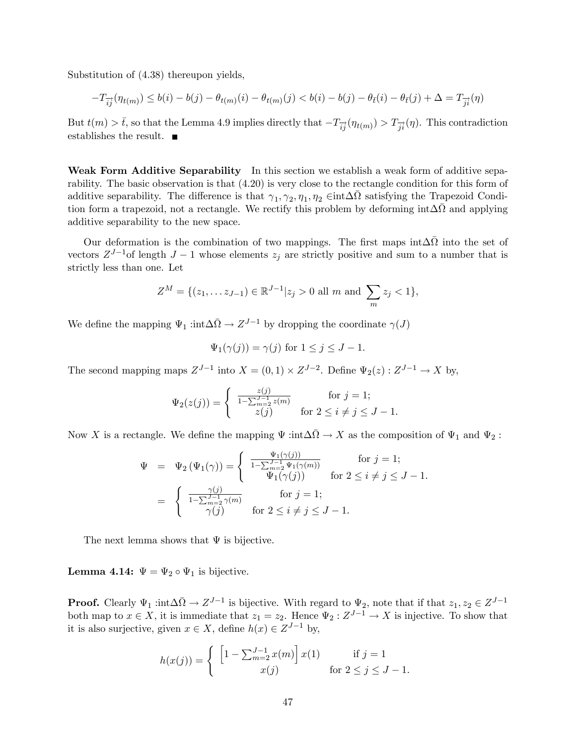Substitution of (4.38) thereupon yields,

$$-T_{\overrightarrow{ij}}(\eta_{t(m)}) \leq b(i) - b(j) - \theta_{t(m)}(i) - \theta_{t(m)}(j) < b(i) - b(j) - \theta_{\bar{t}}(i) - \theta_{\bar{t}}(j) + \Delta = T_{\overrightarrow{ji}}(\eta)$$

But $t(m) > \bar{t}$, so that the Lemma 4.9 implies directly that $-T_{\overrightarrow{ij}}(\eta_{t(m)}) > T_{\overrightarrow{ji}}(\eta)$. This contradiction establishes the result. ■

**Weak Form Additive Separability** In this section we establish a weak form of additive separability. The basic observation is that (4.20) is very close to the rectangle condition for this form of additive separability. The difference is that $\gamma_1, \gamma_2, \eta_1, \eta_2 \in \text{int}\Delta\bar{\Omega}$ satisfying the Trapezoid Condition form a trapezoid, not a rectangle. We rectify this problem by deforming $\text{int}\Delta\bar{\Omega}$ and applying additive separability to the new space.

Our deformation is the combination of two mappings. The first maps $\text{int}\Delta\bar{\Omega}$ into the set of vectors $Z^{J-1}$of length $J-1$ whose elements $z_j$ are strictly positive and sum to a number that is strictly less than one. Let

$$Z^M = \{(z_1, \ldots z_{J-1}) \in \mathbb{R}^{J-1} | z_j > 0 \text{ all } m \text{ and } \sum_m z_j < 1\},$$

We define the mapping $\Psi_1 : \text{int}\Delta\bar{\Omega} \to Z^{J-1}$ by dropping the coordinate $\gamma(J)$

$$\Psi_1(\gamma(j)) = \gamma(j) \text{ for } 1 \leq j \leq J-1.$$

The second mapping maps $Z^{J-1}$ into $X = (0,1) \times Z^{J-2}$. Define $\Psi_2(z) : Z^{J-1} \to X$ by,

$$\Psi_2(z(j)) = \begin{cases} \frac{z(j)}{1-\sum_{m=2}^{J-1} z(m)} & \text{for } j = 1; \\ z(j) & \text{for } 2 \leq i \neq j \leq J-1. \end{cases}$$

Now $X$ is a rectangle. We define the mapping $\Psi : \text{int}\Delta\bar{\Omega} \to X$ as the composition of $\Psi_1$ and $\Psi_2$ :

$$\begin{aligned} \Psi &= \Psi_2(\Psi_1(\gamma)) = \begin{cases} \frac{\Psi_1(\gamma(j))}{1-\sum_{m=2}^{J-1} \Psi_1(\gamma(m))} & \text{for } j = 1; \\ \Psi_1(\gamma(j)) & \text{for } 2 \leq i \neq j \leq J-1. \end{cases} \\ &= \begin{cases} \frac{\gamma(j)}{1-\sum_{m=2}^{J-1} \gamma(m)} & \text{for } j = 1; \\ \gamma(j) & \text{for } 2 \leq i \neq j \leq J-1. \end{cases} \end{aligned}$$

The next lemma shows that $\Psi$ is bijective.

**Lemma 4.14:** $\Psi = \Psi_2 \circ \Psi_1$ is bijective.

**Proof.** Clearly $\Psi_1 : \text{int}\Delta\bar{\Omega} \to Z^{J-1}$ is bijective. With regard to $\Psi_2$, note that if that $z_1, z_2 \in Z^{J-1}$ both map to $x \in X$, it is immediate that $z_1 = z_2$. Hence $\Psi_2 : Z^{J-1} \to X$ is injective. To show that it is also surjective, given $x \in X$, define $h(x) \in Z^{J-1}$ by,

$$h(x(j)) = \begin{cases} \left[1 - \sum_{m=2}^{J-1} x(m)\right] x(1) & \text{if } j = 1 \\ x(j) & \text{for } 2 \leq j \leq J-1. \end{cases}$$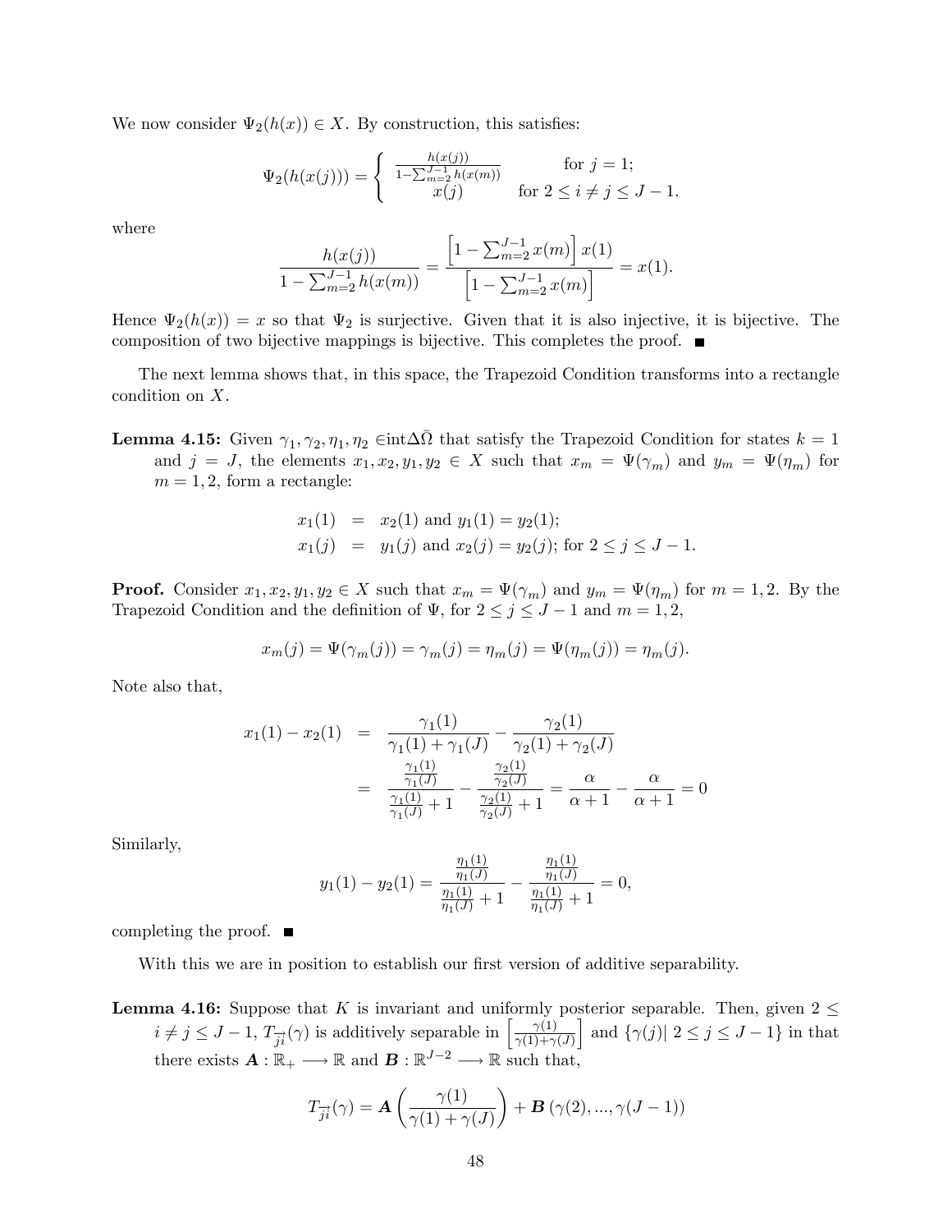We now consider $\Psi_2(h(x)) \in X$. By construction, this satisfies:

$$\Psi_2(h(x(j))) = \begin{cases} \frac{h(x(j))}{1-\sum_{m=2}^{J-1} h(x(m))} & \text{for } j = 1; \\ x(j) & \text{for } 2 \leq i \neq j \leq J-1. \end{cases}$$

where

$$\frac{h(x(j))}{1-\sum_{m=2}^{J-1} h(x(m))} = \frac{\left[1-\sum_{m=2}^{J-1} x(m)\right] x(1)}{\left[1-\sum_{m=2}^{J-1} x(m)\right]} = x(1).$$

Hence $\Psi_2(h(x)) = x$ so that $\Psi_2$ is surjective. Given that it is also injective, it is bijective. The composition of two bijective mappings is bijective. This completes the proof. ■

The next lemma shows that, in this space, the Trapezoid Condition transforms into a rectangle condition on $X$.

**Lemma 4.15:** Given $\gamma_1, \gamma_2, \eta_1, \eta_2 \in \text{int}\Delta\bar{\Omega}$ that satisfy the Trapezoid Condition for states $k = 1$ and $j = J$, the elements $x_1, x_2, y_1, y_2 \in X$ such that $x_m = \Psi(\gamma_m)$ and $y_m = \Psi(\eta_m)$ for $m = 1, 2$, form a rectangle:

$$\begin{aligned} x_1(1) &= x_2(1) \text{ and } y_1(1) = y_2(1); \\ x_1(j) &= y_1(j) \text{ and } x_2(j) = y_2(j); \text{ for } 2 \leq j \leq J-1. \end{aligned}$$

**Proof.** Consider $x_1, x_2, y_1, y_2 \in X$ such that $x_m = \Psi(\gamma_m)$ and $y_m = \Psi(\eta_m)$ for $m = 1, 2$. By the Trapezoid Condition and the definition of $\Psi$, for $2 \leq j \leq J-1$ and $m = 1, 2$,

$$x_m(j) = \Psi(\gamma_m(j)) = \gamma_m(j) = \eta_m(j) = \Psi(\eta_m(j)) = \eta_m(j).$$

Note also that,

$$\begin{aligned} x_1(1) - x_2(1) &= \frac{\gamma_1(1)}{\gamma_1(1) + \gamma_1(J)} - \frac{\gamma_2(1)}{\gamma_2(1) + \gamma_2(J)} \\ &= \frac{\frac{\gamma_1(1)}{\gamma_1(J)}}{\frac{\gamma_1(1)}{\gamma_1(J)} + 1} - \frac{\frac{\gamma_2(1)}{\gamma_2(J)}}{\frac{\gamma_2(1)}{\gamma_2(J)} + 1} = \frac{\alpha}{\alpha+1} - \frac{\alpha}{\alpha+1} = 0 \end{aligned}$$

Similarly,

$$y_1(1) - y_2(1) = \frac{\frac{\eta_1(1)}{\eta_1(J)}}{\frac{\eta_1(1)}{\eta_1(J)} + 1} - \frac{\frac{\eta_1(1)}{\eta_1(J)}}{\frac{\eta_1(1)}{\eta_1(J)} + 1} = 0,$$

completing the proof. ■

With this we are in position to establish our first version of additive separability.

**Lemma 4.16:** Suppose that $K$ is invariant and uniformly posterior separable. Then, given $2 \leq i \neq j \leq J-1$, $T_{\overrightarrow{ji}}(\gamma)$ is additively separable in $\left[\frac{\gamma(1)}{\gamma(1)+\gamma(J)}\right]$ and $\{\gamma(j) | \, 2 \leq j \leq J-1\}$ in that there exists $\boldsymbol{A} : \mathbb{R}_+ \longrightarrow \mathbb{R}$ and $\boldsymbol{B} : \mathbb{R}^{J-2} \longrightarrow \mathbb{R}$ such that,

$$T_{\overrightarrow{ji}}(\gamma) = \boldsymbol{A}\left(\frac{\gamma(1)}{\gamma(1)+\gamma(J)}\right) + \boldsymbol{B}\left(\gamma(2), ..., \gamma(J-1)\right)$$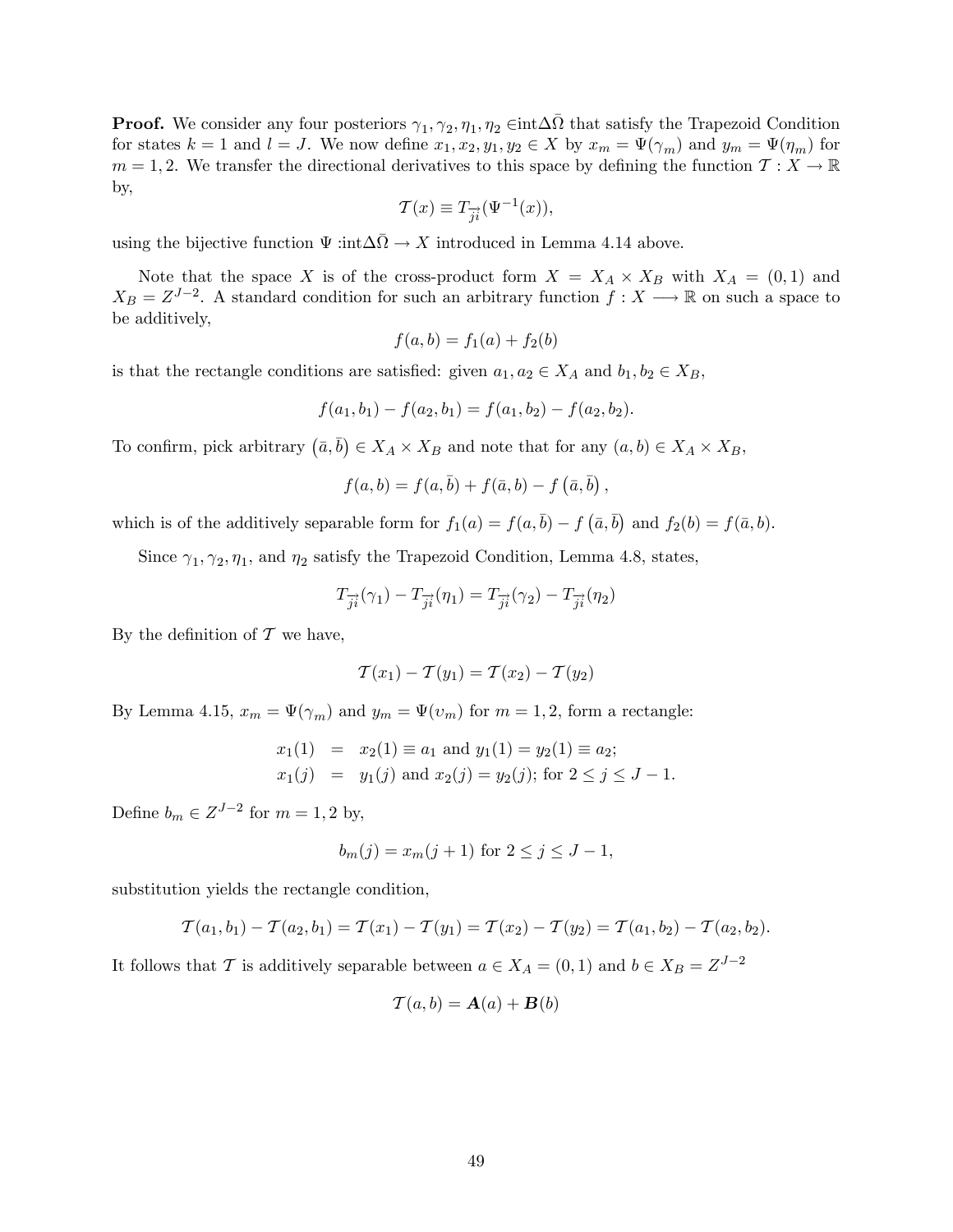**Proof.** We consider any four posteriors $\gamma_1, \gamma_2, \eta_1, \eta_2 \in \text{int}\Delta\bar{\Omega}$ that satisfy the Trapezoid Condition for states $k = 1$ and $l = J$. We now define $x_1, x_2, y_1, y_2 \in X$ by $x_m = \Psi(\gamma_m)$ and $y_m = \Psi(\eta_m)$ for $m = 1, 2$. We transfer the directional derivatives to this space by defining the function $\mathcal{T} : X \to \mathbb{R}$ by,

$$\mathcal{T}(x) \equiv T_{\overrightarrow{ji}}(\Psi^{-1}(x)),$$

using the bijective function $\Psi : \text{int}\Delta\bar{\Omega} \to X$ introduced in Lemma 4.14 above.

Note that the space $X$ is of the cross-product form $X = X_A \times X_B$ with $X_A = (0, 1)$ and $X_B = Z^{J-2}$. A standard condition for such an arbitrary function $f : X \longrightarrow \mathbb{R}$ on such a space to be additively,

$$f(a, b) = f_1(a) + f_2(b)$$

is that the rectangle conditions are satisfied: given $a_1, a_2 \in X_A$ and $b_1, b_2 \in X_B$,

$$f(a_1, b_1) - f(a_2, b_1) = f(a_1, b_2) - f(a_2, b_2).$$

To confirm, pick arbitrary $\left(\bar{a}, \bar{b}\right) \in X_A \times X_B$ and note that for any $(a, b) \in X_A \times X_B$,

$$f(a, b) = f(a, \bar{b}) + f(\bar{a}, b) - f\left(\bar{a}, \bar{b}\right),$$

which is of the additively separable form for $f_1(a) = f(a, \bar{b}) - f\left(\bar{a}, \bar{b}\right)$ and $f_2(b) = f(\bar{a}, b)$.

Since $\gamma_1, \gamma_2, \eta_1$, and $\eta_2$ satisfy the Trapezoid Condition, Lemma 4.8, states,

$$T_{\overrightarrow{ji}}(\gamma_1) - T_{\overrightarrow{ji}}(\eta_1) = T_{\overrightarrow{ji}}(\gamma_2) - T_{\overrightarrow{ji}}(\eta_2)$$

By the definition of $\mathcal{T}$ we have,

$$\mathcal{T}(x_1) - \mathcal{T}(y_1) = \mathcal{T}(x_2) - \mathcal{T}(y_2)$$

By Lemma 4.15, $x_m = \Psi(\gamma_m)$ and $y_m = \Psi(\upsilon_m)$ for $m = 1, 2$, form a rectangle:

$$\begin{aligned}
x_1(1) &= x_2(1) \equiv a_1 \text{ and } y_1(1) = y_2(1) \equiv a_2; \\
x_1(j) &= y_1(j) \text{ and } x_2(j) = y_2(j); \text{ for } 2 \leq j \leq J - 1.
\end{aligned}$$

Define $b_m \in Z^{J-2}$ for $m = 1, 2$ by,

$$b_m(j) = x_m(j + 1) \text{ for } 2 \leq j \leq J - 1,$$

substitution yields the rectangle condition,

$$\mathcal{T}(a_1, b_1) - \mathcal{T}(a_2, b_1) = \mathcal{T}(x_1) - \mathcal{T}(y_1) = \mathcal{T}(x_2) - \mathcal{T}(y_2) = \mathcal{T}(a_1, b_2) - \mathcal{T}(a_2, b_2).$$

It follows that $\mathcal{T}$ is additively separable between $a \in X_A = (0, 1)$ and $b \in X_B = Z^{J-2}$

$$\mathcal{T}(a, b) = \boldsymbol{A}(a) + \boldsymbol{B}(b)$$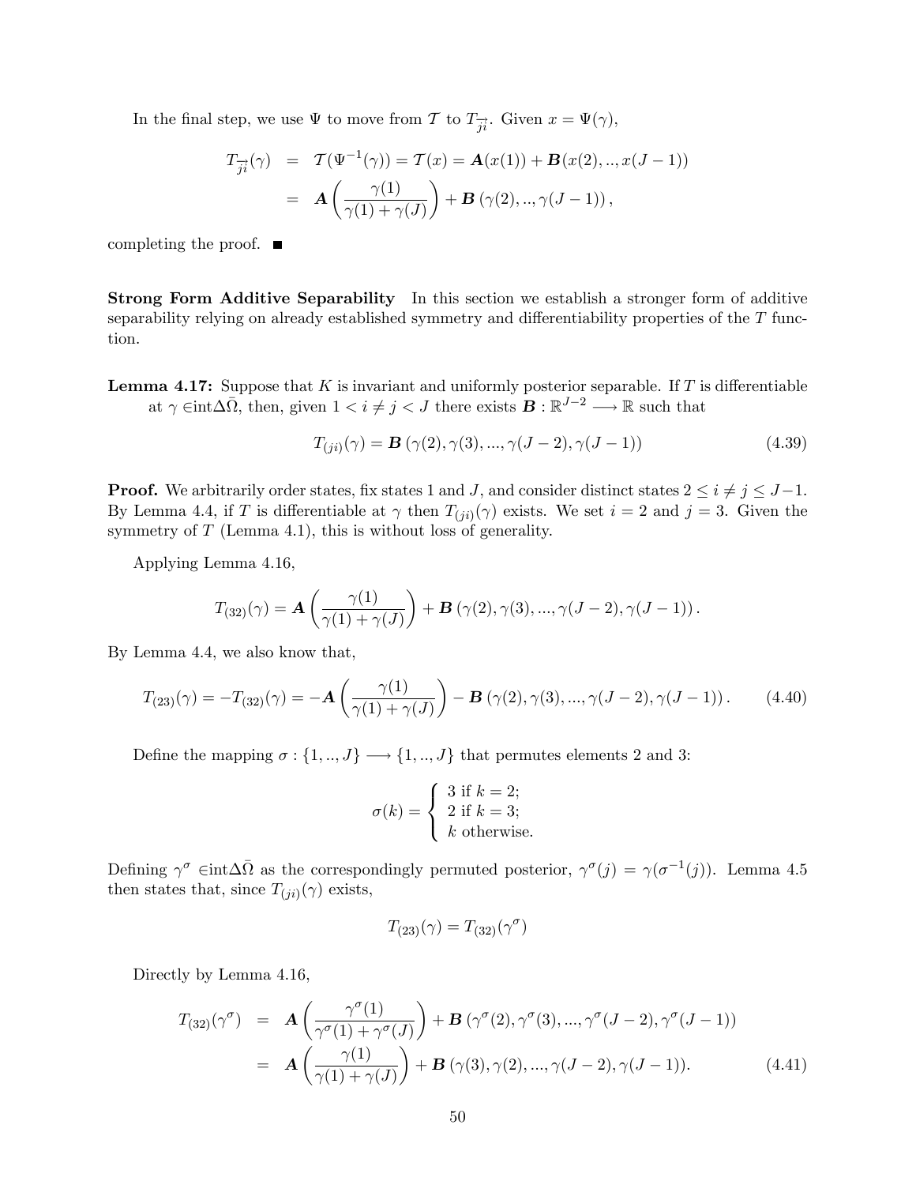In the final step, we use $\Psi$ to move from $\mathcal{T}$ to $T_{\overrightarrow{ji}}$. Given $x = \Psi(\gamma)$,

$$
\begin{aligned}
T_{\overrightarrow{ji}}(\gamma) &= \mathcal{T}(\Psi^{-1}(\gamma)) = \mathcal{T}(x) = \boldsymbol{A}(x(1)) + \boldsymbol{B}(x(2), .., x(J-1)) \\
&= \boldsymbol{A}\left(\frac{\gamma(1)}{\gamma(1)+\gamma(J)}\right) + \boldsymbol{B}\left(\gamma(2), .., \gamma(J-1)\right),
\end{aligned}
$$

completing the proof. ■

**Strong Form Additive Separability** In this section we establish a stronger form of additive separability relying on already established symmetry and differentiability properties of the $T$ function.

**Lemma 4.17:** Suppose that $K$ is invariant and uniformly posterior separable. If $T$ is differentiable at $\gamma \in \text{int}\Delta\bar{\Omega}$, then, given $1 < i \neq j < J$ there exists $\boldsymbol{B} : \mathbb{R}^{J-2} \longrightarrow \mathbb{R}$ such that

$$
T_{(ji)}(\gamma) = \boldsymbol{B}\left(\gamma(2), \gamma(3), ..., \gamma(J-2), \gamma(J-1)\right) \tag{4.39}
$$

**Proof.** We arbitrarily order states, fix states 1 and $J$, and consider distinct states $2 \leq i \neq j \leq J-1$. By Lemma 4.4, if $T$ is differentiable at $\gamma$ then $T_{(ji)}(\gamma)$ exists. We set $i = 2$ and $j = 3$. Given the symmetry of $T$ (Lemma 4.1), this is without loss of generality.

Applying Lemma 4.16,

$$
T_{(32)}(\gamma) = \boldsymbol{A}\left(\frac{\gamma(1)}{\gamma(1)+\gamma(J)}\right) + \boldsymbol{B}\left(\gamma(2), \gamma(3), ..., \gamma(J-2), \gamma(J-1)\right).
$$

By Lemma 4.4, we also know that,

$$
T_{(23)}(\gamma) = -T_{(32)}(\gamma) = -\boldsymbol{A}\left(\frac{\gamma(1)}{\gamma(1)+\gamma(J)}\right) - \boldsymbol{B}\left(\gamma(2), \gamma(3), ..., \gamma(J-2), \gamma(J-1)\right). \tag{4.40}
$$

Define the mapping $\sigma : \{1, .., J\} \longrightarrow \{1, .., J\}$ that permutes elements 2 and 3:

$$
\sigma(k) = \begin{cases} 3 \text{ if } k = 2; \\ 2 \text{ if } k = 3; \\ k \text{ otherwise.} \end{cases}
$$

Defining $\gamma^{\sigma} \in \text{int}\Delta\bar{\Omega}$ as the correspondingly permuted posterior, $\gamma^{\sigma}(j) = \gamma(\sigma^{-1}(j))$. Lemma 4.5 then states that, since $T_{(ji)}(\gamma)$ exists,

$$
T_{(23)}(\gamma) = T_{(32)}(\gamma^{\sigma})
$$

Directly by Lemma 4.16,

$$
\begin{aligned}
T_{(32)}(\gamma^{\sigma}) &= \boldsymbol{A}\left(\frac{\gamma^{\sigma}(1)}{\gamma^{\sigma}(1)+\gamma^{\sigma}(J)}\right) + \boldsymbol{B}\left(\gamma^{\sigma}(2), \gamma^{\sigma}(3), ..., \gamma^{\sigma}(J-2), \gamma^{\sigma}(J-1)\right) \\
&= \boldsymbol{A}\left(\frac{\gamma(1)}{\gamma(1)+\gamma(J)}\right) + \boldsymbol{B}\left(\gamma(3), \gamma(2), ..., \gamma(J-2), \gamma(J-1)\right).
\end{aligned} \tag{4.41}
$$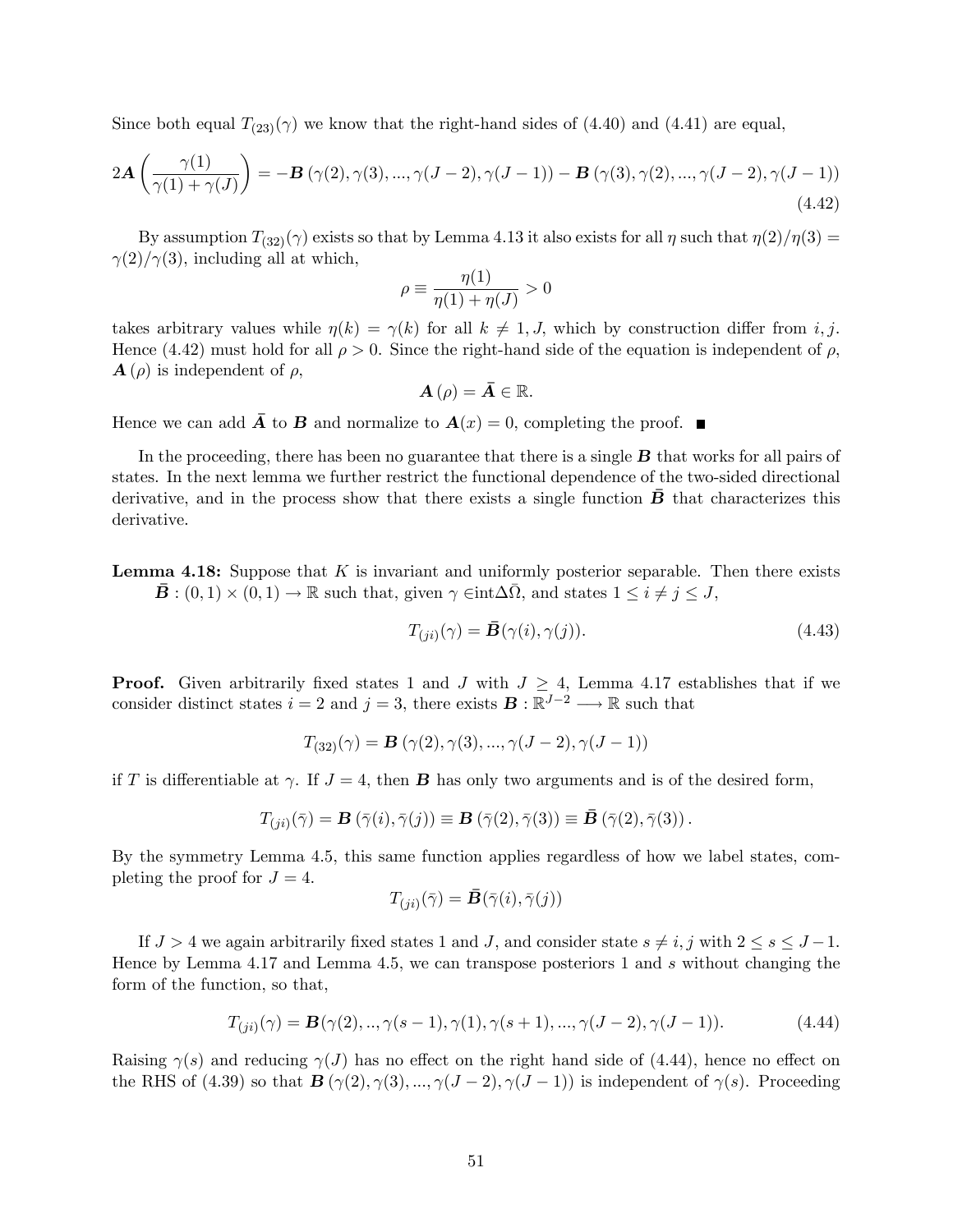Since both equal $T_{(23)}(\gamma)$ we know that the right-hand sides of (4.40) and (4.41) are equal,

$$2\boldsymbol{A}\left(\frac{\gamma(1)}{\gamma(1)+\gamma(J)}\right) = -\boldsymbol{B}\left(\gamma(2),\gamma(3),...,\gamma(J-2),\gamma(J-1)\right) - \boldsymbol{B}\left(\gamma(3),\gamma(2),...,\gamma(J-2),\gamma(J-1)\right) \tag{4.42}$$

By assumption $T_{(32)}(\gamma)$ exists so that by Lemma 4.13 it also exists for all $\eta$ such that $\eta(2)/\eta(3) = \gamma(2)/\gamma(3)$, including all at which,

$$\rho \equiv \frac{\eta(1)}{\eta(1)+\eta(J)} > 0$$

takes arbitrary values while $\eta(k) = \gamma(k)$ for all $k \neq 1, J$, which by construction differ from $i, j$. Hence (4.42) must hold for all $\rho > 0$. Since the right-hand side of the equation is independent of $\rho$, $\boldsymbol{A}(\rho)$ is independent of $\rho$,

$$\boldsymbol{A}(\rho) = \bar{\boldsymbol{A}} \in \mathbb{R}.$$

Hence we can add $\bar{\boldsymbol{A}}$ to $\boldsymbol{B}$ and normalize to $\boldsymbol{A}(x) = 0$, completing the proof. ■

In the proceeding, there has been no guarantee that there is a single $\boldsymbol{B}$ that works for all pairs of states. In the next lemma we further restrict the functional dependence of the two-sided directional derivative, and in the process show that there exists a single function $\bar{\boldsymbol{B}}$ that characterizes this derivative.

**Lemma 4.18:** Suppose that $K$ is invariant and uniformly posterior separable. Then there exists $\bar{\boldsymbol{B}} : (0,1) \times (0,1) \to \mathbb{R}$ such that, given $\gamma \in \text{int}\Delta\bar{\Omega}$, and states $1 \leq i \neq j \leq J$,

$$T_{(ji)}(\gamma) = \bar{\boldsymbol{B}}(\gamma(i), \gamma(j)). \tag{4.43}$$

**Proof.** Given arbitrarily fixed states 1 and $J$ with $J \geq 4$, Lemma 4.17 establishes that if we consider distinct states $i = 2$ and $j = 3$, there exists $\boldsymbol{B} : \mathbb{R}^{J-2} \longrightarrow \mathbb{R}$ such that

$$T_{(32)}(\gamma) = \boldsymbol{B}\left(\gamma(2),\gamma(3),...,\gamma(J-2),\gamma(J-1)\right)$$

if $T$ is differentiable at $\gamma$. If $J = 4$, then $\boldsymbol{B}$ has only two arguments and is of the desired form,

$$T_{(ji)}(\bar{\gamma}) = \boldsymbol{B}\left(\bar{\gamma}(i), \bar{\gamma}(j)\right) \equiv \boldsymbol{B}\left(\bar{\gamma}(2), \bar{\gamma}(3)\right) \equiv \bar{\boldsymbol{B}}\left(\bar{\gamma}(2), \bar{\gamma}(3)\right).$$

By the symmetry Lemma 4.5, this same function applies regardless of how we label states, completing the proof for $J = 4$.

$$T_{(ji)}(\bar{\gamma}) = \bar{\boldsymbol{B}}(\bar{\gamma}(i), \bar{\gamma}(j))$$

If $J > 4$ we again arbitrarily fixed states 1 and $J$, and consider state $s \neq i, j$ with $2 \leq s \leq J-1$. Hence by Lemma 4.17 and Lemma 4.5, we can transpose posteriors 1 and $s$ without changing the form of the function, so that,

$$T_{(ji)}(\gamma) = \boldsymbol{B}(\gamma(2), .., \gamma(s-1), \gamma(1), \gamma(s+1), ..., \gamma(J-2), \gamma(J-1)). \tag{4.44}$$

Raising $\gamma(s)$ and reducing $\gamma(J)$ has no effect on the right hand side of (4.44), hence no effect on the RHS of (4.39) so that $\boldsymbol{B}\left(\gamma(2),\gamma(3),...,\gamma(J-2),\gamma(J-1)\right)$ is independent of $\gamma(s)$. Proceeding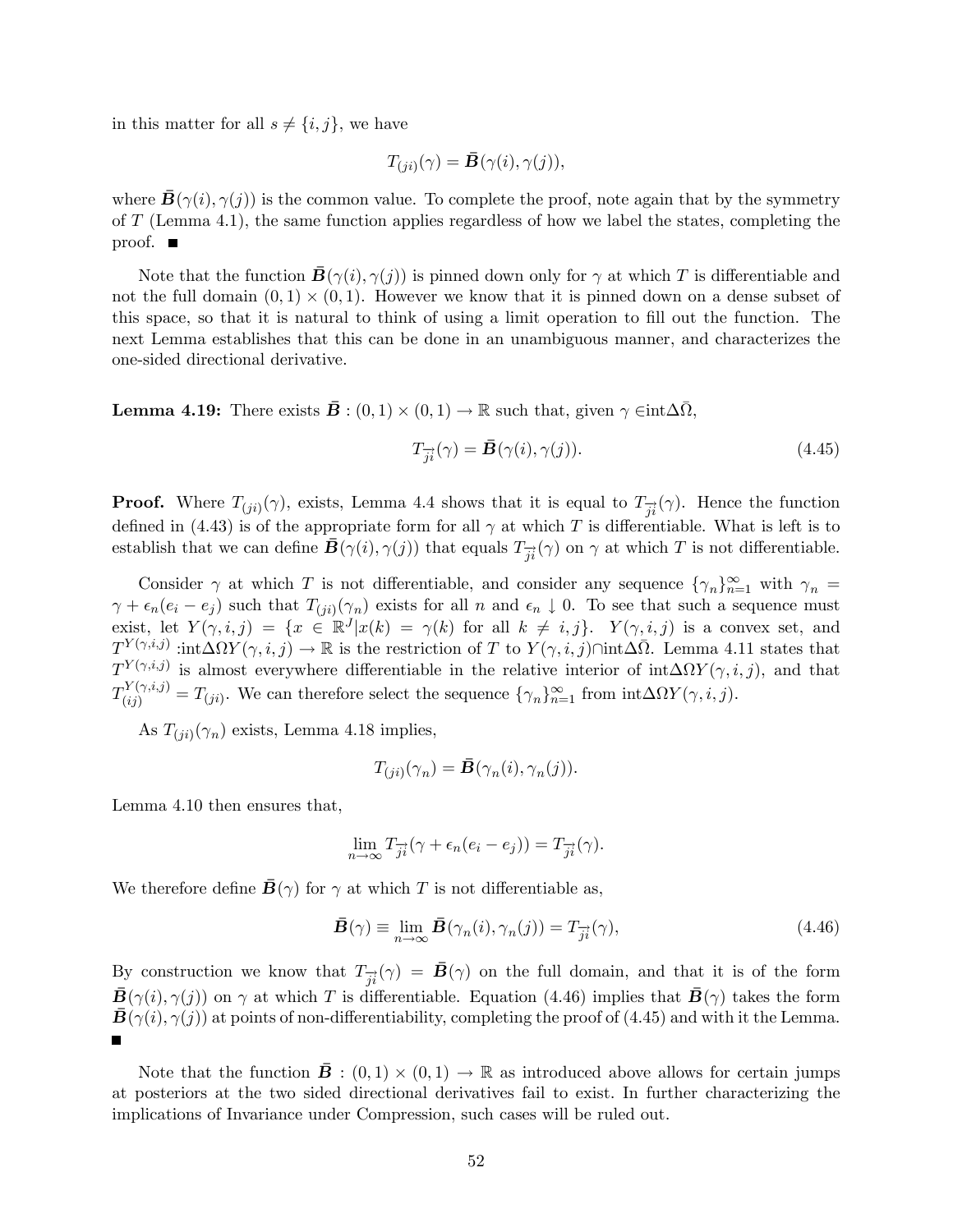in this matter for all $s \neq \{i, j\}$, we have

$$T_{(ji)}(\gamma) = \bar{\boldsymbol{B}}(\gamma(i), \gamma(j)),$$

where $\bar{\boldsymbol{B}}(\gamma(i), \gamma(j))$ is the common value. To complete the proof, note again that by the symmetry of $T$ (Lemma 4.1), the same function applies regardless of how we label the states, completing the proof. ■

Note that the function $\bar{\boldsymbol{B}}(\gamma(i), \gamma(j))$ is pinned down only for $\gamma$ at which $T$ is differentiable and not the full domain $(0,1) \times (0,1)$. However we know that it is pinned down on a dense subset of this space, so that it is natural to think of using a limit operation to fill out the function. The next Lemma establishes that this can be done in an unambiguous manner, and characterizes the one-sided directional derivative.

**Lemma 4.19:** There exists $\bar{\boldsymbol{B}} : (0,1) \times (0,1) \to \mathbb{R}$ such that, given $\gamma \in \text{int}\Delta\bar{\Omega}$,

$$T_{\overrightarrow{ji}}(\gamma) = \bar{\boldsymbol{B}}(\gamma(i), \gamma(j)). \tag{4.45}$$

**Proof.** Where $T_{(ji)}(\gamma)$, exists, Lemma 4.4 shows that it is equal to $T_{\overrightarrow{ji}}(\gamma)$. Hence the function defined in (4.43) is of the appropriate form for all $\gamma$ at which $T$ is differentiable. What is left is to establish that we can define $\bar{\boldsymbol{B}}(\gamma(i), \gamma(j))$ that equals $T_{\overrightarrow{ji}}(\gamma)$ on $\gamma$ at which $T$ is not differentiable.

Consider $\gamma$ at which $T$ is not differentiable, and consider any sequence $\{\gamma_n\}_{n=1}^{\infty}$ with $\gamma_n = \gamma + \epsilon_n(e_i - e_j)$ such that $T_{(ji)}(\gamma_n)$ exists for all $n$ and $\epsilon_n \downarrow 0$. To see that such a sequence must exist, let $Y(\gamma, i, j) = \{x \in \mathbb{R}^J | x(k) = \gamma(k) \text{ for all } k \neq i, j\}$. $Y(\gamma, i, j)$ is a convex set, and $T^{Y(\gamma,i,j)}$ :int$\Delta\Omega Y(\gamma, i, j) \to \mathbb{R}$ is the restriction of $T$ to $Y(\gamma, i, j) \cap \text{int}\Delta\bar{\Omega}$. Lemma 4.11 states that $T^{Y(\gamma,i,j)}$ is almost everywhere differentiable in the relative interior of int$\Delta\Omega Y(\gamma, i, j)$, and that $T^{Y(\gamma,i,j)}_{(ij)} = T_{(ji)}$. We can therefore select the sequence $\{\gamma_n\}_{n=1}^{\infty}$ from int$\Delta\Omega Y(\gamma, i, j)$.

As $T_{(ji)}(\gamma_n)$ exists, Lemma 4.18 implies,

$$T_{(ji)}(\gamma_n) = \bar{\boldsymbol{B}}(\gamma_n(i), \gamma_n(j)).$$

Lemma 4.10 then ensures that,

$$\lim_{n\to\infty} T_{\overrightarrow{ji}}(\gamma + \epsilon_n(e_i - e_j)) = T_{\overrightarrow{ji}}(\gamma).$$

We therefore define $\bar{\boldsymbol{B}}(\gamma)$ for $\gamma$ at which $T$ is not differentiable as,

$$\bar{\boldsymbol{B}}(\gamma) \equiv \lim_{n\to\infty} \bar{\boldsymbol{B}}(\gamma_n(i), \gamma_n(j)) = T_{\overrightarrow{ji}}(\gamma), \tag{4.46}$$

By construction we know that $T_{\overrightarrow{ji}}(\gamma) = \bar{\boldsymbol{B}}(\gamma)$ on the full domain, and that it is of the form $\bar{\boldsymbol{B}}(\gamma(i), \gamma(j))$ on $\gamma$ at which $T$ is differentiable. Equation (4.46) implies that $\bar{\boldsymbol{B}}(\gamma)$ takes the form $\bar{\boldsymbol{B}}(\gamma(i), \gamma(j))$ at points of non-differentiability, completing the proof of (4.45) and with it the Lemma. ■

Note that the function $\bar{\boldsymbol{B}} : (0,1) \times (0,1) \to \mathbb{R}$ as introduced above allows for certain jumps at posteriors at the two sided directional derivatives fail to exist. In further characterizing the implications of Invariance under Compression, such cases will be ruled out.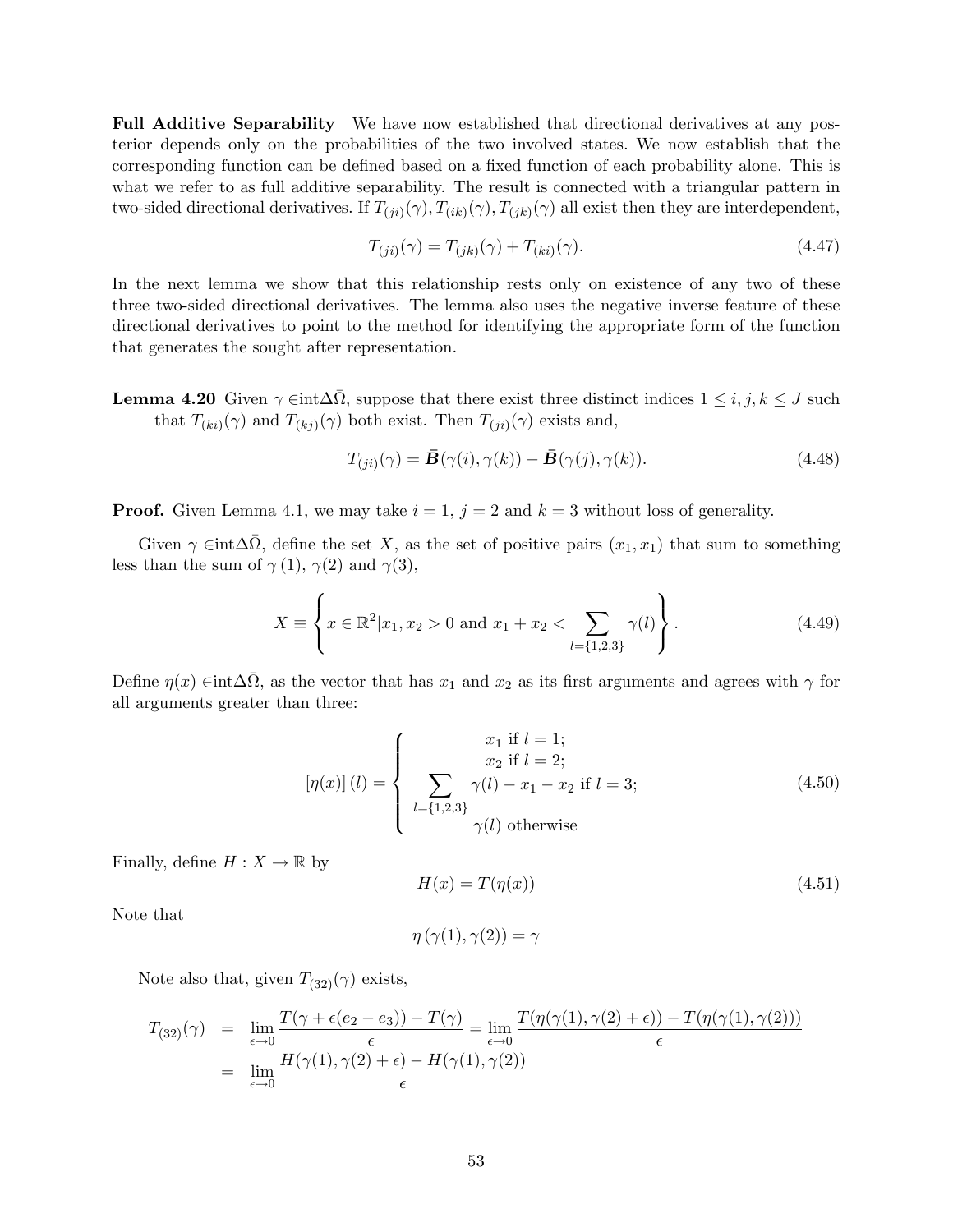**Full Additive Separability** We have now established that directional derivatives at any posterior depends only on the probabilities of the two involved states. We now establish that the corresponding function can be defined based on a fixed function of each probability alone. This is what we refer to as full additive separability. The result is connected with a triangular pattern in two-sided directional derivatives. If $T_{(ji)}(\gamma), T_{(ik)}(\gamma), T_{(jk)}(\gamma)$ all exist then they are interdependent,

$$T_{(ji)}(\gamma) = T_{(jk)}(\gamma) + T_{(ki)}(\gamma). \tag{4.47}$$

In the next lemma we show that this relationship rests only on existence of any two of these three two-sided directional derivatives. The lemma also uses the negative inverse feature of these directional derivatives to point to the method for identifying the appropriate form of the function that generates the sought after representation.

**Lemma 4.20** Given $\gamma \in \text{int}\Delta\bar{\Omega}$, suppose that there exist three distinct indices $1 \leq i, j, k \leq J$ such that $T_{(ki)}(\gamma)$ and $T_{(kj)}(\gamma)$ both exist. Then $T_{(ji)}(\gamma)$ exists and,

$$T_{(ji)}(\gamma) = \bar{\boldsymbol{B}}(\gamma(i), \gamma(k)) - \bar{\boldsymbol{B}}(\gamma(j), \gamma(k)). \tag{4.48}$$

**Proof.** Given Lemma 4.1, we may take $i = 1$, $j = 2$ and $k = 3$ without loss of generality.

Given $\gamma \in \text{int}\Delta\bar{\Omega}$, define the set $X$, as the set of positive pairs $(x_1, x_1)$ that sum to something less than the sum of $\gamma(1)$, $\gamma(2)$ and $\gamma(3)$,

$$X \equiv \left\{ x \in \mathbb{R}^2 | x_1, x_2 > 0 \text{ and } x_1 + x_2 < \sum_{l=\{1,2,3\}} \gamma(l) \right\}. \tag{4.49}$$

Define $\eta(x) \in \text{int}\Delta\bar{\Omega}$, as the vector that has $x_1$ and $x_2$ as its first arguments and agrees with $\gamma$ for all arguments greater than three:

$$[\eta(x)](l) = \begin{cases} x_1 \text{ if } l = 1; \\ x_2 \text{ if } l = 2; \\ \sum_{l=\{1,2,3\}} \gamma(l) - x_1 - x_2 \text{ if } l = 3; \\ \gamma(l) \text{ otherwise} \end{cases} \tag{4.50}$$

Finally, define $H : X \to \mathbb{R}$ by

$$H(x) = T(\eta(x)) \tag{4.51}$$

Note that

$$\eta(\gamma(1), \gamma(2)) = \gamma$$

Note also that, given $T_{(32)}(\gamma)$ exists,

$$\begin{aligned} T_{(32)}(\gamma) &= \lim_{\epsilon \to 0} \frac{T(\gamma + \epsilon(e_2 - e_3)) - T(\gamma)}{\epsilon} = \lim_{\epsilon \to 0} \frac{T(\eta(\gamma(1), \gamma(2) + \epsilon)) - T(\eta(\gamma(1), \gamma(2)))}{\epsilon} \\ &= \lim_{\epsilon \to 0} \frac{H(\gamma(1), \gamma(2) + \epsilon) - H(\gamma(1), \gamma(2))}{\epsilon} \end{aligned}$$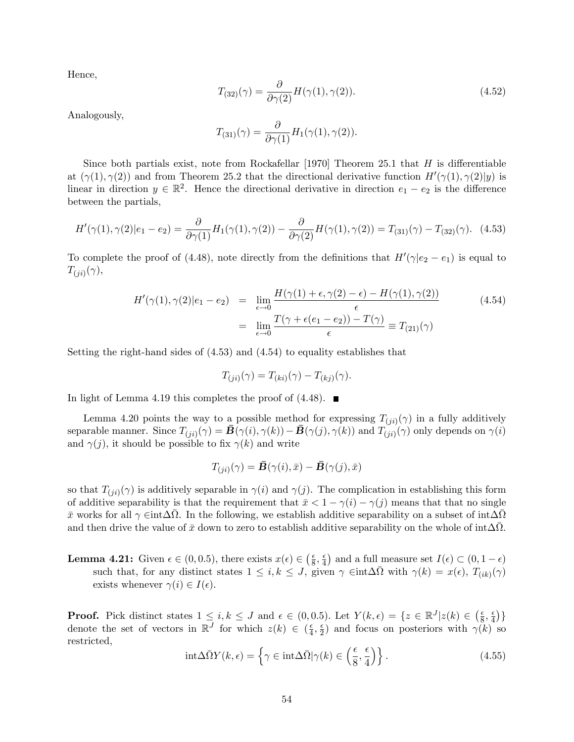Hence,

$$T_{(32)}(\gamma) = \frac{\partial}{\partial \gamma(2)} H(\gamma(1), \gamma(2)). \tag{4.52}$$

Analogously,

$$T_{(31)}(\gamma) = \frac{\partial}{\partial \gamma(1)} H_1(\gamma(1), \gamma(2)).$$

Since both partials exist, note from Rockafellar [1970] Theorem 25.1 that $H$ is differentiable at $(\gamma(1), \gamma(2))$ and from Theorem 25.2 that the directional derivative function $H'(\gamma(1), \gamma(2)|y)$ is linear in direction $y \in \mathbb{R}^2$. Hence the directional derivative in direction $e_1 - e_2$ is the difference between the partials,

$$H'(\gamma(1), \gamma(2)|e_1 - e_2) = \frac{\partial}{\partial \gamma(1)} H_1(\gamma(1), \gamma(2)) - \frac{\partial}{\partial \gamma(2)} H(\gamma(1), \gamma(2)) = T_{(31)}(\gamma) - T_{(32)}(\gamma). \tag{4.53}$$

To complete the proof of (4.48), note directly from the definitions that $H'(\gamma|e_2 - e_1)$ is equal to $T_{(ji)}(\gamma)$,

$$\begin{aligned} H'(\gamma(1), \gamma(2)|e_1 - e_2) &= \lim_{\epsilon \to 0} \frac{H(\gamma(1) + \epsilon, \gamma(2) - \epsilon) - H(\gamma(1), \gamma(2))}{\epsilon} \\ &= \lim_{\epsilon \to 0} \frac{T(\gamma + \epsilon(e_1 - e_2)) - T(\gamma)}{\epsilon} \equiv T_{(21)}(\gamma) \end{aligned} \tag{4.54}$$

Setting the right-hand sides of (4.53) and (4.54) to equality establishes that

$$T_{(ji)}(\gamma) = T_{(ki)}(\gamma) - T_{(kj)}(\gamma).$$

In light of Lemma 4.19 this completes the proof of (4.48). ■

Lemma 4.20 points the way to a possible method for expressing $T_{(ji)}(\gamma)$ in a fully additively separable manner. Since $T_{(ji)}(\gamma) = \bar{\boldsymbol{B}}(\gamma(i), \gamma(k)) - \bar{\boldsymbol{B}}(\gamma(j), \gamma(k))$ and $T_{(ji)}(\gamma)$ only depends on $\gamma(i)$ and $\gamma(j)$, it should be possible to fix $\gamma(k)$ and write

$$T_{(ji)}(\gamma) = \bar{\boldsymbol{B}}(\gamma(i), \bar{x}) - \bar{\boldsymbol{B}}(\gamma(j), \bar{x})$$

so that $T_{(ji)}(\gamma)$ is additively separable in $\gamma(i)$ and $\gamma(j)$. The complication in establishing this form of additive separability is that the requirement that $\bar{x} < 1 - \gamma(i) - \gamma(j)$ means that that no single $\bar{x}$ works for all $\gamma \in \text{int}\Delta\bar{\Omega}$. In the following, we establish additive separability on a subset of $\text{int}\Delta\bar{\Omega}$ and then drive the value of $\bar{x}$ down to zero to establish additive separability on the whole of $\text{int}\Delta\bar{\Omega}$.

**Lemma 4.21:** Given $\epsilon \in (0, 0.5)$, there exists $x(\epsilon) \in \left(\frac{\epsilon}{8}, \frac{\epsilon}{4}\right)$ and a full measure set $I(\epsilon) \subset (0, 1 - \epsilon)$ such that, for any distinct states $1 \leq i, k \leq J$, given $\gamma \in \text{int}\Delta\bar{\Omega}$ with $\gamma(k) = x(\epsilon)$, $T_{(ik)}(\gamma)$ exists whenever $\gamma(i) \in I(\epsilon)$.

**Proof.** Pick distinct states $1 \leq i, k \leq J$ and $\epsilon \in (0, 0.5)$. Let $Y(k, \epsilon) = \{z \in \mathbb{R}^J | z(k) \in \left(\frac{\epsilon}{8}, \frac{\epsilon}{4}\right)\}$ denote the set of vectors in $\mathbb{R}^J$ for which $z(k) \in (\frac{\epsilon}{4}, \frac{\epsilon}{2})$ and focus on posteriors with $\gamma(k)$ so restricted,

$$\text{int}\Delta\bar{\Omega}Y(k, \epsilon) = \left\{\gamma \in \text{int}\Delta\bar{\Omega} | \gamma(k) \in \left(\frac{\epsilon}{8}, \frac{\epsilon}{4}\right)\right\}. \tag{4.55}$$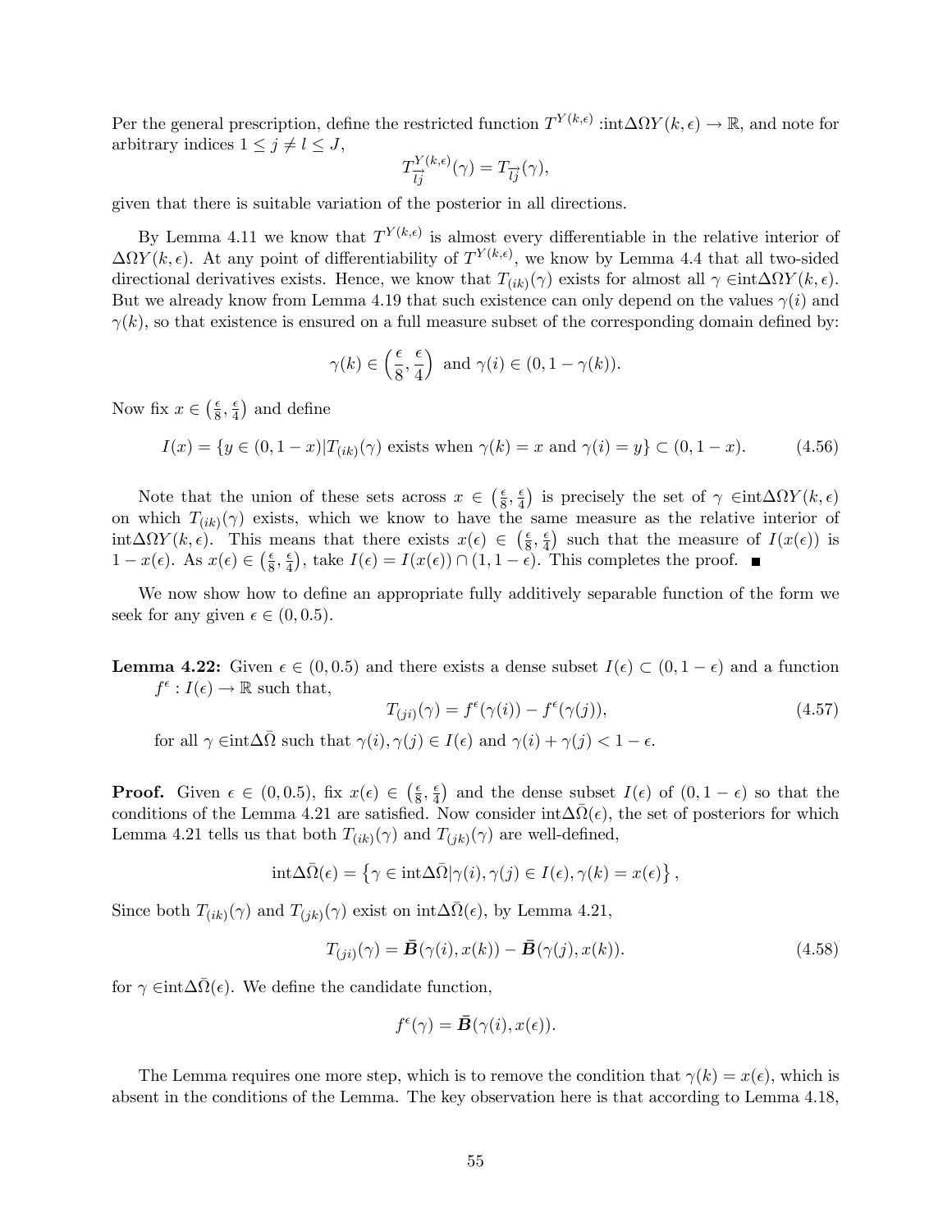Per the general prescription, define the restricted function $T^{Y(k,\epsilon)}$ :int$\Delta\Omega Y(k,\epsilon) \to \mathbb{R}$, and note for arbitrary indices $1 \leq j \neq l \leq J$,

$$T^{Y(k,\epsilon)}_{\overrightarrow{lj}}(\gamma) = T_{\overrightarrow{lj}}(\gamma),$$

given that there is suitable variation of the posterior in all directions.

By Lemma 4.11 we know that $T^{Y(k,\epsilon)}$ is almost every differentiable in the relative interior of $\Delta\Omega Y(k,\epsilon)$. At any point of differentiability of $T^{Y(k,\epsilon)}$, we know by Lemma 4.4 that all two-sided directional derivatives exists. Hence, we know that $T_{(ik)}(\gamma)$ exists for almost all $\gamma \in$int$\Delta\Omega Y(k,\epsilon)$. But we already know from Lemma 4.19 that such existence can only depend on the values $\gamma(i)$ and $\gamma(k)$, so that existence is ensured on a full measure subset of the corresponding domain defined by:

$$\gamma(k) \in \left(\frac{\epsilon}{8}, \frac{\epsilon}{4}\right) \text{ and } \gamma(i) \in (0, 1-\gamma(k)).$$

Now fix $x \in \left(\frac{\epsilon}{8}, \frac{\epsilon}{4}\right)$ and define

$$I(x) = \{y \in (0,1-x) | T_{(ik)}(\gamma) \text{ exists when } \gamma(k) = x \text{ and } \gamma(i) = y\} \subset (0, 1-x). \tag{4.56}$$

Note that the union of these sets across $x \in \left(\frac{\epsilon}{8}, \frac{\epsilon}{4}\right)$ is precisely the set of $\gamma \in$int$\Delta\Omega Y(k,\epsilon)$ on which $T_{(ik)}(\gamma)$ exists, which we know to have the same measure as the relative interior of int$\Delta\Omega Y(k,\epsilon)$. This means that there exists $x(\epsilon) \in \left(\frac{\epsilon}{8}, \frac{\epsilon}{4}\right)$ such that the measure of $I(x(\epsilon))$ is $1 - x(\epsilon)$. As $x(\epsilon) \in \left(\frac{\epsilon}{8}, \frac{\epsilon}{4}\right)$, take $I(\epsilon) = I(x(\epsilon)) \cap (1, 1-\epsilon)$. This completes the proof. ■

We now show how to define an appropriate fully additively separable function of the form we seek for any given $\epsilon \in (0, 0.5)$.

**Lemma 4.22:** Given $\epsilon \in (0, 0.5)$ and there exists a dense subset $I(\epsilon) \subset (0, 1-\epsilon)$ and a function $f^\epsilon : I(\epsilon) \to \mathbb{R}$ such that,

$$T_{(ji)}(\gamma) = f^\epsilon(\gamma(i)) - f^\epsilon(\gamma(j)), \tag{4.57}$$

for all $\gamma \in$int$\Delta\bar{\Omega}$ such that $\gamma(i), \gamma(j) \in I(\epsilon)$ and $\gamma(i) + \gamma(j) < 1 - \epsilon$.

**Proof.** Given $\epsilon \in (0, 0.5)$, fix $x(\epsilon) \in \left(\frac{\epsilon}{8}, \frac{\epsilon}{4}\right)$ and the dense subset $I(\epsilon)$ of $(0, 1-\epsilon)$ so that the conditions of the Lemma 4.21 are satisfied. Now consider int$\Delta\bar{\Omega}(\epsilon)$, the set of posteriors for which Lemma 4.21 tells us that both $T_{(ik)}(\gamma)$ and $T_{(jk)}(\gamma)$ are well-defined,

$$\text{int}\Delta\bar{\Omega}(\epsilon) = \left\{\gamma \in \text{int}\Delta\bar{\Omega} | \gamma(i), \gamma(j) \in I(\epsilon), \gamma(k) = x(\epsilon)\right\},$$

Since both $T_{(ik)}(\gamma)$ and $T_{(jk)}(\gamma)$ exist on int$\Delta\bar{\Omega}(\epsilon)$, by Lemma 4.21,

$$T_{(ji)}(\gamma) = \bar{\boldsymbol{B}}(\gamma(i), x(k)) - \bar{\boldsymbol{B}}(\gamma(j), x(k)). \tag{4.58}$$

for $\gamma \in$int$\Delta\bar{\Omega}(\epsilon)$. We define the candidate function,

$$f^\epsilon(\gamma) = \bar{\boldsymbol{B}}(\gamma(i), x(\epsilon)).$$

The Lemma requires one more step, which is to remove the condition that $\gamma(k) = x(\epsilon)$, which is absent in the conditions of the Lemma. The key observation here is that according to Lemma 4.18,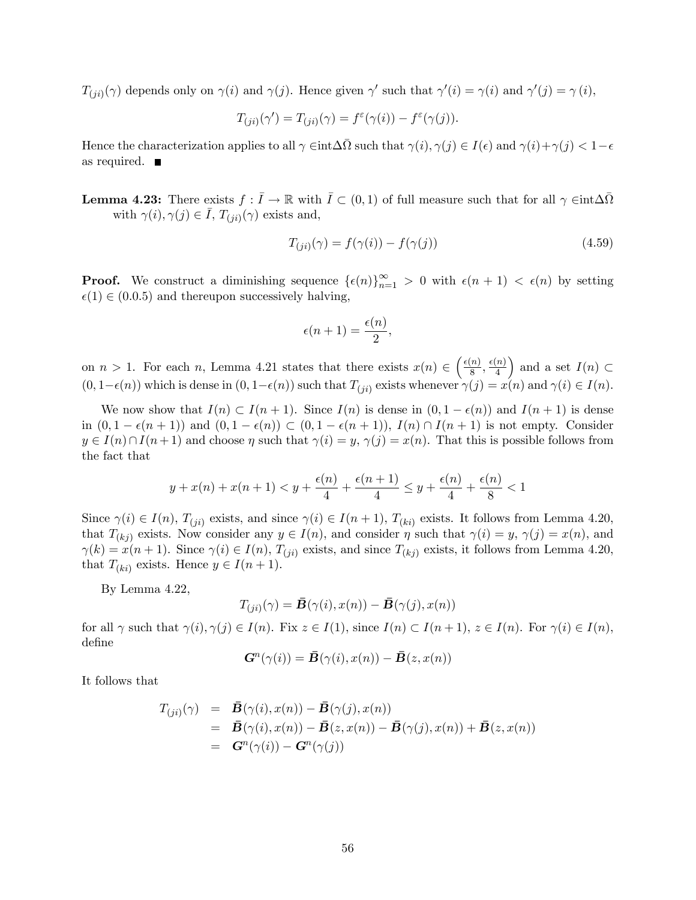$T_{(ji)}(\gamma)$ depends only on $\gamma(i)$ and $\gamma(j)$. Hence given $\gamma'$ such that $\gamma'(i) = \gamma(i)$ and $\gamma'(j) = \gamma\,(i)$,

$$T_{(ji)}(\gamma') = T_{(ji)}(\gamma) = f^{\varepsilon}(\gamma(i)) - f^{\varepsilon}(\gamma(j)).$$

Hence the characterization applies to all $\gamma \in \text{int}\Delta\bar{\Omega}$ such that $\gamma(i), \gamma(j) \in I(\epsilon)$ and $\gamma(i)+\gamma(j) < 1-\epsilon$ as required. ■

**Lemma 4.23:** There exists $f : \bar{I} \to \mathbb{R}$ with $\bar{I} \subset (0,1)$ of full measure such that for all $\gamma \in \text{int}\Delta\bar{\Omega}$ with $\gamma(i), \gamma(j) \in \bar{I}$, $T_{(ji)}(\gamma)$ exists and,

$$T_{(ji)}(\gamma) = f(\gamma(i)) - f(\gamma(j)) \tag{4.59}$$

**Proof.** We construct a diminishing sequence $\{\epsilon(n)\}_{n=1}^{\infty} > 0$ with $\epsilon(n+1) < \epsilon(n)$ by setting $\epsilon(1) \in (0.0.5)$ and thereupon successively halving,

$$\epsilon(n+1) = \frac{\epsilon(n)}{2},$$

on $n > 1$. For each $n$, Lemma 4.21 states that there exists $x(n) \in \left(\frac{\epsilon(n)}{8}, \frac{\epsilon(n)}{4}\right)$ and a set $I(n) \subset (0, 1-\epsilon(n))$ which is dense in $(0, 1-\epsilon(n))$ such that $T_{(ji)}$ exists whenever $\gamma(j) = x(n)$ and $\gamma(i) \in I(n)$.

We now show that $I(n) \subset I(n+1)$. Since $I(n)$ is dense in $(0, 1-\epsilon(n))$ and $I(n+1)$ is dense in $(0, 1-\epsilon(n+1))$ and $(0, 1-\epsilon(n)) \subset (0, 1-\epsilon(n+1))$, $I(n) \cap I(n+1)$ is not empty. Consider $y \in I(n) \cap I(n+1)$ and choose $\eta$ such that $\gamma(i) = y$, $\gamma(j) = x(n)$. That this is possible follows from the fact that

$$y + x(n) + x(n+1) < y + \frac{\epsilon(n)}{4} + \frac{\epsilon(n+1)}{4} \leq y + \frac{\epsilon(n)}{4} + \frac{\epsilon(n)}{8} < 1$$

Since $\gamma(i) \in I(n)$, $T_{(ji)}$ exists, and since $\gamma(i) \in I(n+1)$, $T_{(ki)}$ exists. It follows from Lemma 4.20, that $T_{(kj)}$ exists. Now consider any $y \in I(n)$, and consider $\eta$ such that $\gamma(i) = y$, $\gamma(j) = x(n)$, and $\gamma(k) = x(n+1)$. Since $\gamma(i) \in I(n)$, $T_{(ji)}$ exists, and since $T_{(kj)}$ exists, it follows from Lemma 4.20, that $T_{(ki)}$ exists. Hence $y \in I(n+1)$.

By Lemma 4.22,

$$T_{(ji)}(\gamma) = \bar{\boldsymbol{B}}(\gamma(i), x(n)) - \bar{\boldsymbol{B}}(\gamma(j), x(n))$$

for all $\gamma$ such that $\gamma(i), \gamma(j) \in I(n)$. Fix $z \in I(1)$, since $I(n) \subset I(n+1)$, $z \in I(n)$. For $\gamma(i) \in I(n)$, define

$$\boldsymbol{G}^n(\gamma(i)) = \bar{\boldsymbol{B}}(\gamma(i), x(n)) - \bar{\boldsymbol{B}}(z, x(n))$$

It follows that

$$\begin{aligned}
T_{(ji)}(\gamma) &= \bar{\boldsymbol{B}}(\gamma(i), x(n)) - \bar{\boldsymbol{B}}(\gamma(j), x(n)) \\
&= \bar{\boldsymbol{B}}(\gamma(i), x(n)) - \bar{\boldsymbol{B}}(z, x(n)) - \bar{\boldsymbol{B}}(\gamma(j), x(n)) + \bar{\boldsymbol{B}}(z, x(n)) \\
&= \boldsymbol{G}^n(\gamma(i)) - \boldsymbol{G}^n(\gamma(j))
\end{aligned}$$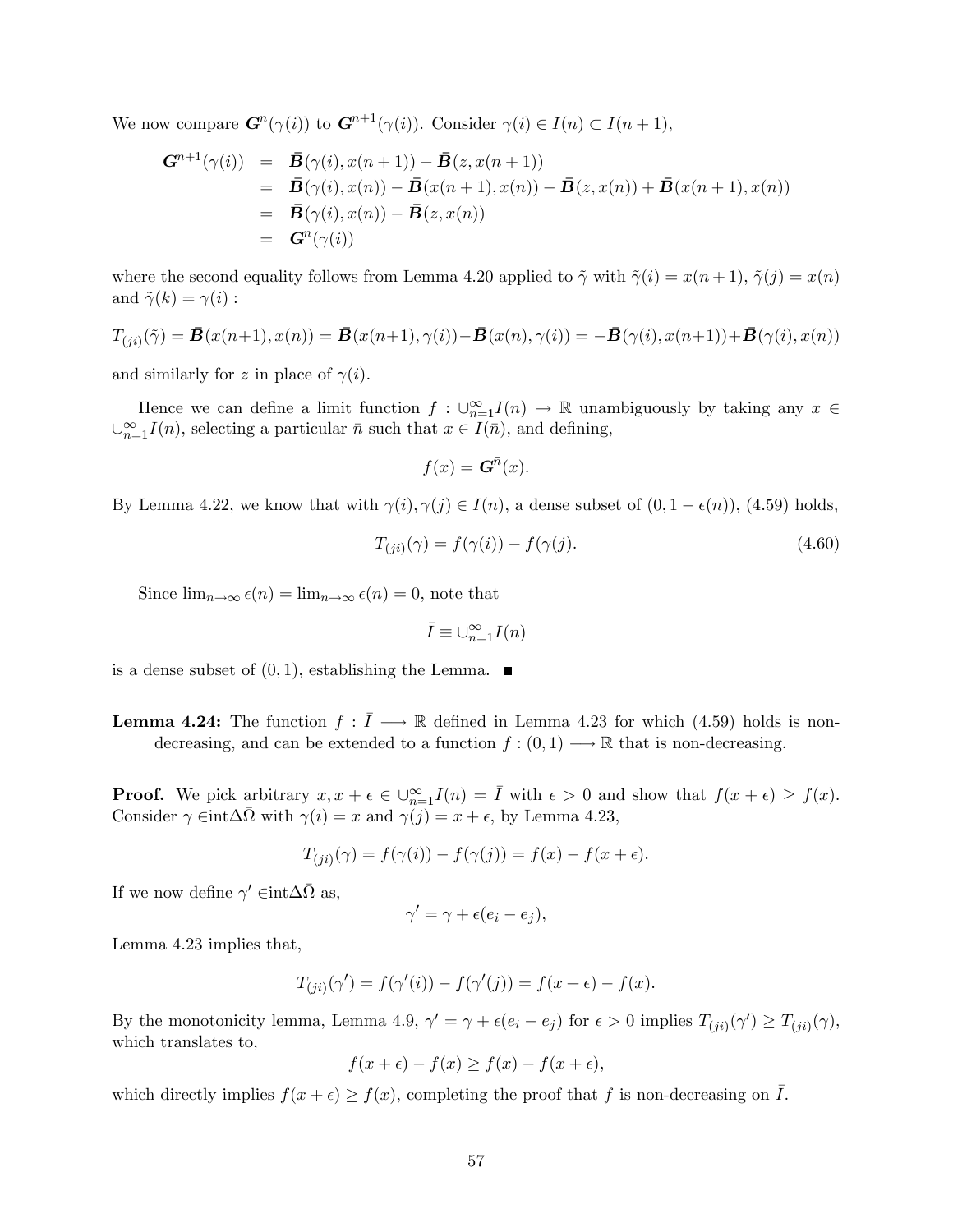We now compare $\boldsymbol{G}^n(\gamma(i))$ to $\boldsymbol{G}^{n+1}(\gamma(i))$. Consider $\gamma(i) \in I(n) \subset I(n+1)$,

$$
\begin{aligned}
\boldsymbol{G}^{n+1}(\gamma(i)) &= \bar{\boldsymbol{B}}(\gamma(i), x(n+1)) - \bar{\boldsymbol{B}}(z, x(n+1)) \\
&= \bar{\boldsymbol{B}}(\gamma(i), x(n)) - \bar{\boldsymbol{B}}(x(n+1), x(n)) - \bar{\boldsymbol{B}}(z, x(n)) + \bar{\boldsymbol{B}}(x(n+1), x(n)) \\
&= \bar{\boldsymbol{B}}(\gamma(i), x(n)) - \bar{\boldsymbol{B}}(z, x(n)) \\
&= \boldsymbol{G}^n(\gamma(i))
\end{aligned}
$$

where the second equality follows from Lemma 4.20 applied to $\tilde{\gamma}$ with $\tilde{\gamma}(i) = x(n+1)$, $\tilde{\gamma}(j) = x(n)$ and $\tilde{\gamma}(k) = \gamma(i)$ :

$$T_{(ji)}(\tilde{\gamma}) = \bar{\boldsymbol{B}}(x(n+1), x(n)) = \bar{\boldsymbol{B}}(x(n+1), \gamma(i)) - \bar{\boldsymbol{B}}(x(n), \gamma(i)) = -\bar{\boldsymbol{B}}(\gamma(i), x(n+1)) + \bar{\boldsymbol{B}}(\gamma(i), x(n))$$

and similarly for $z$ in place of $\gamma(i)$.

Hence we can define a limit function $f : \cup_{n=1}^{\infty} I(n) \to \mathbb{R}$ unambiguously by taking any $x \in \cup_{n=1}^{\infty} I(n)$, selecting a particular $\bar{n}$ such that $x \in I(\bar{n})$, and defining,

$$f(x) = \boldsymbol{G}^{\bar{n}}(x).$$

By Lemma 4.22, we know that with $\gamma(i), \gamma(j) \in I(n)$, a dense subset of $(0, 1 - \epsilon(n))$, (4.59) holds,

$$T_{(ji)}(\gamma) = f(\gamma(i)) - f(\gamma(j). \tag{4.60}$$

Since $\lim_{n\to\infty} \epsilon(n) = \lim_{n\to\infty} \epsilon(n) = 0$, note that

$$\bar{I} \equiv \cup_{n=1}^{\infty} I(n)$$

is a dense subset of $(0, 1)$, establishing the Lemma. ■

**Lemma 4.24:** The function $f : \bar{I} \longrightarrow \mathbb{R}$ defined in Lemma 4.23 for which (4.59) holds is non-decreasing, and can be extended to a function $f : (0, 1) \longrightarrow \mathbb{R}$ that is non-decreasing.

**Proof.** We pick arbitrary $x, x + \epsilon \in \cup_{n=1}^{\infty} I(n) = \bar{I}$ with $\epsilon > 0$ and show that $f(x + \epsilon) \geq f(x)$. Consider $\gamma \in$int$\Delta\bar{\Omega}$ with $\gamma(i) = x$ and $\gamma(j) = x + \epsilon$, by Lemma 4.23,

$$T_{(ji)}(\gamma) = f(\gamma(i)) - f(\gamma(j)) = f(x) - f(x + \epsilon).$$

If we now define $\gamma' \in$int$\Delta\bar{\Omega}$ as,

$$\gamma' = \gamma + \epsilon(e_i - e_j),$$

Lemma 4.23 implies that,

$$T_{(ji)}(\gamma') = f(\gamma'(i)) - f(\gamma'(j)) = f(x + \epsilon) - f(x).$$

By the monotonicity lemma, Lemma 4.9, $\gamma' = \gamma + \epsilon(e_i - e_j)$ for $\epsilon > 0$ implies $T_{(ji)}(\gamma') \geq T_{(ji)}(\gamma)$, which translates to,

$$f(x + \epsilon) - f(x) \geq f(x) - f(x + \epsilon),$$

which directly implies $f(x + \epsilon) \geq f(x)$, completing the proof that $f$ is non-decreasing on $\bar{I}$.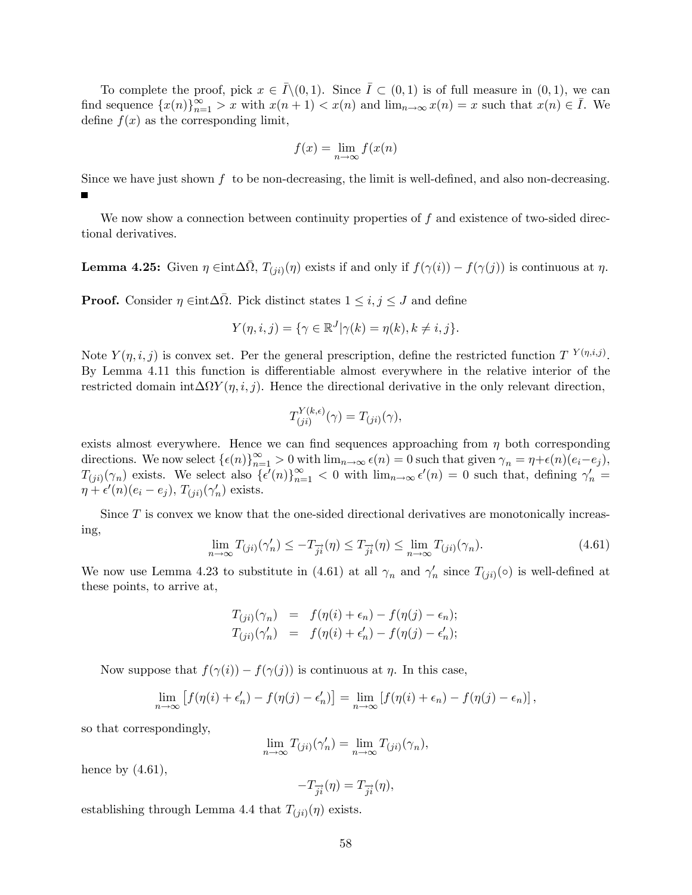To complete the proof, pick $x \in \bar{I}\backslash(0,1)$. Since $\bar{I} \subset (0,1)$ is of full measure in $(0,1)$, we can find sequence $\{x(n)\}_{n=1}^{\infty} > x$ with $x(n+1) < x(n)$ and $\lim_{n\to\infty} x(n) = x$ such that $x(n) \in \bar{I}$. We define $f(x)$ as the corresponding limit,

$$f(x) = \lim_{n\to\infty} f(x(n)$$

Since we have just shown $f$ to be non-decreasing, the limit is well-defined, and also non-decreasing. ■

We now show a connection between continuity properties of $f$ and existence of two-sided directional derivatives.

**Lemma 4.25:** Given $\eta \in$int$\Delta\bar{\Omega}$, $T_{(ji)}(\eta)$ exists if and only if $f(\gamma(i)) - f(\gamma(j))$ is continuous at $\eta$.

**Proof.** Consider $\eta \in$int$\Delta\bar{\Omega}$. Pick distinct states $1 \le i, j \le J$ and define

$$Y(\eta, i, j) = \{\gamma \in \mathbb{R}^J | \gamma(k) = \eta(k), k \neq i, j\}.$$

Note $Y(\eta, i, j)$ is convex set. Per the general prescription, define the restricted function $T^{\,Y(\eta,i,j)}$. By Lemma 4.11 this function is differentiable almost everywhere in the relative interior of the restricted domain int$\Delta\Omega Y(\eta, i, j)$. Hence the directional derivative in the only relevant direction,

$$T^{Y(k,\epsilon)}_{(ji)}(\gamma) = T_{(ji)}(\gamma),$$

exists almost everywhere. Hence we can find sequences approaching from $\eta$ both corresponding directions. We now select $\{\epsilon(n)\}_{n=1}^{\infty} > 0$ with $\lim_{n\to\infty} \epsilon(n) = 0$ such that given $\gamma_n = \eta + \epsilon(n)(e_i - e_j)$, $T_{(ji)}(\gamma_n)$ exists. We select also $\{\epsilon'(n)\}_{n=1}^{\infty} < 0$ with $\lim_{n\to\infty} \epsilon'(n) = 0$ such that, defining $\gamma'_n = \eta + \epsilon'(n)(e_i - e_j)$, $T_{(ji)}(\gamma'_n)$ exists.

Since $T$ is convex we know that the one-sided directional derivatives are monotonically increasing,

$$\lim_{n\to\infty} T_{(ji)}(\gamma'_n) \le -T_{\overrightarrow{ji}}(\eta) \le T_{\overrightarrow{ji}}(\eta) \le \lim_{n\to\infty} T_{(ji)}(\gamma_n). \tag{4.61}$$

We now use Lemma 4.23 to substitute in (4.61) at all $\gamma_n$ and $\gamma'_n$ since $T_{(ji)}(\circ)$ is well-defined at these points, to arrive at,

$$\begin{aligned} T_{(ji)}(\gamma_n) &= f(\eta(i) + \epsilon_n) - f(\eta(j) - \epsilon_n); \\ T_{(ji)}(\gamma'_n) &= f(\eta(i) + \epsilon'_n) - f(\eta(j) - \epsilon'_n); \end{aligned}$$

Now suppose that $f(\gamma(i)) - f(\gamma(j))$ is continuous at $\eta$. In this case,

$$\lim_{n\to\infty} \left[f(\eta(i) + \epsilon'_n) - f(\eta(j) - \epsilon'_n)\right] = \lim_{n\to\infty} \left[f(\eta(i) + \epsilon_n) - f(\eta(j) - \epsilon_n)\right],$$

so that correspondingly,

$$\lim_{n\to\infty} T_{(ji)}(\gamma'_n) = \lim_{n\to\infty} T_{(ji)}(\gamma_n),$$

hence by (4.61),

$$-T_{\overrightarrow{ji}}(\eta) = T_{\overrightarrow{ji}}(\eta),$$

establishing through Lemma 4.4 that $T_{(ji)}(\eta)$ exists.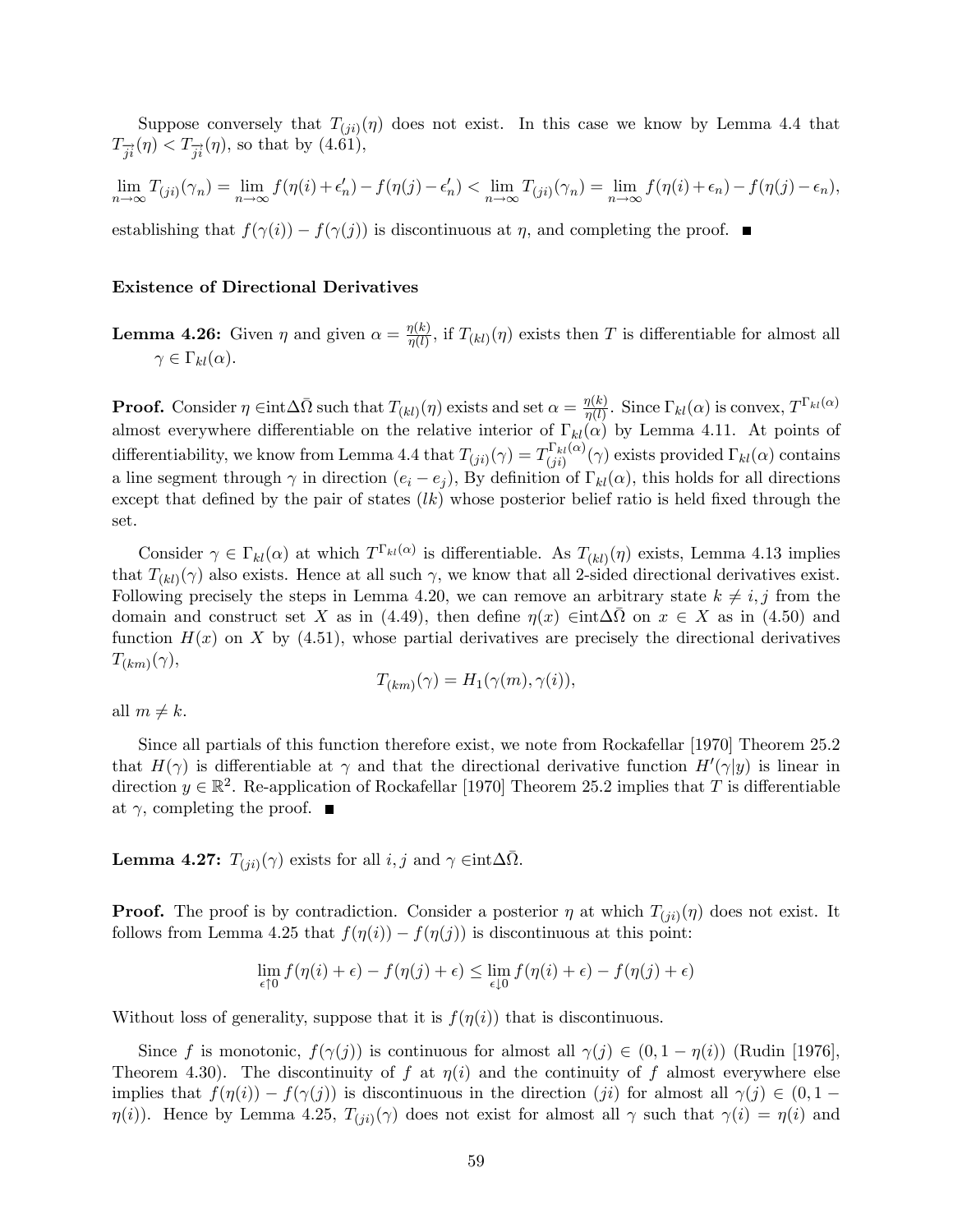Suppose conversely that $T_{(ji)}(\eta)$ does not exist. In this case we know by Lemma 4.4 that $T_{\overrightarrow{ji}}(\eta) < T_{\overrightarrow{ji}}(\eta)$, so that by (4.61),

$$\lim_{n\to\infty} T_{(ji)}(\gamma_n) = \lim_{n\to\infty} f(\eta(i)+\epsilon_n') - f(\eta(j)-\epsilon_n') < \lim_{n\to\infty} T_{(ji)}(\gamma_n) = \lim_{n\to\infty} f(\eta(i)+\epsilon_n) - f(\eta(j)-\epsilon_n),$$

establishing that $f(\gamma(i)) - f(\gamma(j))$ is discontinuous at $\eta$, and completing the proof. ■

**Existence of Directional Derivatives**

**Lemma 4.26:** Given $\eta$ and given $\alpha = \frac{\eta(k)}{\eta(l)}$, if $T_{(kl)}(\eta)$ exists then $T$ is differentiable for almost all $\gamma \in \Gamma_{kl}(\alpha)$.

**Proof.** Consider $\eta \in$int$\Delta\bar{\Omega}$ such that $T_{(kl)}(\eta)$ exists and set $\alpha = \frac{\eta(k)}{\eta(l)}$. Since $\Gamma_{kl}(\alpha)$ is convex, $T^{\Gamma_{kl}(\alpha)}$ almost everywhere differentiable on the relative interior of $\Gamma_{kl}(\alpha)$ by Lemma 4.11. At points of differentiability, we know from Lemma 4.4 that $T_{(ji)}(\gamma) = T^{\Gamma_{kl}(\alpha)}_{(ji)}(\gamma)$ exists provided $\Gamma_{kl}(\alpha)$ contains a line segment through $\gamma$ in direction $(e_i - e_j)$, By definition of $\Gamma_{kl}(\alpha)$, this holds for all directions except that defined by the pair of states $(lk)$ whose posterior belief ratio is held fixed through the set.

Consider $\gamma \in \Gamma_{kl}(\alpha)$ at which $T^{\Gamma_{kl}(\alpha)}$ is differentiable. As $T_{(kl)}(\eta)$ exists, Lemma 4.13 implies that $T_{(kl)}(\gamma)$ also exists. Hence at all such $\gamma$, we know that all 2-sided directional derivatives exist. Following precisely the steps in Lemma 4.20, we can remove an arbitrary state $k \neq i, j$ from the domain and construct set $X$ as in (4.49), then define $\eta(x) \in$int$\Delta\bar{\Omega}$ on $x \in X$ as in (4.50) and function $H(x)$ on $X$ by (4.51), whose partial derivatives are precisely the directional derivatives $T_{(km)}(\gamma)$,

$$T_{(km)}(\gamma) = H_1(\gamma(m), \gamma(i)),$$

all $m \neq k$.

Since all partials of this function therefore exist, we note from Rockafellar [1970] Theorem 25.2 that $H(\gamma)$ is differentiable at $\gamma$ and that the directional derivative function $H'(\gamma|y)$ is linear in direction $y \in \mathbb{R}^2$. Re-application of Rockafellar [1970] Theorem 25.2 implies that $T$ is differentiable at $\gamma$, completing the proof. ■

**Lemma 4.27:** $T_{(ji)}(\gamma)$ exists for all $i, j$ and $\gamma \in$int$\Delta\bar{\Omega}$.

**Proof.** The proof is by contradiction. Consider a posterior $\eta$ at which $T_{(ji)}(\eta)$ does not exist. It follows from Lemma 4.25 that $f(\eta(i)) - f(\eta(j))$ is discontinuous at this point:

$$\lim_{\epsilon\uparrow 0} f(\eta(i)+\epsilon) - f(\eta(j)+\epsilon) \leq \lim_{\epsilon\downarrow 0} f(\eta(i)+\epsilon) - f(\eta(j)+\epsilon)$$

Without loss of generality, suppose that it is $f(\eta(i))$ that is discontinuous.

Since $f$ is monotonic, $f(\gamma(j))$ is continuous for almost all $\gamma(j) \in (0, 1-\eta(i))$ (Rudin [1976], Theorem 4.30). The discontinuity of $f$ at $\eta(i)$ and the continuity of $f$ almost everywhere else implies that $f(\eta(i)) - f(\gamma(j))$ is discontinuous in the direction $(ji)$ for almost all $\gamma(j) \in (0, 1-\eta(i))$. Hence by Lemma 4.25, $T_{(ji)}(\gamma)$ does not exist for almost all $\gamma$ such that $\gamma(i) = \eta(i)$ and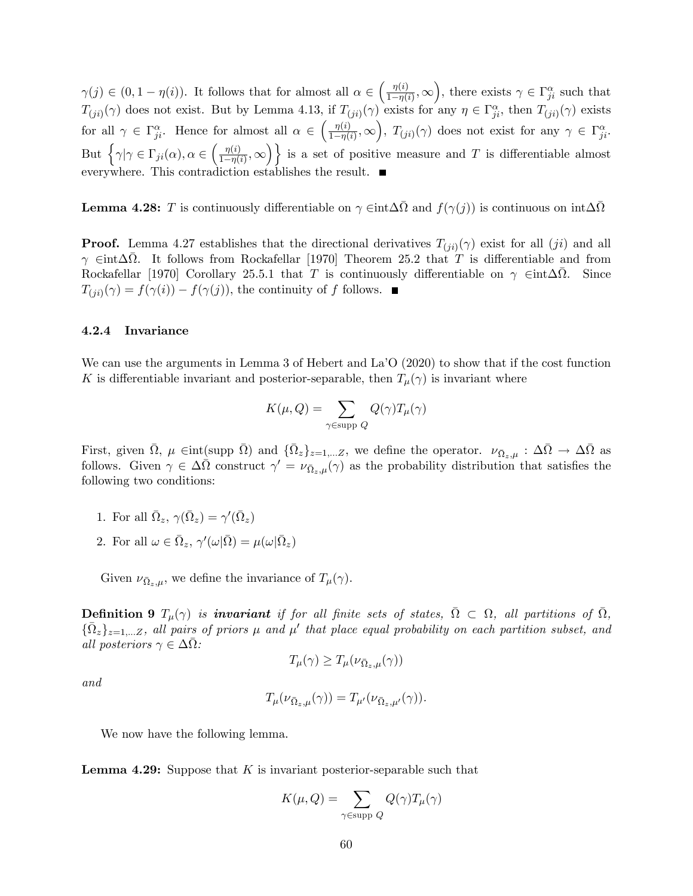$\gamma(j) \in (0, 1-\eta(i))$. It follows that for almost all $\alpha \in \left(\frac{\eta(i)}{1-\eta(i)}, \infty\right)$, there exists $\gamma \in \Gamma_{ji}^{\alpha}$ such that $T_{(ji)}(\gamma)$ does not exist. But by Lemma 4.13, if $T_{(ji)}(\gamma)$ exists for any $\eta \in \Gamma_{ji}^{\alpha}$, then $T_{(ji)}(\gamma)$ exists for all $\gamma \in \Gamma_{ji}^{\alpha}$. Hence for almost all $\alpha \in \left(\frac{\eta(i)}{1-\eta(i)}, \infty\right)$, $T_{(ji)}(\gamma)$ does not exist for any $\gamma \in \Gamma_{ji}^{\alpha}$. But $\left\{\gamma | \gamma \in \Gamma_{ji}(\alpha), \alpha \in \left(\frac{\eta(i)}{1-\eta(i)}, \infty\right)\right\}$ is a set of positive measure and $T$ is differentiable almost everywhere. This contradiction establishes the result. ■

**Lemma 4.28:** $T$ is continuously differentiable on $\gamma \in \text{int}\Delta\bar{\Omega}$ and $f(\gamma(j))$ is continuous on $\text{int}\Delta\bar{\Omega}$

**Proof.** Lemma 4.27 establishes that the directional derivatives $T_{(ji)}(\gamma)$ exist for all $(ji)$ and all $\gamma \in \text{int}\Delta\bar{\Omega}$. It follows from Rockafellar [1970] Theorem 25.2 that $T$ is differentiable and from Rockafellar [1970] Corollary 25.5.1 that $T$ is continuously differentiable on $\gamma \in \text{int}\Delta\bar{\Omega}$. Since $T_{(ji)}(\gamma) = f(\gamma(i)) - f(\gamma(j))$, the continuity of $f$ follows. ■

### 4.2.4 Invariance

We can use the arguments in Lemma 3 of Hebert and La'O (2020) to show that if the cost function $K$ is differentiable invariant and posterior-separable, then $T_\mu(\gamma)$ is invariant where

$$K(\mu, Q) = \sum_{\gamma \in \text{supp } Q} Q(\gamma) T_\mu(\gamma)$$

First, given $\bar{\Omega}$, $\mu \in \text{int}(\text{supp } \bar{\Omega})$ and $\{\bar{\Omega}_z\}_{z=1,...Z}$, we define the operator. $\nu_{\bar{\Omega}_z,\mu} : \Delta\bar{\Omega} \to \Delta\bar{\Omega}$ as follows. Given $\gamma \in \Delta\bar{\Omega}$ construct $\gamma' = \nu_{\bar{\Omega}_z,\mu}(\gamma)$ as the probability distribution that satisfies the following two conditions:

1. For all $\bar{\Omega}_z$, $\gamma(\bar{\Omega}_z) = \gamma'(\bar{\Omega}_z)$
2. For all $\omega \in \bar{\Omega}_z$, $\gamma'(\omega|\bar{\Omega}) = \mu(\omega|\bar{\Omega}_z)$

Given $\nu_{\bar{\Omega}_z,\mu}$, we define the invariance of $T_\mu(\gamma)$.

**Definition 9** *$T_\mu(\gamma)$ is **invariant** if for all finite sets of states, $\bar{\Omega} \subset \Omega$, all partitions of $\bar{\Omega}$, $\{\bar{\Omega}_z\}_{z=1,...Z}$, all pairs of priors $\mu$ and $\mu'$ that place equal probability on each partition subset, and all posteriors $\gamma \in \Delta\bar{\Omega}$:*

$$T_\mu(\gamma) \geq T_\mu(\nu_{\bar{\Omega}_z,\mu}(\gamma))$$

*and*

$$T_\mu(\nu_{\bar{\Omega}_z,\mu}(\gamma)) = T_{\mu'}(\nu_{\bar{\Omega}_z,\mu'}(\gamma)).$$

We now have the following lemma.

**Lemma 4.29:** Suppose that $K$ is invariant posterior-separable such that

$$K(\mu, Q) = \sum_{\gamma \in \text{supp } Q} Q(\gamma) T_\mu(\gamma)$$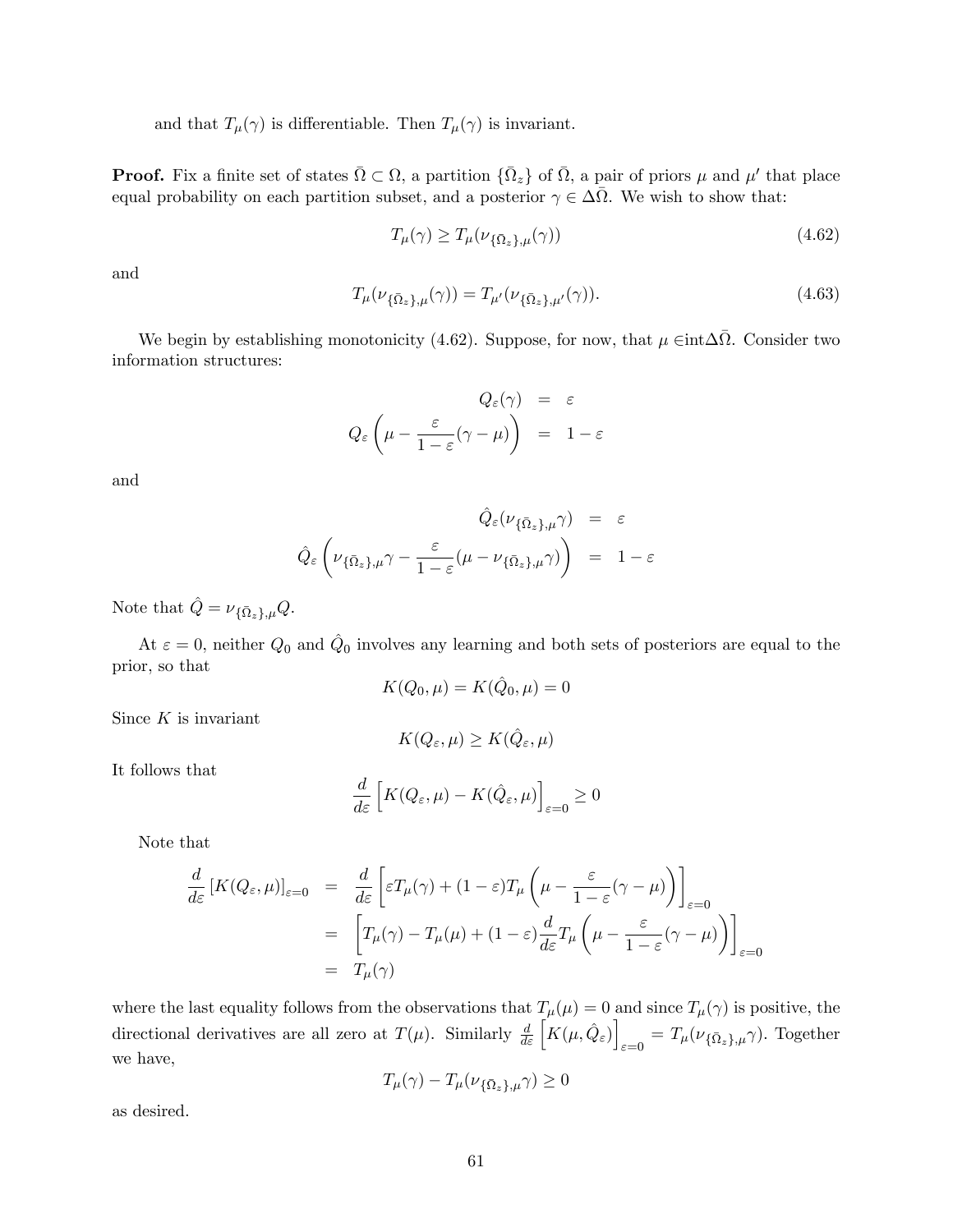and that $T_\mu(\gamma)$ is differentiable. Then $T_\mu(\gamma)$ is invariant.

**Proof.** Fix a finite set of states $\bar{\Omega} \subset \Omega$, a partition $\{\bar{\Omega}_z\}$ of $\bar{\Omega}$, a pair of priors $\mu$ and $\mu'$ that place equal probability on each partition subset, and a posterior $\gamma \in \Delta\bar{\Omega}$. We wish to show that:

$$T_\mu(\gamma) \geq T_\mu(\nu_{\{\bar{\Omega}_z\},\mu}(\gamma)) \tag{4.62}$$

and

$$T_\mu(\nu_{\{\bar{\Omega}_z\},\mu}(\gamma)) = T_{\mu'}(\nu_{\{\bar{\Omega}_z\},\mu'}(\gamma)). \tag{4.63}$$

We begin by establishing monotonicity (4.62). Suppose, for now, that $\mu \in \text{int}\Delta\bar{\Omega}$. Consider two information structures:

$$\begin{aligned} Q_\varepsilon(\gamma) &= \varepsilon \\ Q_\varepsilon\left(\mu - \frac{\varepsilon}{1-\varepsilon}(\gamma - \mu)\right) &= 1 - \varepsilon \end{aligned}$$

and

$$\begin{aligned} \hat{Q}_\varepsilon(\nu_{\{\bar{\Omega}_z\},\mu}\gamma) &= \varepsilon \\ \hat{Q}_\varepsilon\left(\nu_{\{\bar{\Omega}_z\},\mu}\gamma - \frac{\varepsilon}{1-\varepsilon}(\mu - \nu_{\{\bar{\Omega}_z\},\mu}\gamma)\right) &= 1 - \varepsilon \end{aligned}$$

Note that $\hat{Q} = \nu_{\{\bar{\Omega}_z\},\mu}Q$.

At $\varepsilon = 0$, neither $Q_0$ and $\hat{Q}_0$ involves any learning and both sets of posteriors are equal to the prior, so that

$$K(Q_0, \mu) = K(\hat{Q}_0, \mu) = 0$$

Since $K$ is invariant

$$K(Q_\varepsilon, \mu) \geq K(\hat{Q}_\varepsilon, \mu)$$

It follows that

$$\frac{d}{d\varepsilon}\left[K(Q_\varepsilon, \mu) - K(\hat{Q}_\varepsilon, \mu)\right]_{\varepsilon=0} \geq 0$$

Note that

$$\begin{aligned} \frac{d}{d\varepsilon}\left[K(Q_\varepsilon, \mu)\right]_{\varepsilon=0} &= \frac{d}{d\varepsilon}\left[\varepsilon T_\mu(\gamma) + (1-\varepsilon)T_\mu\left(\mu - \frac{\varepsilon}{1-\varepsilon}(\gamma - \mu)\right)\right]_{\varepsilon=0} \\ &= \left[T_\mu(\gamma) - T_\mu(\mu) + (1-\varepsilon)\frac{d}{d\varepsilon}T_\mu\left(\mu - \frac{\varepsilon}{1-\varepsilon}(\gamma - \mu)\right)\right]_{\varepsilon=0} \\ &= T_\mu(\gamma) \end{aligned}$$

where the last equality follows from the observations that $T_\mu(\mu) = 0$ and since $T_\mu(\gamma)$ is positive, the directional derivatives are all zero at $T(\mu)$. Similarly $\frac{d}{d\varepsilon}\left[K(\mu, \hat{Q}_\varepsilon)\right]_{\varepsilon=0} = T_\mu(\nu_{\{\bar{\Omega}_z\},\mu}\gamma)$. Together we have,

$$T_\mu(\gamma) - T_\mu(\nu_{\{\bar{\Omega}_z\},\mu}\gamma) \geq 0$$

as desired.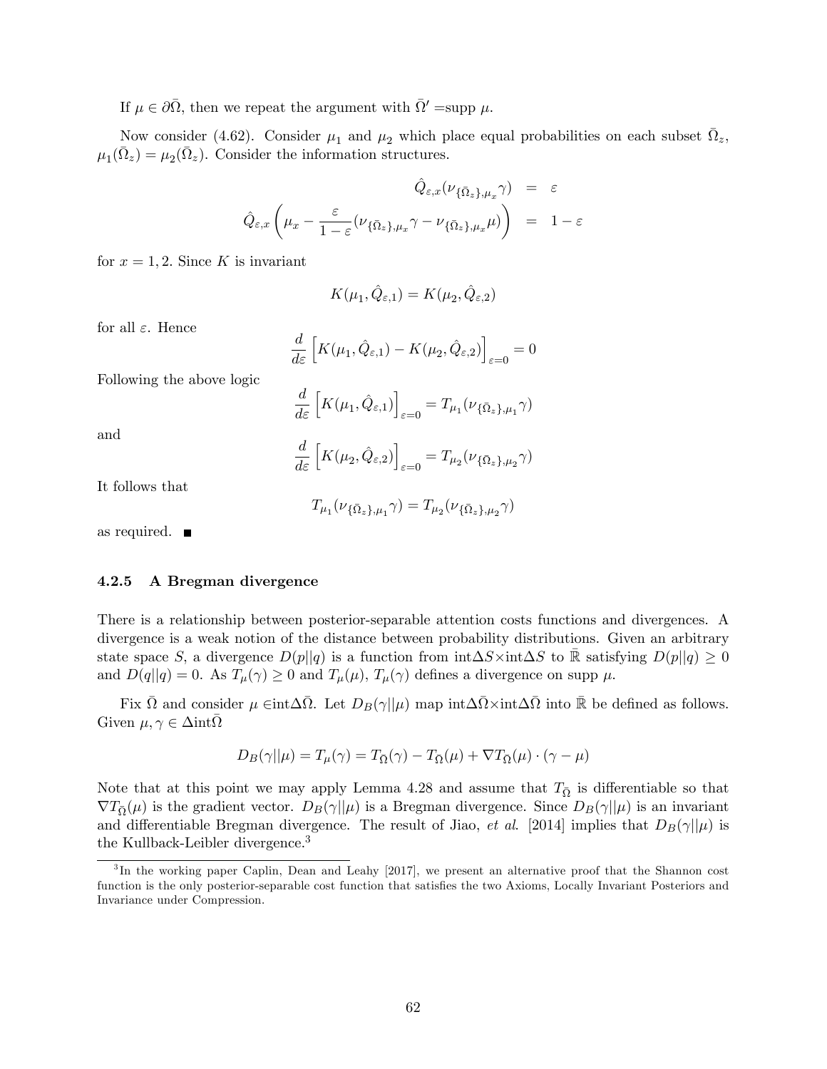If $\mu \in \partial\bar{\Omega}$, then we repeat the argument with $\bar{\Omega}' =$supp $\mu$.

Now consider (4.62). Consider $\mu_1$ and $\mu_2$ which place equal probabilities on each subset $\bar{\Omega}_z$, $\mu_1(\bar{\Omega}_z) = \mu_2(\bar{\Omega}_z)$. Consider the information structures.

$$
\begin{aligned}
\hat{Q}_{\varepsilon,x}(\nu_{\{\bar{\Omega}_z\},\mu_x}\gamma) &= \varepsilon \\
\hat{Q}_{\varepsilon,x}\left(\mu_x - \frac{\varepsilon}{1-\varepsilon}(\nu_{\{\bar{\Omega}_z\},\mu_x}\gamma - \nu_{\{\bar{\Omega}_z\},\mu_x}\mu)\right) &= 1-\varepsilon
\end{aligned}
$$

for $x = 1, 2$. Since $K$ is invariant

$$
K(\mu_1, \hat{Q}_{\varepsilon,1}) = K(\mu_2, \hat{Q}_{\varepsilon,2})
$$

for all $\varepsilon$. Hence

$$
\frac{d}{d\varepsilon}\left[K(\mu_1, \hat{Q}_{\varepsilon,1}) - K(\mu_2, \hat{Q}_{\varepsilon,2})\right]_{\varepsilon=0} = 0
$$

Following the above logic

$$
\frac{d}{d\varepsilon}\left[K(\mu_1, \hat{Q}_{\varepsilon,1})\right]_{\varepsilon=0} = T_{\mu_1}(\nu_{\{\bar{\Omega}_z\},\mu_1}\gamma)
$$

and

$$
\frac{d}{d\varepsilon}\left[K(\mu_2, \hat{Q}_{\varepsilon,2})\right]_{\varepsilon=0} = T_{\mu_2}(\nu_{\{\bar{\Omega}_z\},\mu_2}\gamma)
$$

It follows that

$$
T_{\mu_1}(\nu_{\{\bar{\Omega}_z\},\mu_1}\gamma) = T_{\mu_2}(\nu_{\{\bar{\Omega}_z\},\mu_2}\gamma)
$$

as required. ■

### 4.2.5 A Bregman divergence

There is a relationship between posterior-separable attention costs functions and divergences. A divergence is a weak notion of the distance between probability distributions. Given an arbitrary state space $S$, a divergence $D(p||q)$ is a function from int$\Delta S\times$int$\Delta S$ to $\bar{\mathbb{R}}$ satisfying $D(p||q) \geq 0$ and $D(q||q) = 0$. As $T_\mu(\gamma) \geq 0$ and $T_\mu(\mu)$, $T_\mu(\gamma)$ defines a divergence on supp $\mu$.

Fix $\bar{\Omega}$ and consider $\mu \in$int$\Delta\bar{\Omega}$. Let $D_B(\gamma||\mu)$ map int$\Delta\bar{\Omega}\times$int$\Delta\bar{\Omega}$ into $\bar{\mathbb{R}}$ be defined as follows. Given $\mu, \gamma \in \Delta$int$\bar{\Omega}$

$$
D_B(\gamma||\mu) = T_\mu(\gamma) = T_{\bar{\Omega}}(\gamma) - T_{\bar{\Omega}}(\mu) + \nabla T_{\bar{\Omega}}(\mu) \cdot (\gamma - \mu)
$$

Note that at this point we may apply Lemma 4.28 and assume that $T_{\bar{\Omega}}$ is differentiable so that $\nabla T_{\bar{\Omega}}(\mu)$ is the gradient vector. $D_B(\gamma||\mu)$ is a Bregman divergence. Since $D_B(\gamma||\mu)$ is an invariant and differentiable Bregman divergence. The result of Jiao, *et al*. [2014] implies that $D_B(\gamma||\mu)$ is the Kullback-Leibler divergence.[3]

[3] In the working paper Caplin, Dean and Leahy [2017], we present an alternative proof that the Shannon cost function is the only posterior-separable cost function that satisfies the two Axioms, Locally Invariant Posteriors and Invariance under Compression.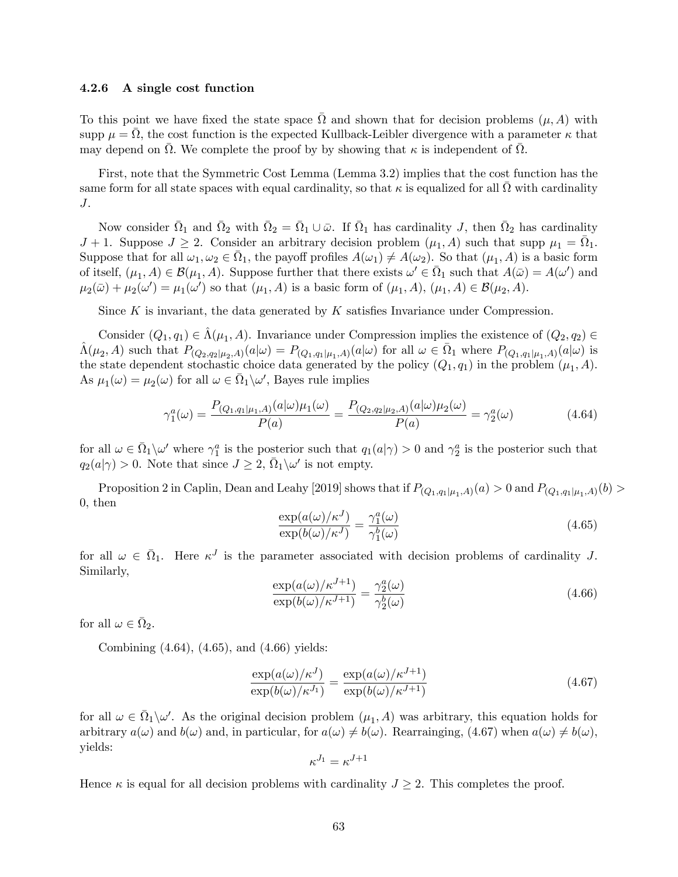### 4.2.6 A single cost function

To this point we have fixed the state space $\bar{\Omega}$ and shown that for decision problems $(\mu, A)$ with supp $\mu = \bar{\Omega}$, the cost function is the expected Kullback-Leibler divergence with a parameter $\kappa$ that may depend on $\bar{\Omega}$. We complete the proof by by showing that $\kappa$ is independent of $\bar{\Omega}$.

First, note that the Symmetric Cost Lemma (Lemma 3.2) implies that the cost function has the same form for all state spaces with equal cardinality, so that $\kappa$ is equalized for all $\bar{\Omega}$ with cardinality $J$.

Now consider $\bar{\Omega}_1$ and $\bar{\Omega}_2$ with $\bar{\Omega}_2 = \bar{\Omega}_1 \cup \bar{\omega}$. If $\bar{\Omega}_1$ has cardinality $J$, then $\bar{\Omega}_2$ has cardinality $J+1$. Suppose $J \geq 2$. Consider an arbitrary decision problem $(\mu_1, A)$ such that supp $\mu_1 = \bar{\Omega}_1$. Suppose that for all $\omega_1, \omega_2 \in \bar{\Omega}_1$, the payoff profiles $A(\omega_1) \neq A(\omega_2)$. So that $(\mu_1, A)$ is a basic form of itself, $(\mu_1, A) \in \mathcal{B}(\mu_1, A)$. Suppose further that there exists $\omega' \in \bar{\Omega}_1$ such that $A(\bar{\omega}) = A(\omega')$ and $\mu_2(\bar{\omega}) + \mu_2(\omega') = \mu_1(\omega')$ so that $(\mu_1, A)$ is a basic form of $(\mu_1, A)$, $(\mu_1, A) \in \mathcal{B}(\mu_2, A)$.

Since $K$ is invariant, the data generated by $K$ satisfies Invariance under Compression.

Consider $(Q_1, q_1) \in \hat{\Lambda}(\mu_1, A)$. Invariance under Compression implies the existence of $(Q_2, q_2) \in \hat{\Lambda}(\mu_2, A)$ such that $P_{(Q_2,q_2|\mu_2,A)}(a|\omega) = P_{(Q_1,q_1|\mu_1,A)}(a|\omega)$ for all $\omega \in \bar{\Omega}_1$ where $P_{(Q_1,q_1|\mu_1,A)}(a|\omega)$ is the state dependent stochastic choice data generated by the policy $(Q_1, q_1)$ in the problem $(\mu_1, A)$. As $\mu_1(\omega) = \mu_2(\omega)$ for all $\omega \in \bar{\Omega}_1 \backslash \omega'$, Bayes rule implies

$$\gamma_1^a(\omega) = \frac{P_{(Q_1,q_1|\mu_1,A)}(a|\omega)\mu_1(\omega)}{P(a)} = \frac{P_{(Q_2,q_2|\mu_2,A)}(a|\omega)\mu_2(\omega)}{P(a)} = \gamma_2^a(\omega) \tag{4.64}$$

for all $\omega \in \bar{\Omega}_1 \backslash \omega'$ where $\gamma_1^a$ is the posterior such that $q_1(a|\gamma) > 0$ and $\gamma_2^a$ is the posterior such that $q_2(a|\gamma) > 0$. Note that since $J \geq 2$, $\bar{\Omega}_1 \backslash \omega'$ is not empty.

Proposition 2 in Caplin, Dean and Leahy [2019] shows that if $P_{(Q_1,q_1|\mu_1,A)}(a) > 0$ and $P_{(Q_1,q_1|\mu_1,A)}(b) > 0$, then

$$\frac{\exp(a(\omega)/\kappa^J)}{\exp(b(\omega)/\kappa^J)} = \frac{\gamma_1^a(\omega)}{\gamma_1^b(\omega)} \tag{4.65}$$

for all $\omega \in \bar{\Omega}_1$. Here $\kappa^J$ is the parameter associated with decision problems of cardinality $J$. Similarly,

$$\frac{\exp(a(\omega)/\kappa^{J+1})}{\exp(b(\omega)/\kappa^{J+1})} = \frac{\gamma_2^a(\omega)}{\gamma_2^b(\omega)} \tag{4.66}$$

for all $\omega \in \bar{\Omega}_2$.

Combining (4.64), (4.65), and (4.66) yields:

$$\frac{\exp(a(\omega)/\kappa^J)}{\exp(b(\omega)/\kappa^{J_1})} = \frac{\exp(a(\omega)/\kappa^{J+1})}{\exp(b(\omega)/\kappa^{J+1})} \tag{4.67}$$

for all $\omega \in \bar{\Omega}_1 \backslash \omega'$. As the original decision problem $(\mu_1, A)$ was arbitrary, this equation holds for arbitrary $a(\omega)$ and $b(\omega)$ and, in particular, for $a(\omega) \neq b(\omega)$. Rearrainging, (4.67) when $a(\omega) \neq b(\omega)$, yields:

$$\kappa^{J_1} = \kappa^{J+1}$$

Hence $\kappa$ is equal for all decision problems with cardinality $J \geq 2$. This completes the proof.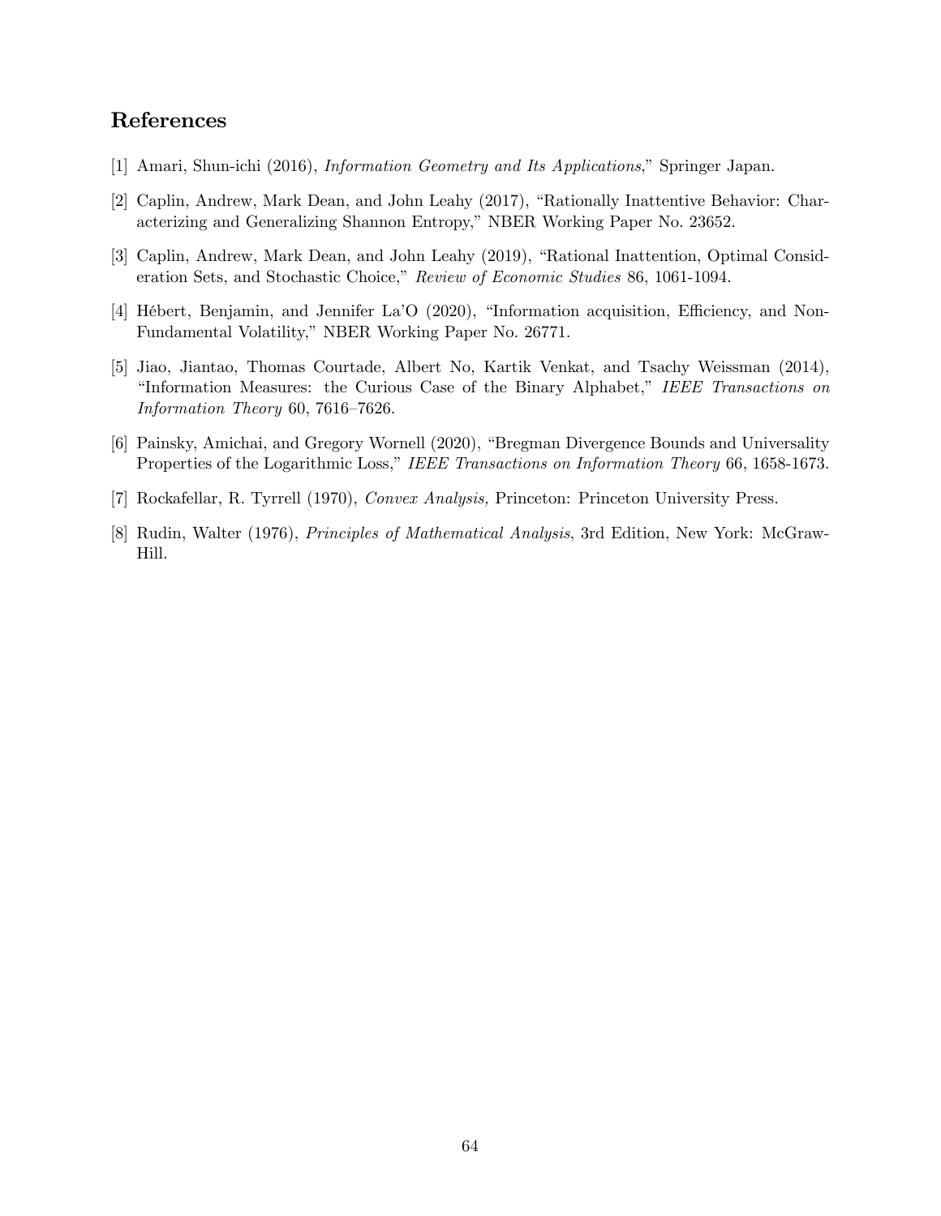## References

[1] Amari, Shun-ichi (2016), *Information Geometry and Its Applications*," Springer Japan.

[2] Caplin, Andrew, Mark Dean, and John Leahy (2017), "Rationally Inattentive Behavior: Characterizing and Generalizing Shannon Entropy," NBER Working Paper No. 23652.

[3] Caplin, Andrew, Mark Dean, and John Leahy (2019), "Rational Inattention, Optimal Consideration Sets, and Stochastic Choice," *Review of Economic Studies* 86, 1061-1094.

[4] Hébert, Benjamin, and Jennifer La'O (2020), "Information acquisition, Efficiency, and Non-Fundamental Volatility," NBER Working Paper No. 26771.

[5] Jiao, Jiantao, Thomas Courtade, Albert No, Kartik Venkat, and Tsachy Weissman (2014), "Information Measures: the Curious Case of the Binary Alphabet," *IEEE Transactions on Information Theory* 60, 7616–7626.

[6] Painsky, Amichai, and Gregory Wornell (2020), "Bregman Divergence Bounds and Universality Properties of the Logarithmic Loss," *IEEE Transactions on Information Theory* 66, 1658-1673.

[7] Rockafellar, R. Tyrrell (1970), *Convex Analysis,* Princeton: Princeton University Press.

[8] Rudin, Walter (1976), *Principles of Mathematical Analysis*, 3rd Edition, New York: McGraw-Hill.